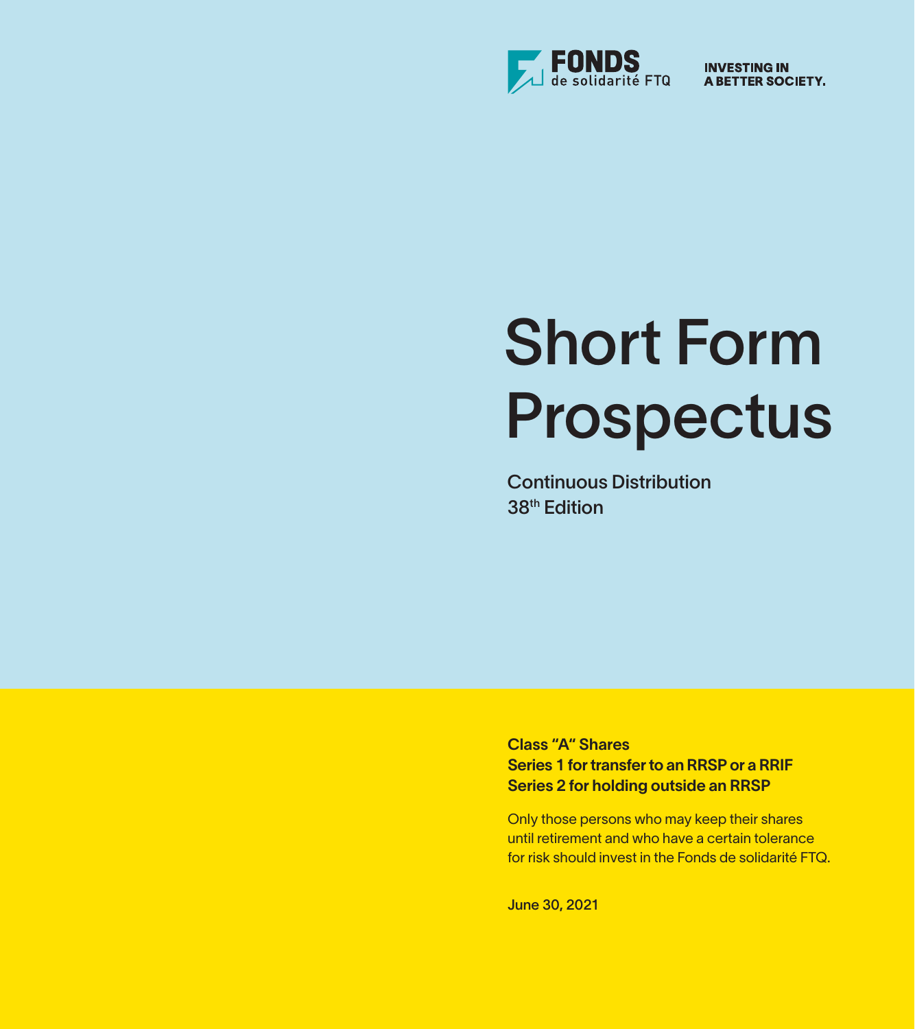**FONDS de solidarité FTQ**

**INVESTING IN A BETTER SOCIETY.**

# Short Form Prospectus

Continuous Distribution
38th Edition

**Class "A" Shares**
**Series 1 for transfer to an RRSP or a RRIF**
**Series 2 for holding outside an RRSP**

Only those persons who may keep their shares until retirement and who have a certain tolerance for risk should invest in the Fonds de solidarité FTQ.

June 30, 2021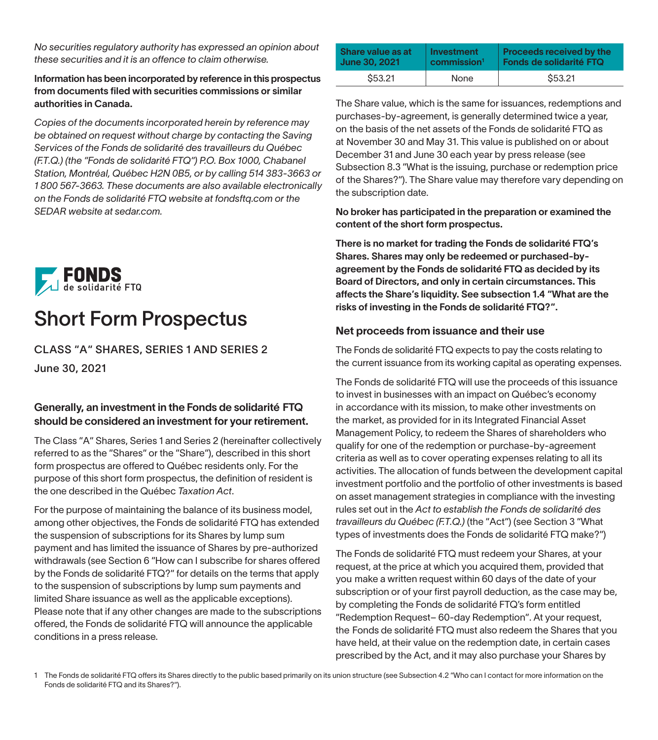*No securities regulatory authority has expressed an opinion about these securities and it is an offence to claim otherwise.*

**Information has been incorporated by reference in this prospectus from documents filed with securities commissions or similar authorities in Canada.**

*Copies of the documents incorporated herein by reference may be obtained on request without charge by contacting the Saving Services of the Fonds de solidarité des travailleurs du Québec (F.T.Q.) (the "Fonds de solidarité FTQ") P.O. Box 1000, Chabanel Station, Montréal, Québec H2N 0B5, or by calling 514 383-3663 or 1 800 567-3663. These documents are also available electronically on the Fonds de solidarité FTQ website at fondsftq.com or the SEDAR website at sedar.com.*

**FONDS** de solidarité FTQ

# Short Form Prospectus

CLASS "A" SHARES, SERIES 1 AND SERIES 2

June 30, 2021

## Generally, an investment in the Fonds de solidarité FTQ should be considered an investment for your retirement.

The Class "A" Shares, Series 1 and Series 2 (hereinafter collectively referred to as the "Shares" or the "Share"), described in this short form prospectus are offered to Québec residents only. For the purpose of this short form prospectus, the definition of resident is the one described in the Québec *Taxation Act*.

For the purpose of maintaining the balance of its business model, among other objectives, the Fonds de solidarité FTQ has extended the suspension of subscriptions for its Shares by lump sum payment and has limited the issuance of Shares by pre-authorized withdrawals (see Section 6 "How can I subscribe for shares offered by the Fonds de solidarité FTQ?" for details on the terms that apply to the suspension of subscriptions by lump sum payments and limited Share issuance as well as the applicable exceptions). Please note that if any other changes are made to the subscriptions offered, the Fonds de solidarité FTQ will announce the applicable conditions in a press release.

| Share value as at June 30, 2021 | Investment commission[1] | Proceeds received by the Fonds de solidarité FTQ |
|---|---|---|
| $53.21 | None | $53.21 |

The Share value, which is the same for issuances, redemptions and purchases-by-agreement, is generally determined twice a year, on the basis of the net assets of the Fonds de solidarité FTQ as at November 30 and May 31. This value is published on or about December 31 and June 30 each year by press release (see Subsection 8.3 "What is the issuing, purchase or redemption price of the Shares?"). The Share value may therefore vary depending on the subscription date.

**No broker has participated in the preparation or examined the content of the short form prospectus.**

**There is no market for trading the Fonds de solidarité FTQ's Shares. Shares may only be redeemed or purchased-by-agreement by the Fonds de solidarité FTQ as decided by its Board of Directors, and only in certain circumstances. This affects the Share's liquidity. See subsection 1.4 "What are the risks of investing in the Fonds de solidarité FTQ?".**

## Net proceeds from issuance and their use

The Fonds de solidarité FTQ expects to pay the costs relating to the current issuance from its working capital as operating expenses.

The Fonds de solidarité FTQ will use the proceeds of this issuance to invest in businesses with an impact on Québec's economy in accordance with its mission, to make other investments on the market, as provided for in its Integrated Financial Asset Management Policy, to redeem the Shares of shareholders who qualify for one of the redemption or purchase-by-agreement criteria as well as to cover operating expenses relating to all its activities. The allocation of funds between the development capital investment portfolio and the portfolio of other investments is based on asset management strategies in compliance with the investing rules set out in the *Act to establish the Fonds de solidarité des travailleurs du Québec (F.T.Q.)* (the "Act") (see Section 3 "What types of investments does the Fonds de solidarité FTQ make?")

The Fonds de solidarité FTQ must redeem your Shares, at your request, at the price at which you acquired them, provided that you make a written request within 60 days of the date of your subscription or of your first payroll deduction, as the case may be, by completing the Fonds de solidarité FTQ's form entitled "Redemption Request– 60-day Redemption". At your request, the Fonds de solidarité FTQ must also redeem the Shares that you have held, at their value on the redemption date, in certain cases prescribed by the Act, and it may also purchase your Shares by

1 The Fonds de solidarité FTQ offers its Shares directly to the public based primarily on its union structure (see Subsection 4.2 "Who can I contact for more information on the Fonds de solidarité FTQ and its Shares?").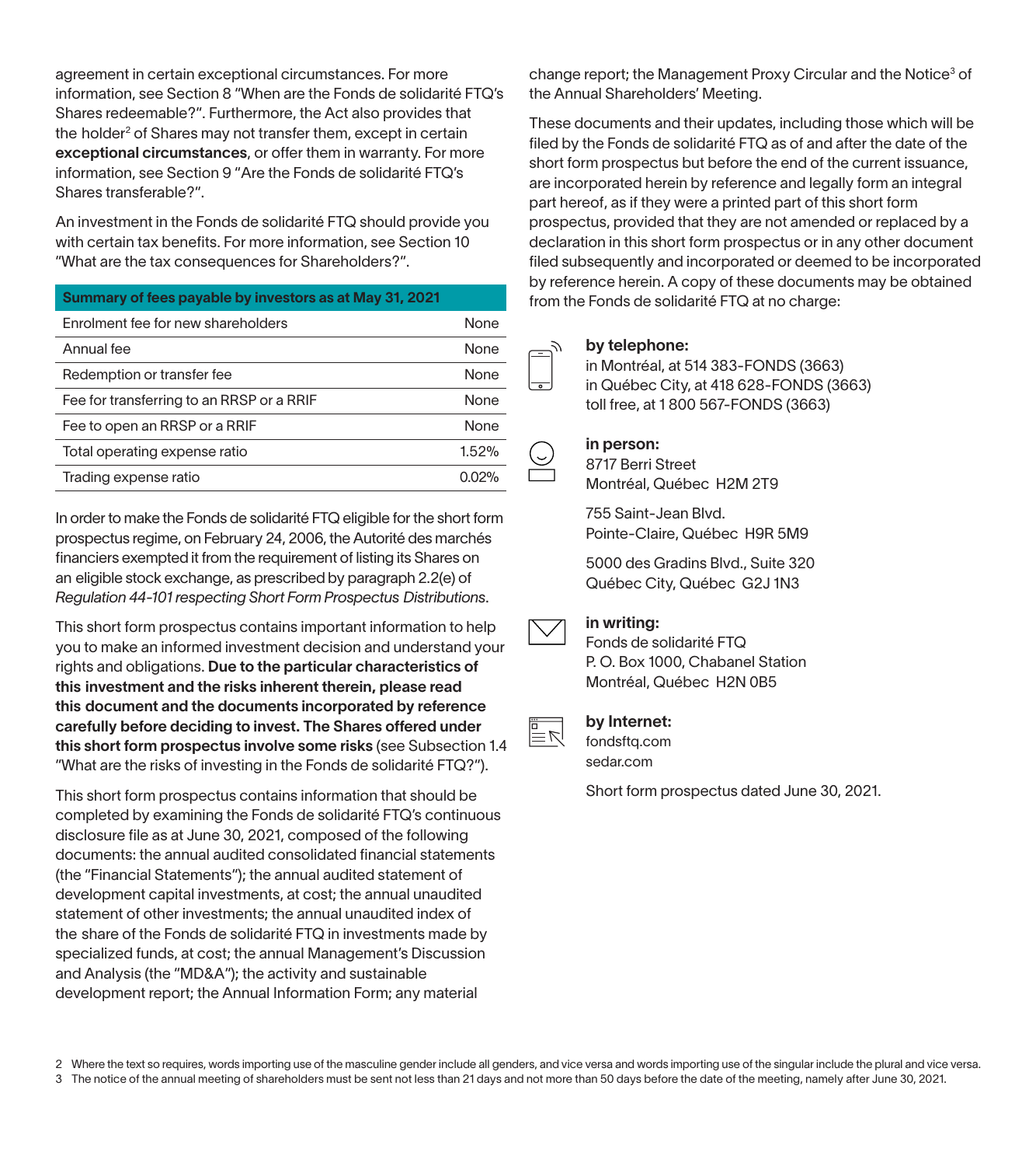agreement in certain exceptional circumstances. For more information, see Section 8 "When are the Fonds de solidarité FTQ's Shares redeemable?". Furthermore, the Act also provides that the holder[2] of Shares may not transfer them, except in certain **exceptional circumstances**, or offer them in warranty. For more information, see Section 9 "Are the Fonds de solidarité FTQ's Shares transferable?".

An investment in the Fonds de solidarité FTQ should provide you with certain tax benefits. For more information, see Section 10 "What are the tax consequences for Shareholders?".

| Summary of fees payable by investors as at May 31, 2021 | |
|---|---|
| Enrolment fee for new shareholders | None |
| Annual fee | None |
| Redemption or transfer fee | None |
| Fee for transferring to an RRSP or a RRIF | None |
| Fee to open an RRSP or a RRIF | None |
| Total operating expense ratio | 1.52% |
| Trading expense ratio | 0.02% |

In order to make the Fonds de solidarité FTQ eligible for the short form prospectus regime, on February 24, 2006, the Autorité des marchés financiers exempted it from the requirement of listing its Shares on an eligible stock exchange, as prescribed by paragraph 2.2(e) of *Regulation 44-101 respecting Short Form Prospectus Distributions*.

This short form prospectus contains important information to help you to make an informed investment decision and understand your rights and obligations. **Due to the particular characteristics of this investment and the risks inherent therein, please read this document and the documents incorporated by reference carefully before deciding to invest. The Shares offered under this short form prospectus involve some risks** (see Subsection 1.4 "What are the risks of investing in the Fonds de solidarité FTQ?").

This short form prospectus contains information that should be completed by examining the Fonds de solidarité FTQ's continuous disclosure file as at June 30, 2021, composed of the following documents: the annual audited consolidated financial statements (the "Financial Statements"); the annual audited statement of development capital investments, at cost; the annual unaudited statement of other investments; the annual unaudited index of the share of the Fonds de solidarité FTQ in investments made by specialized funds, at cost; the annual Management's Discussion and Analysis (the "MD&A"); the activity and sustainable development report; the Annual Information Form; any material change report; the Management Proxy Circular and the Notice[3] of the Annual Shareholders' Meeting.

These documents and their updates, including those which will be filed by the Fonds de solidarité FTQ as of and after the date of the short form prospectus but before the end of the current issuance, are incorporated herein by reference and legally form an integral part hereof, as if they were a printed part of this short form prospectus, provided that they are not amended or replaced by a declaration in this short form prospectus or in any other document filed subsequently and incorporated or deemed to be incorporated by reference herein. A copy of these documents may be obtained from the Fonds de solidarité FTQ at no charge:

**by telephone:**
in Montréal, at 514 383-FONDS (3663)
in Québec City, at 418 628-FONDS (3663)
toll free, at 1 800 567-FONDS (3663)

**in person:**
8717 Berri Street
Montréal, Québec H2M 2T9

755 Saint-Jean Blvd.
Pointe-Claire, Québec H9R 5M9

5000 des Gradins Blvd., Suite 320
Québec City, Québec G2J 1N3

**in writing:**
Fonds de solidarité FTQ
P. O. Box 1000, Chabanel Station
Montréal, Québec H2N 0B5

**by Internet:**
fondsftq.com
sedar.com

Short form prospectus dated June 30, 2021.

2 Where the text so requires, words importing use of the masculine gender include all genders, and vice versa and words importing use of the singular include the plural and vice versa.

3 The notice of the annual meeting of shareholders must be sent not less than 21 days and not more than 50 days before the date of the meeting, namely after June 30, 2021.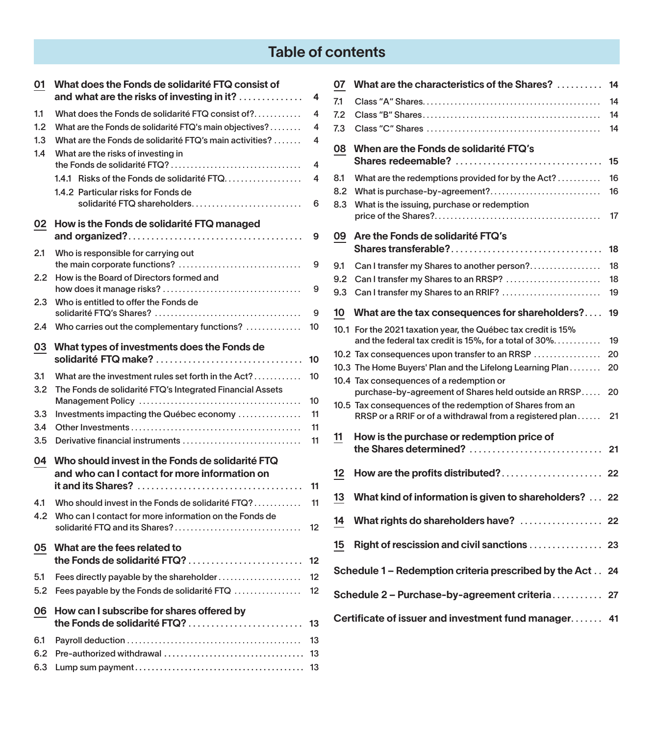# Table of contents

**01 What does the Fonds de solidarité FTQ consist of and what are the risks of investing in it?** .............. 4

- 1.1 What does the Fonds de solidarité FTQ consist of? ............ 4
- 1.2 What are the Fonds de solidarité FTQ's main objectives? ........ 4
- 1.3 What are the Fonds de solidarité FTQ's main activities? ....... 4
- 1.4 What are the risks of investing in the Fonds de solidarité FTQ? ................................. 4
  - 1.4.1 Risks of the Fonds de solidarité FTQ. .................. 4
  - 1.4.2 Particular risks for Fonds de solidarité FTQ shareholders. .......................... 6

**02 How is the Fonds de solidarité FTQ managed and organized?** ...................................... 9

- 2.1 Who is responsible for carrying out the main corporate functions? ............................... 9
- 2.2 How is the Board of Directors formed and how does it manage risks? ................................... 9
- 2.3 Who is entitled to offer the Fonds de solidarité FTQ's Shares? ..................................... 9
- 2.4 Who carries out the complementary functions? .............. 10

**03 What types of investments does the Fonds de solidarité FTQ make?** ................................ 10

- 3.1 What are the investment rules set forth in the Act? ............ 10
- 3.2 The Fonds de solidarité FTQ's Integrated Financial Assets Management Policy ......................................... 10
- 3.3 Investments impacting the Québec economy ................ 11
- 3.4 Other Investments .......................................... 11
- 3.5 Derivative financial instruments ............................. 11

**04 Who should invest in the Fonds de solidarité FTQ and who can I contact for more information on it and its Shares?** .................................... 11

- 4.1 Who should invest in the Fonds de solidarité FTQ? ............ 11
- 4.2 Who can I contact for more information on the Fonds de solidarité FTQ and its Shares? ................................ 12

**05 What are the fees related to the Fonds de solidarité FTQ?** ......................... 12

- 5.1 Fees directly payable by the shareholder ..................... 12
- 5.2 Fees payable by the Fonds de solidarité FTQ ................. 12

**06 How can I subscribe for shares offered by the Fonds de solidarité FTQ?** ......................... 13

- 6.1 Payroll deduction ........................................... 13
- 6.2 Pre-authorized withdrawal .................................. 13
- 6.3 Lump sum payment ......................................... 13

**07 What are the characteristics of the Shares?** .......... 14

- 7.1 Class "A" Shares. ............................................ 14
- 7.2 Class "B" Shares. ............................................ 14
- 7.3 Class "C" Shares ............................................ 14

**08 When are the Fonds de solidarité FTQ's Shares redeemable?** ................................ 15

- 8.1 What are the redemptions provided for by the Act? ........... 16
- 8.2 What is purchase-by-agreement? ............................ 16
- 8.3 What is the issuing, purchase or redemption price of the Shares? ......................................... 17

**09 Are the Fonds de solidarité FTQ's Shares transferable?** ................................. 18

- 9.1 Can I transfer my Shares to another person? ................. 18
- 9.2 Can I transfer my Shares to an RRSP? ........................ 18
- 9.3 Can I transfer my Shares to an RRIF? ......................... 19

**10 What are the tax consequences for shareholders?** .... 19

- 10.1 For the 2021 taxation year, the Québec tax credit is 15% and the federal tax credit is 15%, for a total of 30%. ........... 19
- 10.2 Tax consequences upon transfer to an RRSP ................ 20
- 10.3 The Home Buyers' Plan and the Lifelong Learning Plan ........ 20
- 10.4 Tax consequences of a redemption or purchase-by-agreement of Shares held outside an RRSP ..... 20
- 10.5 Tax consequences of the redemption of Shares from an RRSP or a RRIF or of a withdrawal from a registered plan ...... 21

**11 How is the purchase or redemption price of the Shares determined?** ............................. 21

**12 How are the profits distributed?** ...................... 22

**13 What kind of information is given to shareholders?** ... 22

**14 What rights do shareholders have?** .................. 22

**15 Right of rescission and civil sanctions** ................ 23

**Schedule 1 – Redemption criteria prescribed by the Act** .. 24

**Schedule 2 – Purchase-by-agreement criteria** ........... 27

**Certificate of issuer and investment fund manager** ....... 41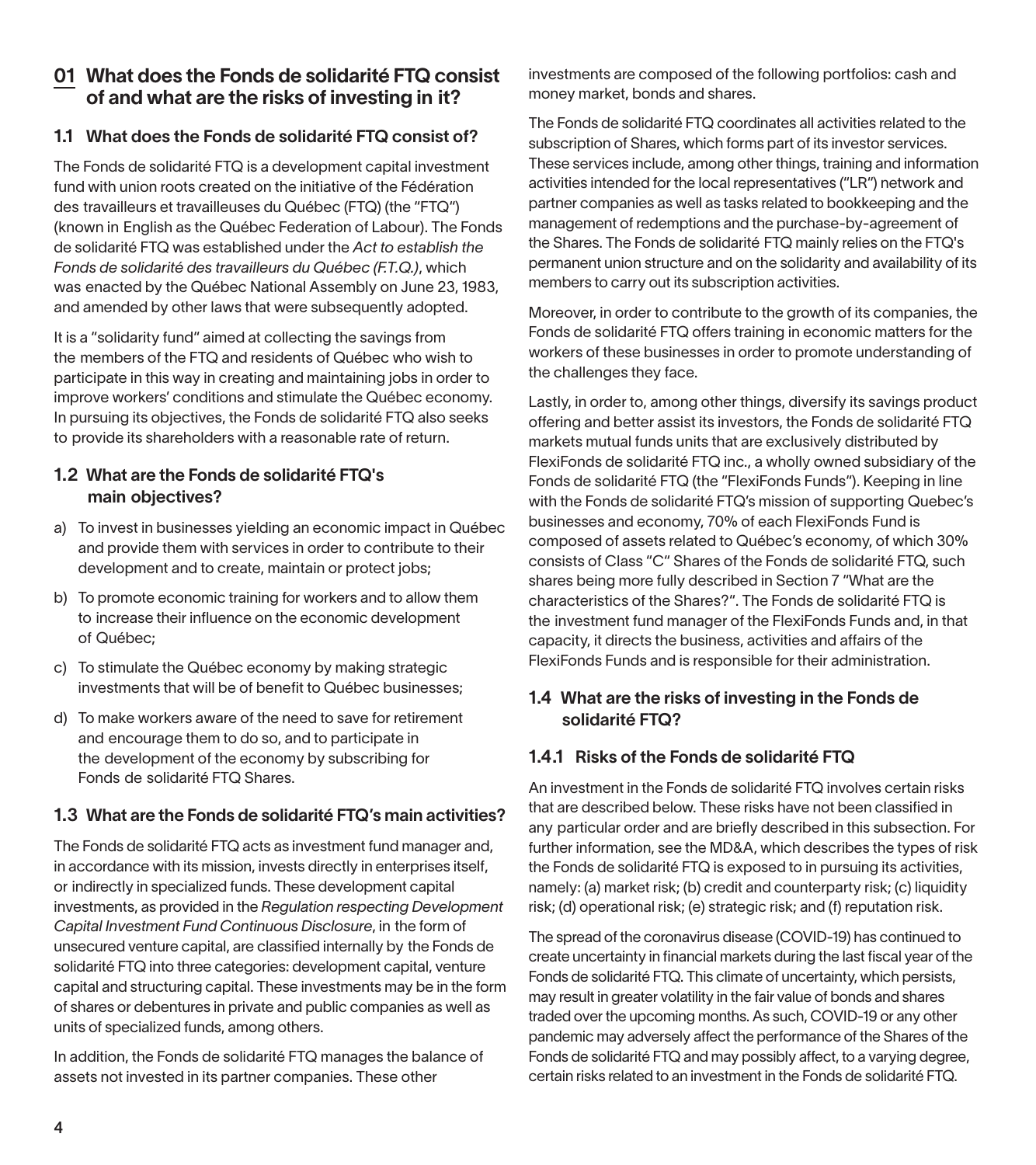## 01 What does the Fonds de solidarité FTQ consist of and what are the risks of investing in it?

### 1.1 What does the Fonds de solidarité FTQ consist of?

The Fonds de solidarité FTQ is a development capital investment fund with union roots created on the initiative of the Fédération des travailleurs et travailleuses du Québec (FTQ) (the "FTQ") (known in English as the Québec Federation of Labour). The Fonds de solidarité FTQ was established under the *Act to establish the Fonds de solidarité des travailleurs du Québec (F.T.Q.)*, which was enacted by the Québec National Assembly on June 23, 1983, and amended by other laws that were subsequently adopted.

It is a "solidarity fund" aimed at collecting the savings from the members of the FTQ and residents of Québec who wish to participate in this way in creating and maintaining jobs in order to improve workers' conditions and stimulate the Québec economy. In pursuing its objectives, the Fonds de solidarité FTQ also seeks to provide its shareholders with a reasonable rate of return.

### 1.2 What are the Fonds de solidarité FTQ's main objectives?

a) To invest in businesses yielding an economic impact in Québec and provide them with services in order to contribute to their development and to create, maintain or protect jobs;

b) To promote economic training for workers and to allow them to increase their influence on the economic development of Québec;

c) To stimulate the Québec economy by making strategic investments that will be of benefit to Québec businesses;

d) To make workers aware of the need to save for retirement and encourage them to do so, and to participate in the development of the economy by subscribing for Fonds de solidarité FTQ Shares.

### 1.3 What are the Fonds de solidarité FTQ's main activities?

The Fonds de solidarité FTQ acts as investment fund manager and, in accordance with its mission, invests directly in enterprises itself, or indirectly in specialized funds. These development capital investments, as provided in the *Regulation respecting Development Capital Investment Fund Continuous Disclosure*, in the form of unsecured venture capital, are classified internally by the Fonds de solidarité FTQ into three categories: development capital, venture capital and structuring capital. These investments may be in the form of shares or debentures in private and public companies as well as units of specialized funds, among others.

In addition, the Fonds de solidarité FTQ manages the balance of assets not invested in its partner companies. These other investments are composed of the following portfolios: cash and money market, bonds and shares.

The Fonds de solidarité FTQ coordinates all activities related to the subscription of Shares, which forms part of its investor services. These services include, among other things, training and information activities intended for the local representatives ("LR") network and partner companies as well as tasks related to bookkeeping and the management of redemptions and the purchase-by-agreement of the Shares. The Fonds de solidarité FTQ mainly relies on the FTQ's permanent union structure and on the solidarity and availability of its members to carry out its subscription activities.

Moreover, in order to contribute to the growth of its companies, the Fonds de solidarité FTQ offers training in economic matters for the workers of these businesses in order to promote understanding of the challenges they face.

Lastly, in order to, among other things, diversify its savings product offering and better assist its investors, the Fonds de solidarité FTQ markets mutual funds units that are exclusively distributed by FlexiFonds de solidarité FTQ inc., a wholly owned subsidiary of the Fonds de solidarité FTQ (the "FlexiFonds Funds"). Keeping in line with the Fonds de solidarité FTQ's mission of supporting Quebec's businesses and economy, 70% of each FlexiFonds Fund is composed of assets related to Québec's economy, of which 30% consists of Class "C" Shares of the Fonds de solidarité FTQ, such shares being more fully described in Section 7 "What are the characteristics of the Shares?". The Fonds de solidarité FTQ is the investment fund manager of the FlexiFonds Funds and, in that capacity, it directs the business, activities and affairs of the FlexiFonds Funds and is responsible for their administration.

### 1.4 What are the risks of investing in the Fonds de solidarité FTQ?

#### 1.4.1 Risks of the Fonds de solidarité FTQ

An investment in the Fonds de solidarité FTQ involves certain risks that are described below. These risks have not been classified in any particular order and are briefly described in this subsection. For further information, see the MD&A, which describes the types of risk the Fonds de solidarité FTQ is exposed to in pursuing its activities, namely: (a) market risk; (b) credit and counterparty risk; (c) liquidity risk; (d) operational risk; (e) strategic risk; and (f) reputation risk.

The spread of the coronavirus disease (COVID-19) has continued to create uncertainty in financial markets during the last fiscal year of the Fonds de solidarité FTQ. This climate of uncertainty, which persists, may result in greater volatility in the fair value of bonds and shares traded over the upcoming months. As such, COVID-19 or any other pandemic may adversely affect the performance of the Shares of the Fonds de solidarité FTQ and may possibly affect, to a varying degree, certain risks related to an investment in the Fonds de solidarité FTQ.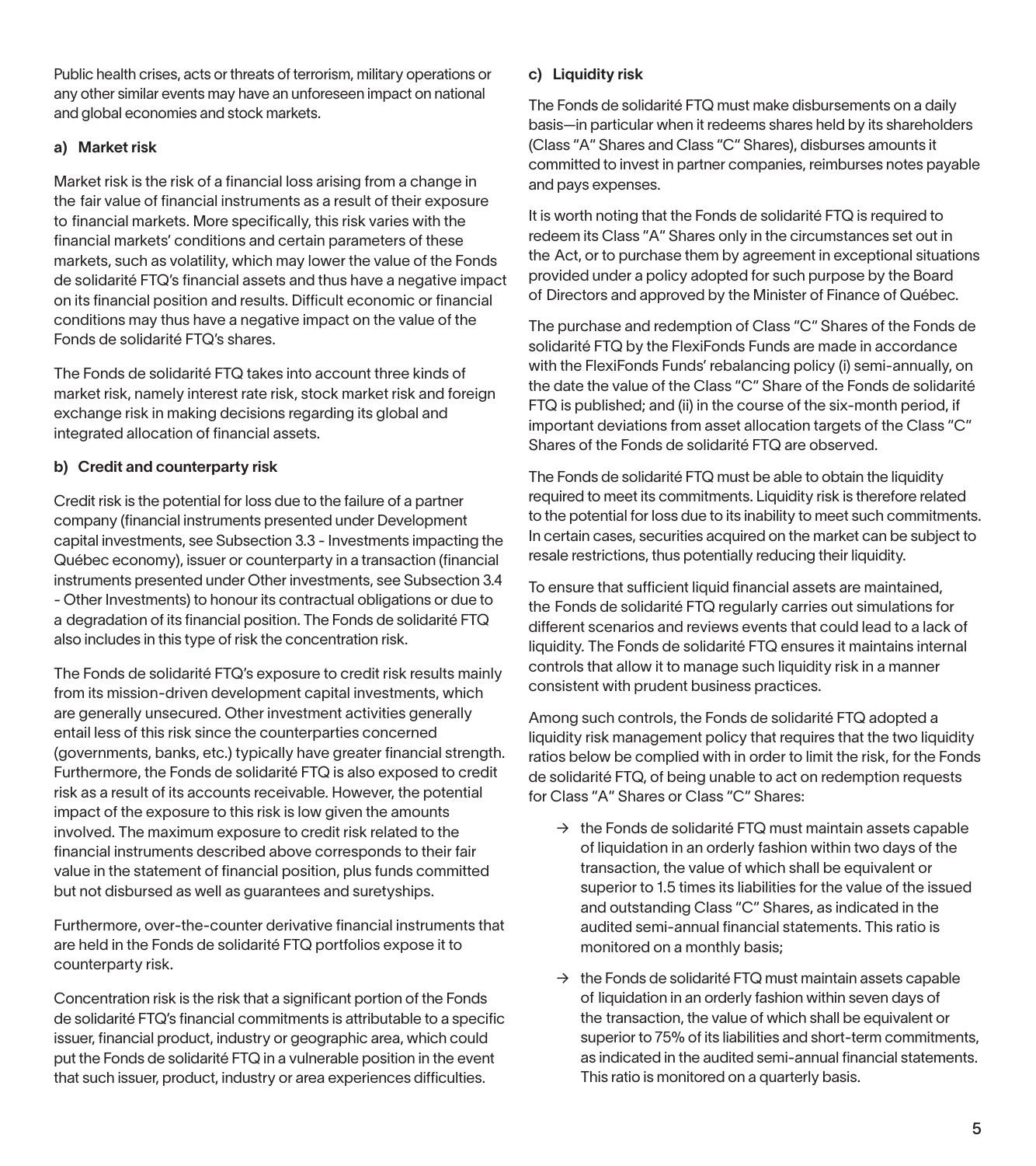Public health crises, acts or threats of terrorism, military operations or any other similar events may have an unforeseen impact on national and global economies and stock markets.

### a) Market risk

Market risk is the risk of a financial loss arising from a change in the fair value of financial instruments as a result of their exposure to financial markets. More specifically, this risk varies with the financial markets' conditions and certain parameters of these markets, such as volatility, which may lower the value of the Fonds de solidarité FTQ's financial assets and thus have a negative impact on its financial position and results. Difficult economic or financial conditions may thus have a negative impact on the value of the Fonds de solidarité FTQ's shares.

The Fonds de solidarité FTQ takes into account three kinds of market risk, namely interest rate risk, stock market risk and foreign exchange risk in making decisions regarding its global and integrated allocation of financial assets.

### b) Credit and counterparty risk

Credit risk is the potential for loss due to the failure of a partner company (financial instruments presented under Development capital investments, see Subsection 3.3 - Investments impacting the Québec economy), issuer or counterparty in a transaction (financial instruments presented under Other investments, see Subsection 3.4 - Other Investments) to honour its contractual obligations or due to a degradation of its financial position. The Fonds de solidarité FTQ also includes in this type of risk the concentration risk.

The Fonds de solidarité FTQ's exposure to credit risk results mainly from its mission-driven development capital investments, which are generally unsecured. Other investment activities generally entail less of this risk since the counterparties concerned (governments, banks, etc.) typically have greater financial strength. Furthermore, the Fonds de solidarité FTQ is also exposed to credit risk as a result of its accounts receivable. However, the potential impact of the exposure to this risk is low given the amounts involved. The maximum exposure to credit risk related to the financial instruments described above corresponds to their fair value in the statement of financial position, plus funds committed but not disbursed as well as guarantees and suretyships.

Furthermore, over-the-counter derivative financial instruments that are held in the Fonds de solidarité FTQ portfolios expose it to counterparty risk.

Concentration risk is the risk that a significant portion of the Fonds de solidarité FTQ's financial commitments is attributable to a specific issuer, financial product, industry or geographic area, which could put the Fonds de solidarité FTQ in a vulnerable position in the event that such issuer, product, industry or area experiences difficulties.

### c) Liquidity risk

The Fonds de solidarité FTQ must make disbursements on a daily basis—in particular when it redeems shares held by its shareholders (Class "A" Shares and Class "C" Shares), disburses amounts it committed to invest in partner companies, reimburses notes payable and pays expenses.

It is worth noting that the Fonds de solidarité FTQ is required to redeem its Class "A" Shares only in the circumstances set out in the Act, or to purchase them by agreement in exceptional situations provided under a policy adopted for such purpose by the Board of Directors and approved by the Minister of Finance of Québec.

The purchase and redemption of Class "C" Shares of the Fonds de solidarité FTQ by the FlexiFonds Funds are made in accordance with the FlexiFonds Funds' rebalancing policy (i) semi-annually, on the date the value of the Class "C" Share of the Fonds de solidarité FTQ is published; and (ii) in the course of the six-month period, if important deviations from asset allocation targets of the Class "C" Shares of the Fonds de solidarité FTQ are observed.

The Fonds de solidarité FTQ must be able to obtain the liquidity required to meet its commitments. Liquidity risk is therefore related to the potential for loss due to its inability to meet such commitments. In certain cases, securities acquired on the market can be subject to resale restrictions, thus potentially reducing their liquidity.

To ensure that sufficient liquid financial assets are maintained, the Fonds de solidarité FTQ regularly carries out simulations for different scenarios and reviews events that could lead to a lack of liquidity. The Fonds de solidarité FTQ ensures it maintains internal controls that allow it to manage such liquidity risk in a manner consistent with prudent business practices.

Among such controls, the Fonds de solidarité FTQ adopted a liquidity risk management policy that requires that the two liquidity ratios below be complied with in order to limit the risk, for the Fonds de solidarité FTQ, of being unable to act on redemption requests for Class "A" Shares or Class "C" Shares:

- → the Fonds de solidarité FTQ must maintain assets capable of liquidation in an orderly fashion within two days of the transaction, the value of which shall be equivalent or superior to 1.5 times its liabilities for the value of the issued and outstanding Class "C" Shares, as indicated in the audited semi-annual financial statements. This ratio is monitored on a monthly basis;
- → the Fonds de solidarité FTQ must maintain assets capable of liquidation in an orderly fashion within seven days of the transaction, the value of which shall be equivalent or superior to 75% of its liabilities and short-term commitments, as indicated in the audited semi-annual financial statements. This ratio is monitored on a quarterly basis.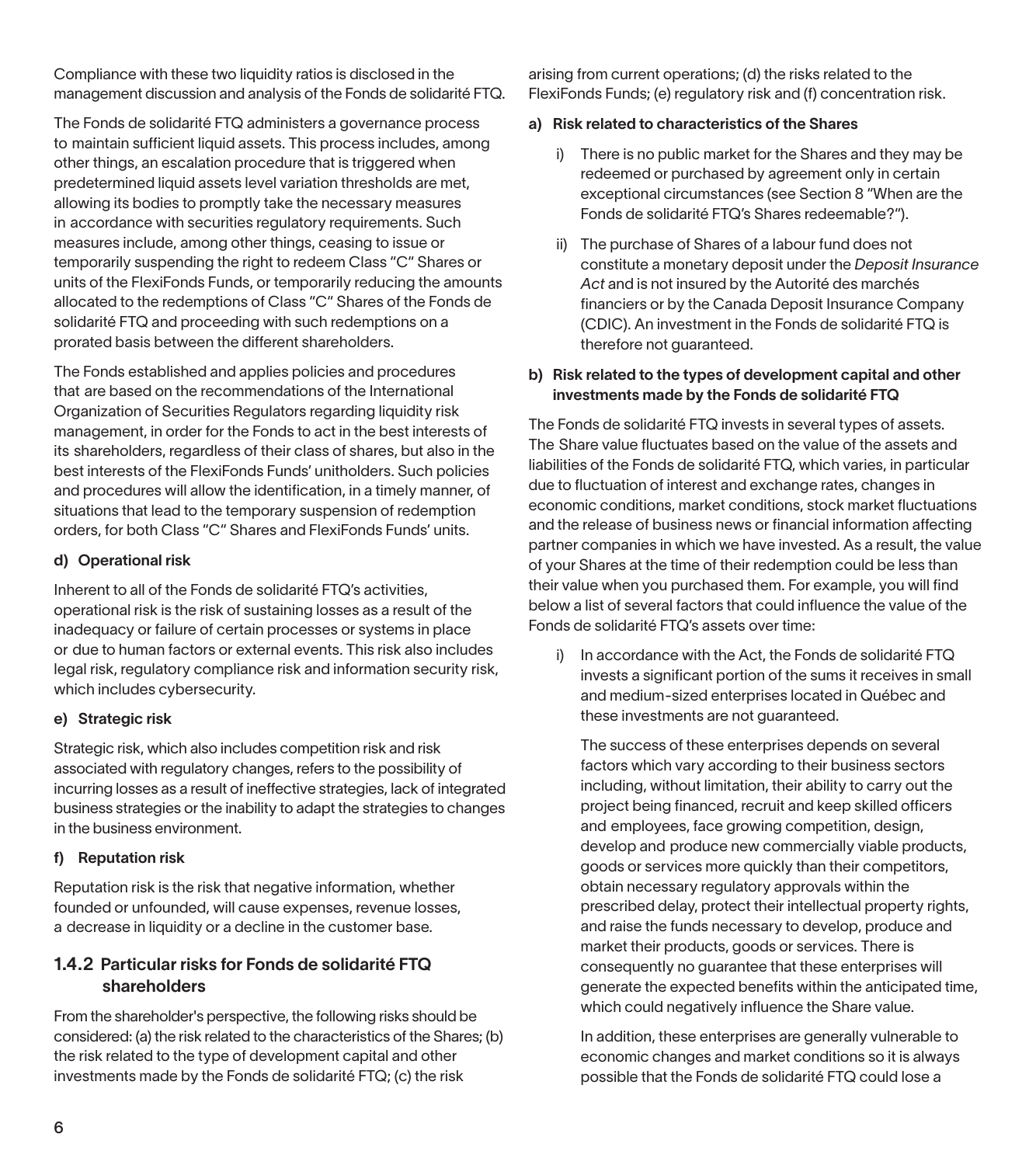Compliance with these two liquidity ratios is disclosed in the management discussion and analysis of the Fonds de solidarité FTQ.

The Fonds de solidarité FTQ administers a governance process to maintain sufficient liquid assets. This process includes, among other things, an escalation procedure that is triggered when predetermined liquid assets level variation thresholds are met, allowing its bodies to promptly take the necessary measures in accordance with securities regulatory requirements. Such measures include, among other things, ceasing to issue or temporarily suspending the right to redeem Class "C" Shares or units of the FlexiFonds Funds, or temporarily reducing the amounts allocated to the redemptions of Class "C" Shares of the Fonds de solidarité FTQ and proceeding with such redemptions on a prorated basis between the different shareholders.

The Fonds established and applies policies and procedures that are based on the recommendations of the International Organization of Securities Regulators regarding liquidity risk management, in order for the Fonds to act in the best interests of its shareholders, regardless of their class of shares, but also in the best interests of the FlexiFonds Funds' unitholders. Such policies and procedures will allow the identification, in a timely manner, of situations that lead to the temporary suspension of redemption orders, for both Class "C" Shares and FlexiFonds Funds' units.

**d) Operational risk**

Inherent to all of the Fonds de solidarité FTQ's activities, operational risk is the risk of sustaining losses as a result of the inadequacy or failure of certain processes or systems in place or due to human factors or external events. This risk also includes legal risk, regulatory compliance risk and information security risk, which includes cybersecurity.

**e) Strategic risk**

Strategic risk, which also includes competition risk and risk associated with regulatory changes, refers to the possibility of incurring losses as a result of ineffective strategies, lack of integrated business strategies or the inability to adapt the strategies to changes in the business environment.

**f) Reputation risk**

Reputation risk is the risk that negative information, whether founded or unfounded, will cause expenses, revenue losses, a decrease in liquidity or a decline in the customer base.

### 1.4.2 Particular risks for Fonds de solidarité FTQ shareholders

From the shareholder's perspective, the following risks should be considered: (a) the risk related to the characteristics of the Shares; (b) the risk related to the type of development capital and other investments made by the Fonds de solidarité FTQ; (c) the risk arising from current operations; (d) the risks related to the FlexiFonds Funds; (e) regulatory risk and (f) concentration risk.

**a) Risk related to characteristics of the Shares**

i) There is no public market for the Shares and they may be redeemed or purchased by agreement only in certain exceptional circumstances (see Section 8 "When are the Fonds de solidarité FTQ's Shares redeemable?").

ii) The purchase of Shares of a labour fund does not constitute a monetary deposit under the *Deposit Insurance Act* and is not insured by the Autorité des marchés financiers or by the Canada Deposit Insurance Company (CDIC). An investment in the Fonds de solidarité FTQ is therefore not guaranteed.

**b) Risk related to the types of development capital and other investments made by the Fonds de solidarité FTQ**

The Fonds de solidarité FTQ invests in several types of assets. The Share value fluctuates based on the value of the assets and liabilities of the Fonds de solidarité FTQ, which varies, in particular due to fluctuation of interest and exchange rates, changes in economic conditions, market conditions, stock market fluctuations and the release of business news or financial information affecting partner companies in which we have invested. As a result, the value of your Shares at the time of their redemption could be less than their value when you purchased them. For example, you will find below a list of several factors that could influence the value of the Fonds de solidarité FTQ's assets over time:

i) In accordance with the Act, the Fonds de solidarité FTQ invests a significant portion of the sums it receives in small and medium-sized enterprises located in Québec and these investments are not guaranteed.

   The success of these enterprises depends on several factors which vary according to their business sectors including, without limitation, their ability to carry out the project being financed, recruit and keep skilled officers and employees, face growing competition, design, develop and produce new commercially viable products, goods or services more quickly than their competitors, obtain necessary regulatory approvals within the prescribed delay, protect their intellectual property rights, and raise the funds necessary to develop, produce and market their products, goods or services. There is consequently no guarantee that these enterprises will generate the expected benefits within the anticipated time, which could negatively influence the Share value.

   In addition, these enterprises are generally vulnerable to economic changes and market conditions so it is always possible that the Fonds de solidarité FTQ could lose a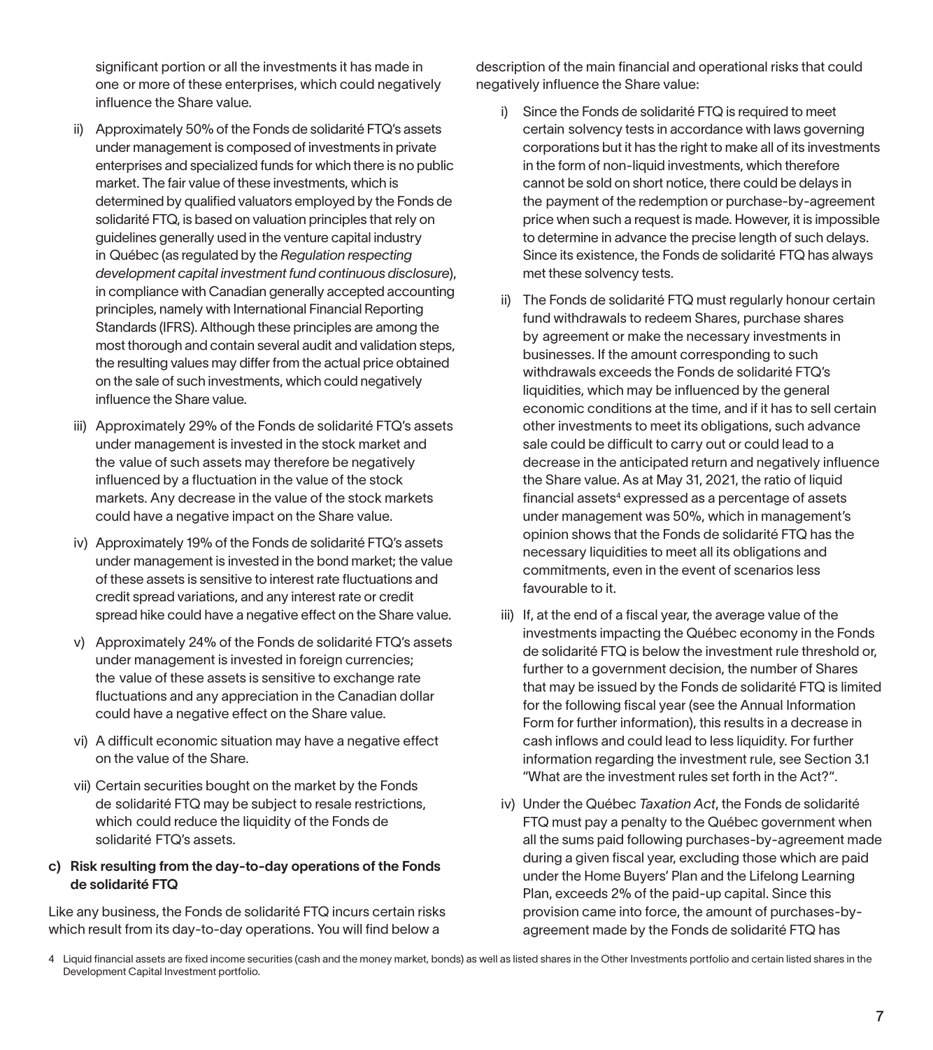significant portion or all the investments it has made in one or more of these enterprises, which could negatively influence the Share value.

ii) Approximately 50% of the Fonds de solidarité FTQ's assets under management is composed of investments in private enterprises and specialized funds for which there is no public market. The fair value of these investments, which is determined by qualified valuators employed by the Fonds de solidarité FTQ, is based on valuation principles that rely on guidelines generally used in the venture capital industry in Québec (as regulated by the *Regulation respecting development capital investment fund continuous disclosure*), in compliance with Canadian generally accepted accounting principles, namely with International Financial Reporting Standards (IFRS). Although these principles are among the most thorough and contain several audit and validation steps, the resulting values may differ from the actual price obtained on the sale of such investments, which could negatively influence the Share value.

iii) Approximately 29% of the Fonds de solidarité FTQ's assets under management is invested in the stock market and the value of such assets may therefore be negatively influenced by a fluctuation in the value of the stock markets. Any decrease in the value of the stock markets could have a negative impact on the Share value.

iv) Approximately 19% of the Fonds de solidarité FTQ's assets under management is invested in the bond market; the value of these assets is sensitive to interest rate fluctuations and credit spread variations, and any interest rate or credit spread hike could have a negative effect on the Share value.

v) Approximately 24% of the Fonds de solidarité FTQ's assets under management is invested in foreign currencies; the value of these assets is sensitive to exchange rate fluctuations and any appreciation in the Canadian dollar could have a negative effect on the Share value.

vi) A difficult economic situation may have a negative effect on the value of the Share.

vii) Certain securities bought on the market by the Fonds de solidarité FTQ may be subject to resale restrictions, which could reduce the liquidity of the Fonds de solidarité FTQ's assets.

**c) Risk resulting from the day-to-day operations of the Fonds de solidarité FTQ**

Like any business, the Fonds de solidarité FTQ incurs certain risks which result from its day-to-day operations. You will find below a description of the main financial and operational risks that could negatively influence the Share value:

i) Since the Fonds de solidarité FTQ is required to meet certain solvency tests in accordance with laws governing corporations but it has the right to make all of its investments in the form of non-liquid investments, which therefore cannot be sold on short notice, there could be delays in the payment of the redemption or purchase-by-agreement price when such a request is made. However, it is impossible to determine in advance the precise length of such delays. Since its existence, the Fonds de solidarité FTQ has always met these solvency tests.

ii) The Fonds de solidarité FTQ must regularly honour certain fund withdrawals to redeem Shares, purchase shares by agreement or make the necessary investments in businesses. If the amount corresponding to such withdrawals exceeds the Fonds de solidarité FTQ's liquidities, which may be influenced by the general economic conditions at the time, and if it has to sell certain other investments to meet its obligations, such advance sale could be difficult to carry out or could lead to a decrease in the anticipated return and negatively influence the Share value. As at May 31, 2021, the ratio of liquid financial assets[4] expressed as a percentage of assets under management was 50%, which in management's opinion shows that the Fonds de solidarité FTQ has the necessary liquidities to meet all its obligations and commitments, even in the event of scenarios less favourable to it.

iii) If, at the end of a fiscal year, the average value of the investments impacting the Québec economy in the Fonds de solidarité FTQ is below the investment rule threshold or, further to a government decision, the number of Shares that may be issued by the Fonds de solidarité FTQ is limited for the following fiscal year (see the Annual Information Form for further information), this results in a decrease in cash inflows and could lead to less liquidity. For further information regarding the investment rule, see Section 3.1 "What are the investment rules set forth in the Act?".

iv) Under the Québec *Taxation Act*, the Fonds de solidarité FTQ must pay a penalty to the Québec government when all the sums paid following purchases-by-agreement made during a given fiscal year, excluding those which are paid under the Home Buyers' Plan and the Lifelong Learning Plan, exceeds 2% of the paid-up capital. Since this provision came into force, the amount of purchases-by-agreement made by the Fonds de solidarité FTQ has

[4] Liquid financial assets are fixed income securities (cash and the money market, bonds) as well as listed shares in the Other Investments portfolio and certain listed shares in the Development Capital Investment portfolio.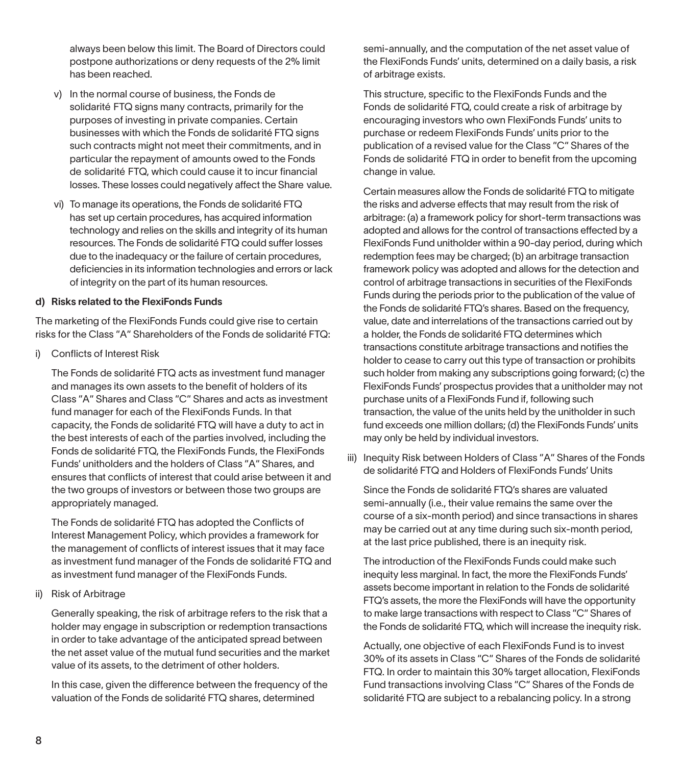always been below this limit. The Board of Directors could postpone authorizations or deny requests of the 2% limit has been reached.

v) In the normal course of business, the Fonds de solidarité FTQ signs many contracts, primarily for the purposes of investing in private companies. Certain businesses with which the Fonds de solidarité FTQ signs such contracts might not meet their commitments, and in particular the repayment of amounts owed to the Fonds de solidarité FTQ, which could cause it to incur financial losses. These losses could negatively affect the Share value.

vi) To manage its operations, the Fonds de solidarité FTQ has set up certain procedures, has acquired information technology and relies on the skills and integrity of its human resources. The Fonds de solidarité FTQ could suffer losses due to the inadequacy or the failure of certain procedures, deficiencies in its information technologies and errors or lack of integrity on the part of its human resources.

**d) Risks related to the FlexiFonds Funds**

The marketing of the FlexiFonds Funds could give rise to certain risks for the Class "A" Shareholders of the Fonds de solidarité FTQ:

i) Conflicts of Interest Risk

The Fonds de solidarité FTQ acts as investment fund manager and manages its own assets to the benefit of holders of its Class "A" Shares and Class "C" Shares and acts as investment fund manager for each of the FlexiFonds Funds. In that capacity, the Fonds de solidarité FTQ will have a duty to act in the best interests of each of the parties involved, including the Fonds de solidarité FTQ, the FlexiFonds Funds, the FlexiFonds Funds' unitholders and the holders of Class "A" Shares, and ensures that conflicts of interest that could arise between it and the two groups of investors or between those two groups are appropriately managed.

The Fonds de solidarité FTQ has adopted the Conflicts of Interest Management Policy, which provides a framework for the management of conflicts of interest issues that it may face as investment fund manager of the Fonds de solidarité FTQ and as investment fund manager of the FlexiFonds Funds.

ii) Risk of Arbitrage

Generally speaking, the risk of arbitrage refers to the risk that a holder may engage in subscription or redemption transactions in order to take advantage of the anticipated spread between the net asset value of the mutual fund securities and the market value of its assets, to the detriment of other holders.

In this case, given the difference between the frequency of the valuation of the Fonds de solidarité FTQ shares, determined semi-annually, and the computation of the net asset value of the FlexiFonds Funds' units, determined on a daily basis, a risk of arbitrage exists.

This structure, specific to the FlexiFonds Funds and the Fonds de solidarité FTQ, could create a risk of arbitrage by encouraging investors who own FlexiFonds Funds' units to purchase or redeem FlexiFonds Funds' units prior to the publication of a revised value for the Class "C" Shares of the Fonds de solidarité FTQ in order to benefit from the upcoming change in value.

Certain measures allow the Fonds de solidarité FTQ to mitigate the risks and adverse effects that may result from the risk of arbitrage: (a) a framework policy for short-term transactions was adopted and allows for the control of transactions effected by a FlexiFonds Fund unitholder within a 90-day period, during which redemption fees may be charged; (b) an arbitrage transaction framework policy was adopted and allows for the detection and control of arbitrage transactions in securities of the FlexiFonds Funds during the periods prior to the publication of the value of the Fonds de solidarité FTQ's shares. Based on the frequency, value, date and interrelations of the transactions carried out by a holder, the Fonds de solidarité FTQ determines which transactions constitute arbitrage transactions and notifies the holder to cease to carry out this type of transaction or prohibits such holder from making any subscriptions going forward; (c) the FlexiFonds Funds' prospectus provides that a unitholder may not purchase units of a FlexiFonds Fund if, following such transaction, the value of the units held by the unitholder in such fund exceeds one million dollars; (d) the FlexiFonds Funds' units may only be held by individual investors.

iii) Inequity Risk between Holders of Class "A" Shares of the Fonds de solidarité FTQ and Holders of FlexiFonds Funds' Units

Since the Fonds de solidarité FTQ's shares are valuated semi-annually (i.e., their value remains the same over the course of a six-month period) and since transactions in shares may be carried out at any time during such six-month period, at the last price published, there is an inequity risk.

The introduction of the FlexiFonds Funds could make such inequity less marginal. In fact, the more the FlexiFonds Funds' assets become important in relation to the Fonds de solidarité FTQ's assets, the more the FlexiFonds will have the opportunity to make large transactions with respect to Class "C" Shares of the Fonds de solidarité FTQ, which will increase the inequity risk.

Actually, one objective of each FlexiFonds Fund is to invest 30% of its assets in Class "C" Shares of the Fonds de solidarité FTQ. In order to maintain this 30% target allocation, FlexiFonds Fund transactions involving Class "C" Shares of the Fonds de solidarité FTQ are subject to a rebalancing policy. In a strong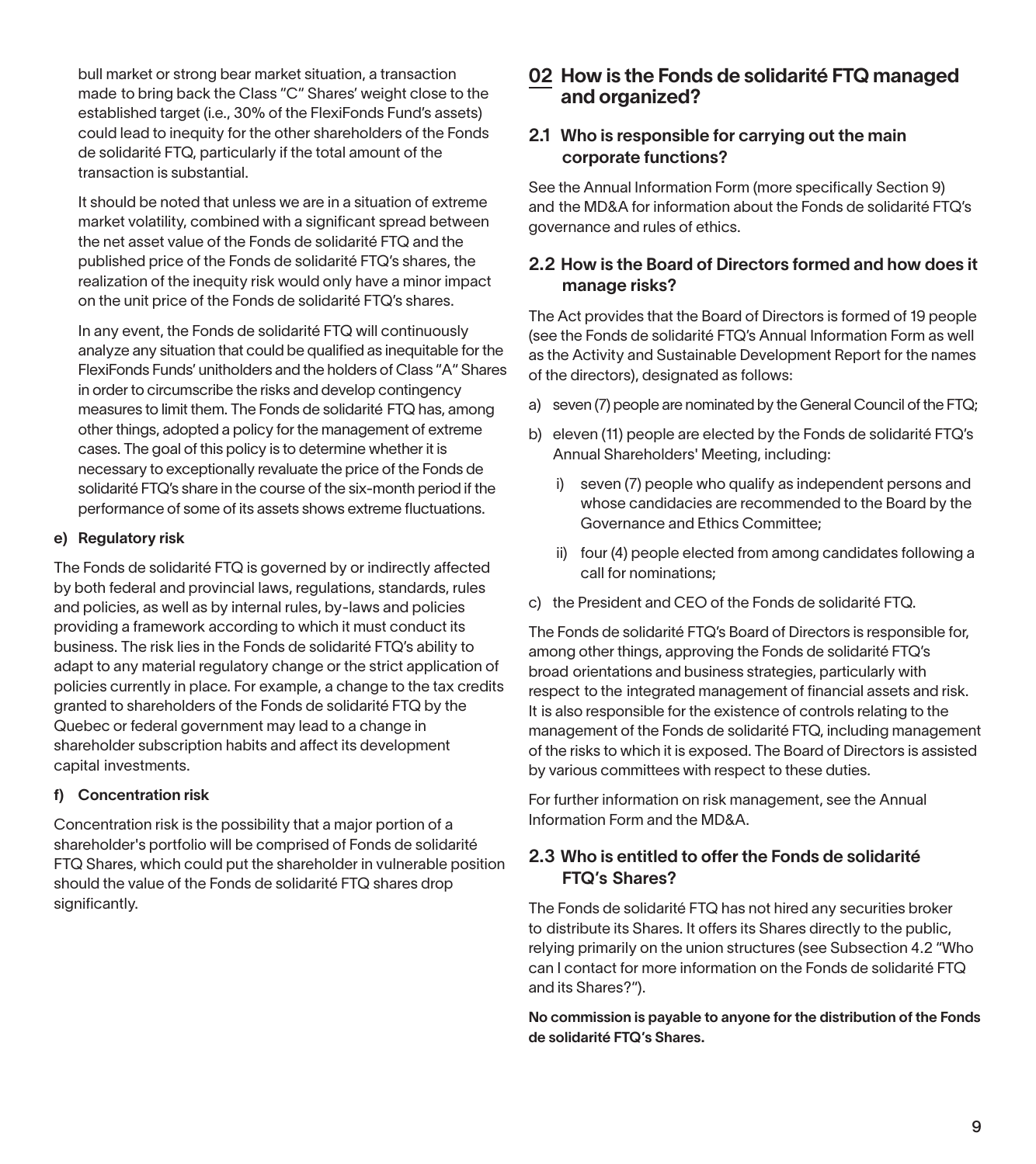bull market or strong bear market situation, a transaction made to bring back the Class "C" Shares' weight close to the established target (i.e., 30% of the FlexiFonds Fund's assets) could lead to inequity for the other shareholders of the Fonds de solidarité FTQ, particularly if the total amount of the transaction is substantial.

It should be noted that unless we are in a situation of extreme market volatility, combined with a significant spread between the net asset value of the Fonds de solidarité FTQ and the published price of the Fonds de solidarité FTQ's shares, the realization of the inequity risk would only have a minor impact on the unit price of the Fonds de solidarité FTQ's shares.

In any event, the Fonds de solidarité FTQ will continuously analyze any situation that could be qualified as inequitable for the FlexiFonds Funds' unitholders and the holders of Class "A" Shares in order to circumscribe the risks and develop contingency measures to limit them. The Fonds de solidarité FTQ has, among other things, adopted a policy for the management of extreme cases. The goal of this policy is to determine whether it is necessary to exceptionally revaluate the price of the Fonds de solidarité FTQ's share in the course of the six-month period if the performance of some of its assets shows extreme fluctuations.

#### e) Regulatory risk

The Fonds de solidarité FTQ is governed by or indirectly affected by both federal and provincial laws, regulations, standards, rules and policies, as well as by internal rules, by-laws and policies providing a framework according to which it must conduct its business. The risk lies in the Fonds de solidarité FTQ's ability to adapt to any material regulatory change or the strict application of policies currently in place. For example, a change to the tax credits granted to shareholders of the Fonds de solidarité FTQ by the Quebec or federal government may lead to a change in shareholder subscription habits and affect its development capital investments.

#### f) Concentration risk

Concentration risk is the possibility that a major portion of a shareholder's portfolio will be comprised of Fonds de solidarité FTQ Shares, which could put the shareholder in vulnerable position should the value of the Fonds de solidarité FTQ shares drop significantly.

## 02 How is the Fonds de solidarité FTQ managed and organized?

### 2.1 Who is responsible for carrying out the main corporate functions?

See the Annual Information Form (more specifically Section 9) and the MD&A for information about the Fonds de solidarité FTQ's governance and rules of ethics.

### 2.2 How is the Board of Directors formed and how does it manage risks?

The Act provides that the Board of Directors is formed of 19 people (see the Fonds de solidarité FTQ's Annual Information Form as well as the Activity and Sustainable Development Report for the names of the directors), designated as follows:

a) seven (7) people are nominated by the General Council of the FTQ;

b) eleven (11) people are elected by the Fonds de solidarité FTQ's Annual Shareholders' Meeting, including:

   i) seven (7) people who qualify as independent persons and whose candidacies are recommended to the Board by the Governance and Ethics Committee;

   ii) four (4) people elected from among candidates following a call for nominations;

c) the President and CEO of the Fonds de solidarité FTQ.

The Fonds de solidarité FTQ's Board of Directors is responsible for, among other things, approving the Fonds de solidarité FTQ's broad orientations and business strategies, particularly with respect to the integrated management of financial assets and risk. It is also responsible for the existence of controls relating to the management of the Fonds de solidarité FTQ, including management of the risks to which it is exposed. The Board of Directors is assisted by various committees with respect to these duties.

For further information on risk management, see the Annual Information Form and the MD&A.

### 2.3 Who is entitled to offer the Fonds de solidarité FTQ's Shares?

The Fonds de solidarité FTQ has not hired any securities broker to distribute its Shares. It offers its Shares directly to the public, relying primarily on the union structures (see Subsection 4.2 "Who can I contact for more information on the Fonds de solidarité FTQ and its Shares?").

**No commission is payable to anyone for the distribution of the Fonds de solidarité FTQ's Shares.**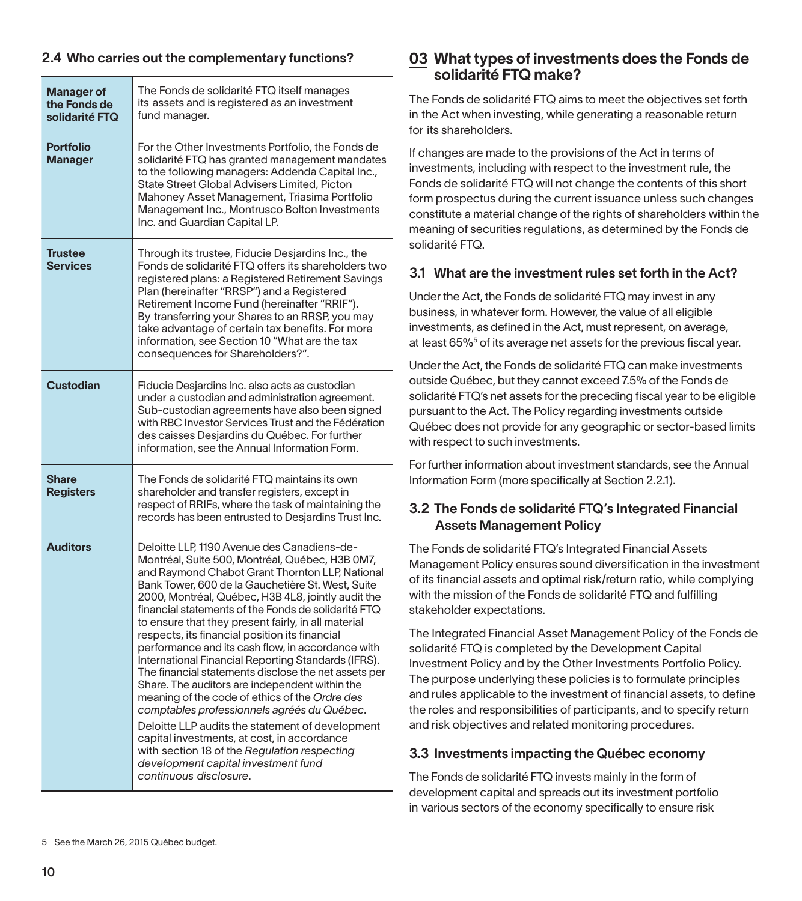### 2.4 Who carries out the complementary functions?

| | |
|---|---|
| **Manager of the Fonds de solidarité FTQ** | The Fonds de solidarité FTQ itself manages its assets and is registered as an investment fund manager. |
| **Portfolio Manager** | For the Other Investments Portfolio, the Fonds de solidarité FTQ has granted management mandates to the following managers: Addenda Capital Inc., State Street Global Advisers Limited, Picton Mahoney Asset Management, Triasima Portfolio Management Inc., Montrusco Bolton Investments Inc. and Guardian Capital LP. |
| **Trustee Services** | Through its trustee, Fiducie Desjardins Inc., the Fonds de solidarité FTQ offers its shareholders two registered plans: a Registered Retirement Savings Plan (hereinafter "RRSP") and a Registered Retirement Income Fund (hereinafter "RRIF"). By transferring your Shares to an RRSP, you may take advantage of certain tax benefits. For more information, see Section 10 "What are the tax consequences for Shareholders?". |
| **Custodian** | Fiducie Desjardins Inc. also acts as custodian under a custodian and administration agreement. Sub-custodian agreements have also been signed with RBC Investor Services Trust and the Fédération des caisses Desjardins du Québec. For further information, see the Annual Information Form. |
| **Share Registers** | The Fonds de solidarité FTQ maintains its own shareholder and transfer registers, except in respect of RRIFs, where the task of maintaining the records has been entrusted to Desjardins Trust Inc. |
| **Auditors** | Deloitte LLP, 1190 Avenue des Canadiens-de-Montréal, Suite 500, Montréal, Québec, H3B 0M7, and Raymond Chabot Grant Thornton LLP, National Bank Tower, 600 de la Gauchetière St. West, Suite 2000, Montréal, Québec, H3B 4L8, jointly audit the financial statements of the Fonds de solidarité FTQ to ensure that they present fairly, in all material respects, its financial position its financial performance and its cash flow, in accordance with International Financial Reporting Standards (IFRS). The financial statements disclose the net assets per Share. The auditors are independent within the meaning of the code of ethics of the *Ordre des comptables professionnels agréés du Québec*. Deloitte LLP audits the statement of development capital investments, at cost, in accordance with section 18 of the *Regulation respecting development capital investment fund continuous disclosure*. |

## 03 What types of investments does the Fonds de solidarité FTQ make?

The Fonds de solidarité FTQ aims to meet the objectives set forth in the Act when investing, while generating a reasonable return for its shareholders.

If changes are made to the provisions of the Act in terms of investments, including with respect to the investment rule, the Fonds de solidarité FTQ will not change the contents of this short form prospectus during the current issuance unless such changes constitute a material change of the rights of shareholders within the meaning of securities regulations, as determined by the Fonds de solidarité FTQ.

### 3.1 What are the investment rules set forth in the Act?

Under the Act, the Fonds de solidarité FTQ may invest in any business, in whatever form. However, the value of all eligible investments, as defined in the Act, must represent, on average, at least 65%[5] of its average net assets for the previous fiscal year.

Under the Act, the Fonds de solidarité FTQ can make investments outside Québec, but they cannot exceed 7.5% of the Fonds de solidarité FTQ's net assets for the preceding fiscal year to be eligible pursuant to the Act. The Policy regarding investments outside Québec does not provide for any geographic or sector-based limits with respect to such investments.

For further information about investment standards, see the Annual Information Form (more specifically at Section 2.2.1).

### 3.2 The Fonds de solidarité FTQ's Integrated Financial Assets Management Policy

The Fonds de solidarité FTQ's Integrated Financial Assets Management Policy ensures sound diversification in the investment of its financial assets and optimal risk/return ratio, while complying with the mission of the Fonds de solidarité FTQ and fulfilling stakeholder expectations.

The Integrated Financial Asset Management Policy of the Fonds de solidarité FTQ is completed by the Development Capital Investment Policy and by the Other Investments Portfolio Policy. The purpose underlying these policies is to formulate principles and rules applicable to the investment of financial assets, to define the roles and responsibilities of participants, and to specify return and risk objectives and related monitoring procedures.

### 3.3 Investments impacting the Québec economy

The Fonds de solidarité FTQ invests mainly in the form of development capital and spreads out its investment portfolio in various sectors of the economy specifically to ensure risk

5 See the March 26, 2015 Québec budget.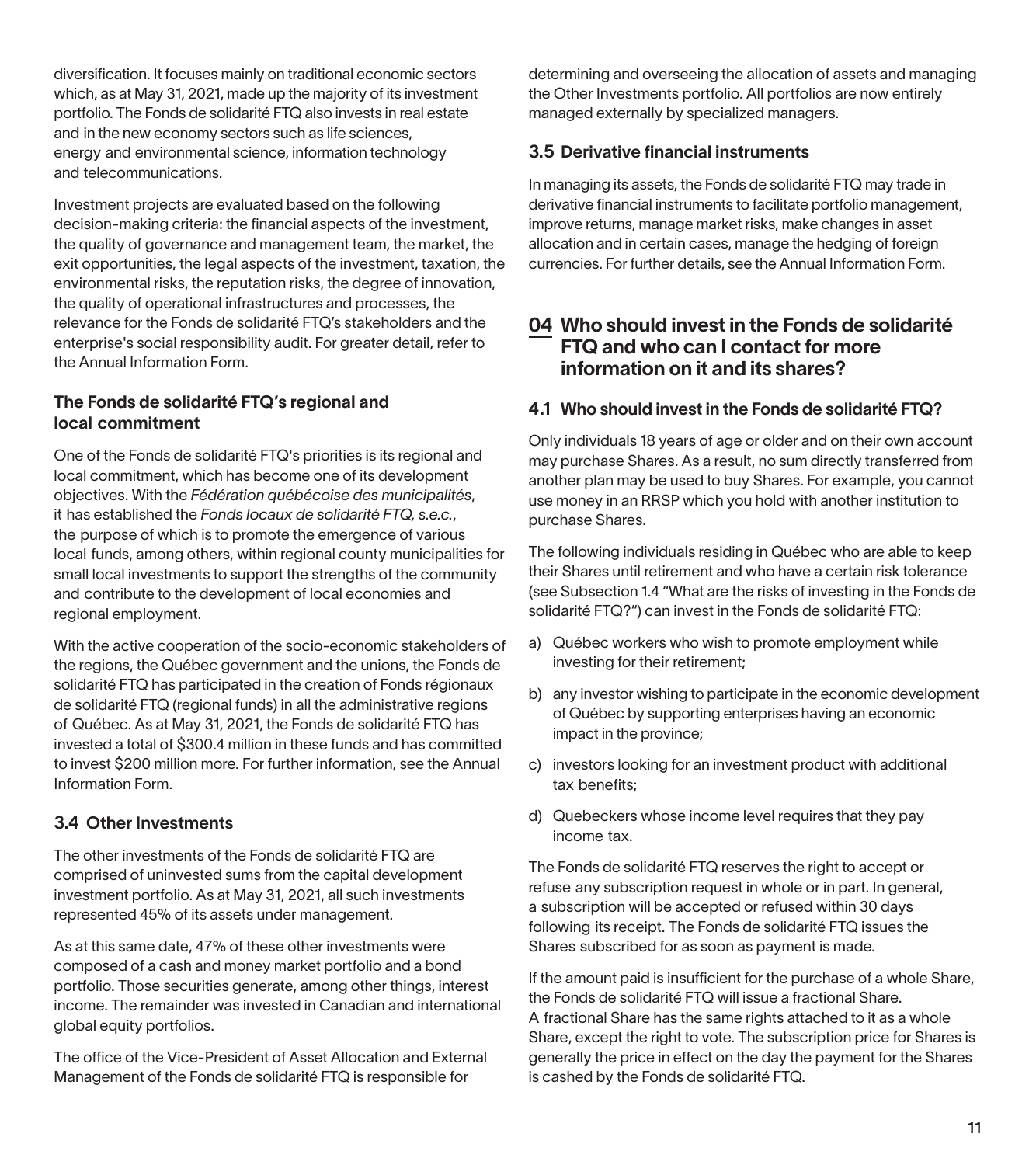diversification. It focuses mainly on traditional economic sectors which, as at May 31, 2021, made up the majority of its investment portfolio. The Fonds de solidarité FTQ also invests in real estate and in the new economy sectors such as life sciences, energy and environmental science, information technology and telecommunications.

Investment projects are evaluated based on the following decision-making criteria: the financial aspects of the investment, the quality of governance and management team, the market, the exit opportunities, the legal aspects of the investment, taxation, the environmental risks, the reputation risks, the degree of innovation, the quality of operational infrastructures and processes, the relevance for the Fonds de solidarité FTQ's stakeholders and the enterprise's social responsibility audit. For greater detail, refer to the Annual Information Form.

### The Fonds de solidarité FTQ's regional and local commitment

One of the Fonds de solidarité FTQ's priorities is its regional and local commitment, which has become one of its development objectives. With the *Fédération québécoise des municipalités*, it has established the *Fonds locaux de solidarité FTQ, s.e.c.*, the purpose of which is to promote the emergence of various local funds, among others, within regional county municipalities for small local investments to support the strengths of the community and contribute to the development of local economies and regional employment.

With the active cooperation of the socio-economic stakeholders of the regions, the Québec government and the unions, the Fonds de solidarité FTQ has participated in the creation of Fonds régionaux de solidarité FTQ (regional funds) in all the administrative regions of Québec. As at May 31, 2021, the Fonds de solidarité FTQ has invested a total of $300.4 million in these funds and has committed to invest $200 million more. For further information, see the Annual Information Form.

### 3.4 Other Investments

The other investments of the Fonds de solidarité FTQ are comprised of uninvested sums from the capital development investment portfolio. As at May 31, 2021, all such investments represented 45% of its assets under management.

As at this same date, 47% of these other investments were composed of a cash and money market portfolio and a bond portfolio. Those securities generate, among other things, interest income. The remainder was invested in Canadian and international global equity portfolios.

The office of the Vice-President of Asset Allocation and External Management of the Fonds de solidarité FTQ is responsible for determining and overseeing the allocation of assets and managing the Other Investments portfolio. All portfolios are now entirely managed externally by specialized managers.

### 3.5 Derivative financial instruments

In managing its assets, the Fonds de solidarité FTQ may trade in derivative financial instruments to facilitate portfolio management, improve returns, manage market risks, make changes in asset allocation and in certain cases, manage the hedging of foreign currencies. For further details, see the Annual Information Form.

## 04 Who should invest in the Fonds de solidarité FTQ and who can I contact for more information on it and its shares?

### 4.1 Who should invest in the Fonds de solidarité FTQ?

Only individuals 18 years of age or older and on their own account may purchase Shares. As a result, no sum directly transferred from another plan may be used to buy Shares. For example, you cannot use money in an RRSP which you hold with another institution to purchase Shares.

The following individuals residing in Québec who are able to keep their Shares until retirement and who have a certain risk tolerance (see Subsection 1.4 "What are the risks of investing in the Fonds de solidarité FTQ?") can invest in the Fonds de solidarité FTQ:

a) Québec workers who wish to promote employment while investing for their retirement;

b) any investor wishing to participate in the economic development of Québec by supporting enterprises having an economic impact in the province;

c) investors looking for an investment product with additional tax benefits;

d) Quebeckers whose income level requires that they pay income tax.

The Fonds de solidarité FTQ reserves the right to accept or refuse any subscription request in whole or in part. In general, a subscription will be accepted or refused within 30 days following its receipt. The Fonds de solidarité FTQ issues the Shares subscribed for as soon as payment is made.

If the amount paid is insufficient for the purchase of a whole Share, the Fonds de solidarité FTQ will issue a fractional Share. A fractional Share has the same rights attached to it as a whole Share, except the right to vote. The subscription price for Shares is generally the price in effect on the day the payment for the Shares is cashed by the Fonds de solidarité FTQ.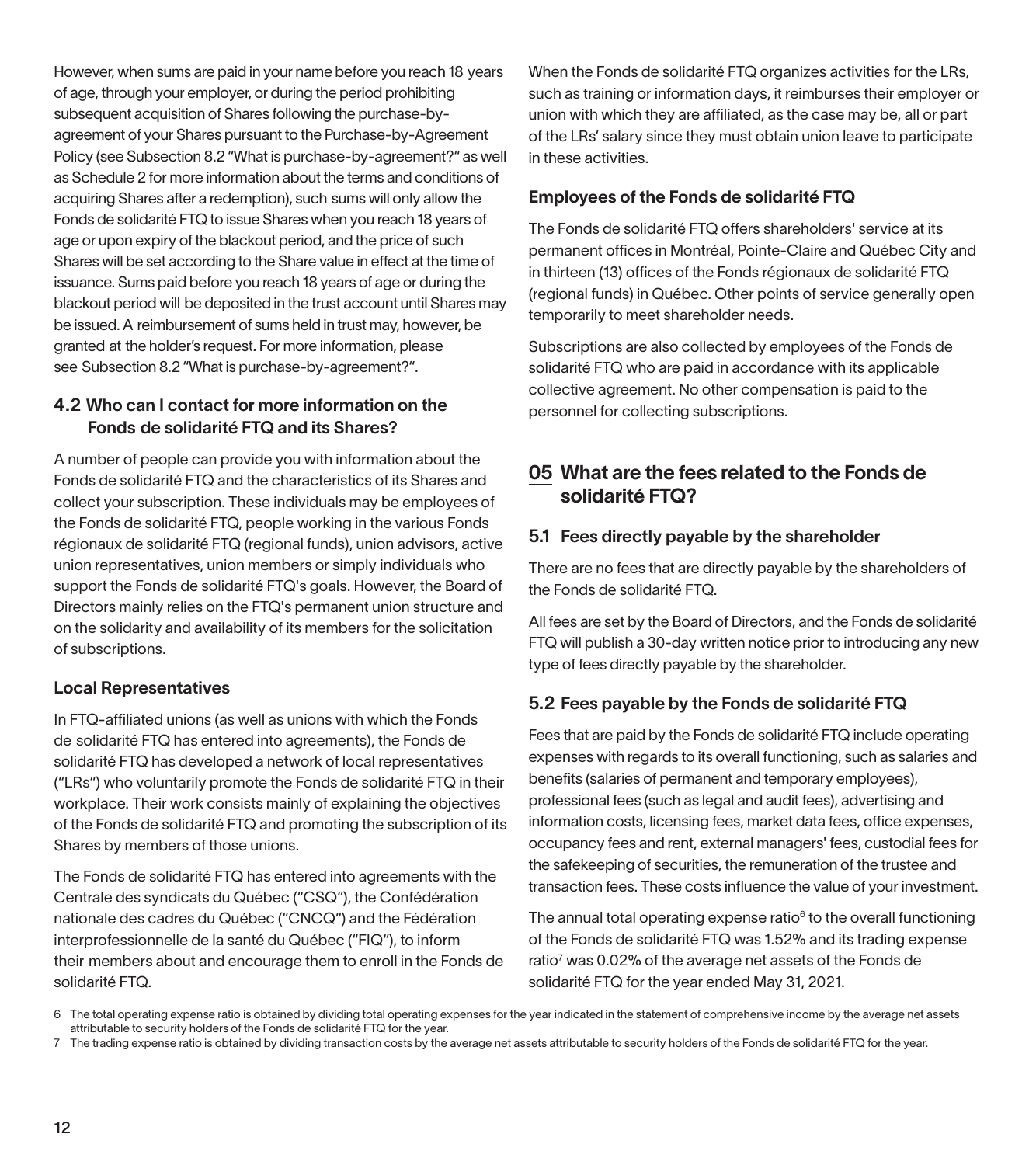However, when sums are paid in your name before you reach 18 years of age, through your employer, or during the period prohibiting subsequent acquisition of Shares following the purchase-by-agreement of your Shares pursuant to the Purchase-by-Agreement Policy (see Subsection 8.2 "What is purchase-by-agreement?" as well as Schedule 2 for more information about the terms and conditions of acquiring Shares after a redemption), such sums will only allow the Fonds de solidarité FTQ to issue Shares when you reach 18 years of age or upon expiry of the blackout period, and the price of such Shares will be set according to the Share value in effect at the time of issuance. Sums paid before you reach 18 years of age or during the blackout period will be deposited in the trust account until Shares may be issued. A reimbursement of sums held in trust may, however, be granted at the holder's request. For more information, please see Subsection 8.2 "What is purchase-by-agreement?".

### 4.2 Who can I contact for more information on the Fonds de solidarité FTQ and its Shares?

A number of people can provide you with information about the Fonds de solidarité FTQ and the characteristics of its Shares and collect your subscription. These individuals may be employees of the Fonds de solidarité FTQ, people working in the various Fonds régionaux de solidarité FTQ (regional funds), union advisors, active union representatives, union members or simply individuals who support the Fonds de solidarité FTQ's goals. However, the Board of Directors mainly relies on the FTQ's permanent union structure and on the solidarity and availability of its members for the solicitation of subscriptions.

#### Local Representatives

In FTQ-affiliated unions (as well as unions with which the Fonds de solidarité FTQ has entered into agreements), the Fonds de solidarité FTQ has developed a network of local representatives ("LRs") who voluntarily promote the Fonds de solidarité FTQ in their workplace. Their work consists mainly of explaining the objectives of the Fonds de solidarité FTQ and promoting the subscription of its Shares by members of those unions.

The Fonds de solidarité FTQ has entered into agreements with the Centrale des syndicats du Québec ("CSQ"), the Confédération nationale des cadres du Québec ("CNCQ") and the Fédération interprofessionnelle de la santé du Québec ("FIQ"), to inform their members about and encourage them to enroll in the Fonds de solidarité FTQ.

When the Fonds de solidarité FTQ organizes activities for the LRs, such as training or information days, it reimburses their employer or union with which they are affiliated, as the case may be, all or part of the LRs' salary since they must obtain union leave to participate in these activities.

#### Employees of the Fonds de solidarité FTQ

The Fonds de solidarité FTQ offers shareholders' service at its permanent offices in Montréal, Pointe-Claire and Québec City and in thirteen (13) offices of the Fonds régionaux de solidarité FTQ (regional funds) in Québec. Other points of service generally open temporarily to meet shareholder needs.

Subscriptions are also collected by employees of the Fonds de solidarité FTQ who are paid in accordance with its applicable collective agreement. No other compensation is paid to the personnel for collecting subscriptions.

## 05 What are the fees related to the Fonds de solidarité FTQ?

### 5.1 Fees directly payable by the shareholder

There are no fees that are directly payable by the shareholders of the Fonds de solidarité FTQ.

All fees are set by the Board of Directors, and the Fonds de solidarité FTQ will publish a 30-day written notice prior to introducing any new type of fees directly payable by the shareholder.

### 5.2 Fees payable by the Fonds de solidarité FTQ

Fees that are paid by the Fonds de solidarité FTQ include operating expenses with regards to its overall functioning, such as salaries and benefits (salaries of permanent and temporary employees), professional fees (such as legal and audit fees), advertising and information costs, licensing fees, market data fees, office expenses, occupancy fees and rent, external managers' fees, custodial fees for the safekeeping of securities, the remuneration of the trustee and transaction fees. These costs influence the value of your investment.

The annual total operating expense ratio[6] to the overall functioning of the Fonds de solidarité FTQ was 1.52% and its trading expense ratio[7] was 0.02% of the average net assets of the Fonds de solidarité FTQ for the year ended May 31, 2021.

6 The total operating expense ratio is obtained by dividing total operating expenses for the year indicated in the statement of comprehensive income by the average net assets attributable to security holders of the Fonds de solidarité FTQ for the year.

7 The trading expense ratio is obtained by dividing transaction costs by the average net assets attributable to security holders of the Fonds de solidarité FTQ for the year.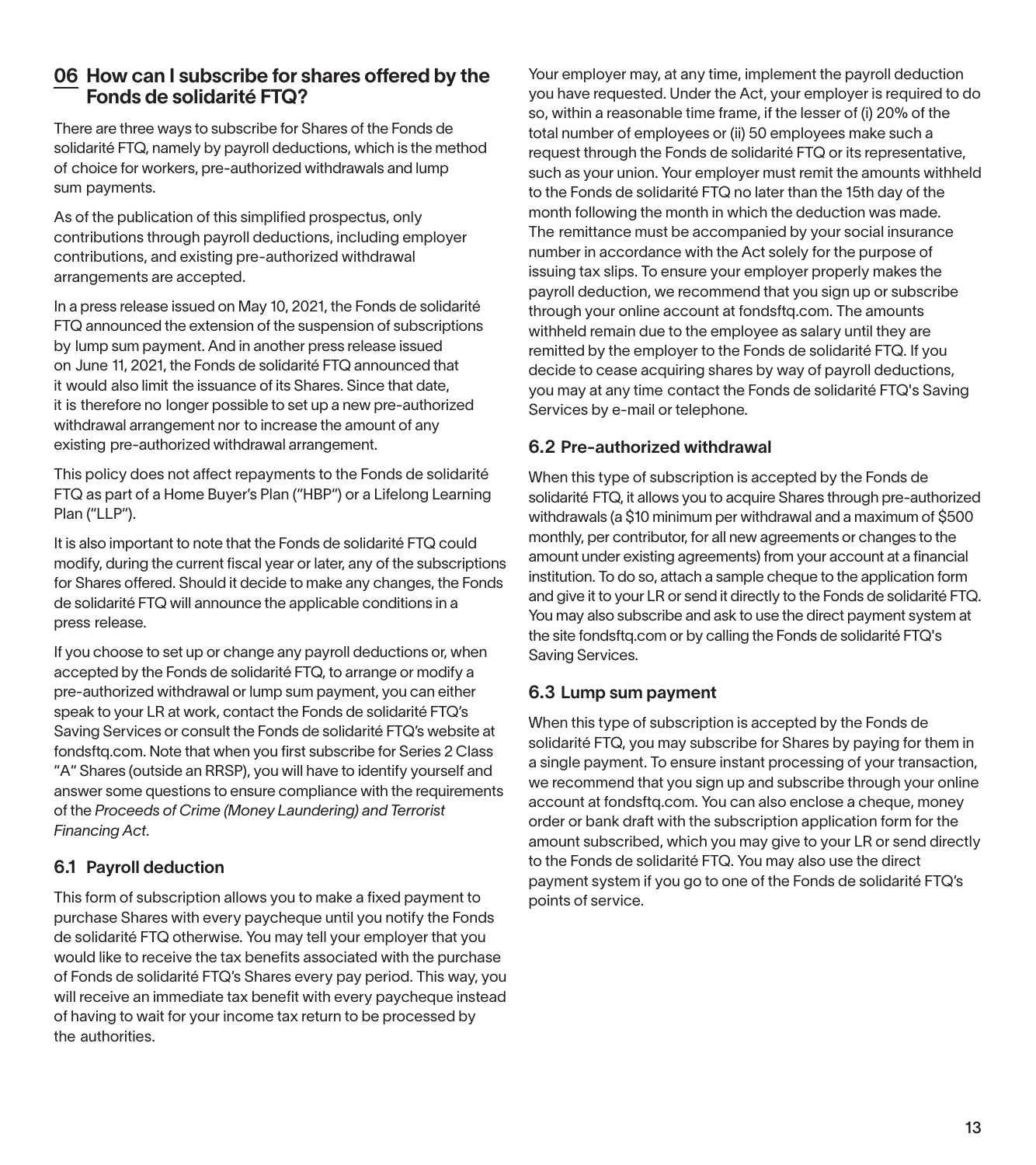## 06 How can I subscribe for shares offered by the Fonds de solidarité FTQ?

There are three ways to subscribe for Shares of the Fonds de solidarité FTQ, namely by payroll deductions, which is the method of choice for workers, pre-authorized withdrawals and lump sum payments.

As of the publication of this simplified prospectus, only contributions through payroll deductions, including employer contributions, and existing pre-authorized withdrawal arrangements are accepted.

In a press release issued on May 10, 2021, the Fonds de solidarité FTQ announced the extension of the suspension of subscriptions by lump sum payment. And in another press release issued on June 11, 2021, the Fonds de solidarité FTQ announced that it would also limit the issuance of its Shares. Since that date, it is therefore no longer possible to set up a new pre-authorized withdrawal arrangement nor to increase the amount of any existing pre-authorized withdrawal arrangement.

This policy does not affect repayments to the Fonds de solidarité FTQ as part of a Home Buyer's Plan ("HBP") or a Lifelong Learning Plan ("LLP").

It is also important to note that the Fonds de solidarité FTQ could modify, during the current fiscal year or later, any of the subscriptions for Shares offered. Should it decide to make any changes, the Fonds de solidarité FTQ will announce the applicable conditions in a press release.

If you choose to set up or change any payroll deductions or, when accepted by the Fonds de solidarité FTQ, to arrange or modify a pre-authorized withdrawal or lump sum payment, you can either speak to your LR at work, contact the Fonds de solidarité FTQ's Saving Services or consult the Fonds de solidarité FTQ's website at fondsftq.com. Note that when you first subscribe for Series 2 Class "A" Shares (outside an RRSP), you will have to identify yourself and answer some questions to ensure compliance with the requirements of the *Proceeds of Crime (Money Laundering) and Terrorist Financing Act*.

### 6.1 Payroll deduction

This form of subscription allows you to make a fixed payment to purchase Shares with every paycheque until you notify the Fonds de solidarité FTQ otherwise. You may tell your employer that you would like to receive the tax benefits associated with the purchase of Fonds de solidarité FTQ's Shares every pay period. This way, you will receive an immediate tax benefit with every paycheque instead of having to wait for your income tax return to be processed by the authorities.

Your employer may, at any time, implement the payroll deduction you have requested. Under the Act, your employer is required to do so, within a reasonable time frame, if the lesser of (i) 20% of the total number of employees or (ii) 50 employees make such a request through the Fonds de solidarité FTQ or its representative, such as your union. Your employer must remit the amounts withheld to the Fonds de solidarité FTQ no later than the 15th day of the month following the month in which the deduction was made. The remittance must be accompanied by your social insurance number in accordance with the Act solely for the purpose of issuing tax slips. To ensure your employer properly makes the payroll deduction, we recommend that you sign up or subscribe through your online account at fondsftq.com. The amounts withheld remain due to the employee as salary until they are remitted by the employer to the Fonds de solidarité FTQ. If you decide to cease acquiring shares by way of payroll deductions, you may at any time contact the Fonds de solidarité FTQ's Saving Services by e-mail or telephone.

### 6.2 Pre-authorized withdrawal

When this type of subscription is accepted by the Fonds de solidarité FTQ, it allows you to acquire Shares through pre-authorized withdrawals (a $10 minimum per withdrawal and a maximum of $500 monthly, per contributor, for all new agreements or changes to the amount under existing agreements) from your account at a financial institution. To do so, attach a sample cheque to the application form and give it to your LR or send it directly to the Fonds de solidarité FTQ. You may also subscribe and ask to use the direct payment system at the site fondsftq.com or by calling the Fonds de solidarité FTQ's Saving Services.

### 6.3 Lump sum payment

When this type of subscription is accepted by the Fonds de solidarité FTQ, you may subscribe for Shares by paying for them in a single payment. To ensure instant processing of your transaction, we recommend that you sign up and subscribe through your online account at fondsftq.com. You can also enclose a cheque, money order or bank draft with the subscription application form for the amount subscribed, which you may give to your LR or send directly to the Fonds de solidarité FTQ. You may also use the direct payment system if you go to one of the Fonds de solidarité FTQ's points of service.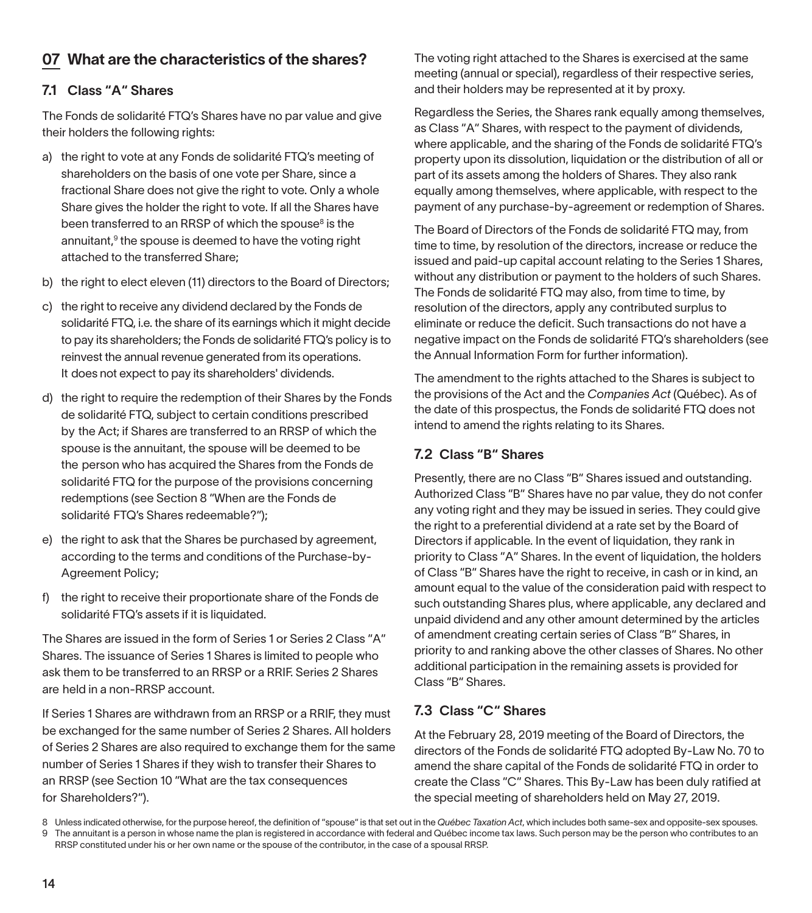## 07 What are the characteristics of the shares?

### 7.1 Class "A" Shares

The Fonds de solidarité FTQ's Shares have no par value and give their holders the following rights:

a) the right to vote at any Fonds de solidarité FTQ's meeting of shareholders on the basis of one vote per Share, since a fractional Share does not give the right to vote. Only a whole Share gives the holder the right to vote. If all the Shares have been transferred to an RRSP of which the spouse[8] is the annuitant,[9] the spouse is deemed to have the voting right attached to the transferred Share;

b) the right to elect eleven (11) directors to the Board of Directors;

c) the right to receive any dividend declared by the Fonds de solidarité FTQ, i.e. the share of its earnings which it might decide to pay its shareholders; the Fonds de solidarité FTQ's policy is to reinvest the annual revenue generated from its operations. It does not expect to pay its shareholders' dividends.

d) the right to require the redemption of their Shares by the Fonds de solidarité FTQ, subject to certain conditions prescribed by the Act; if Shares are transferred to an RRSP of which the spouse is the annuitant, the spouse will be deemed to be the person who has acquired the Shares from the Fonds de solidarité FTQ for the purpose of the provisions concerning redemptions (see Section 8 "When are the Fonds de solidarité FTQ's Shares redeemable?");

e) the right to ask that the Shares be purchased by agreement, according to the terms and conditions of the Purchase-by-Agreement Policy;

f) the right to receive their proportionate share of the Fonds de solidarité FTQ's assets if it is liquidated.

The Shares are issued in the form of Series 1 or Series 2 Class "A" Shares. The issuance of Series 1 Shares is limited to people who ask them to be transferred to an RRSP or a RRIF. Series 2 Shares are held in a non-RRSP account.

If Series 1 Shares are withdrawn from an RRSP or a RRIF, they must be exchanged for the same number of Series 2 Shares. All holders of Series 2 Shares are also required to exchange them for the same number of Series 1 Shares if they wish to transfer their Shares to an RRSP (see Section 10 "What are the tax consequences for Shareholders?").

The voting right attached to the Shares is exercised at the same meeting (annual or special), regardless of their respective series, and their holders may be represented at it by proxy.

Regardless the Series, the Shares rank equally among themselves, as Class "A" Shares, with respect to the payment of dividends, where applicable, and the sharing of the Fonds de solidarité FTQ's property upon its dissolution, liquidation or the distribution of all or part of its assets among the holders of Shares. They also rank equally among themselves, where applicable, with respect to the payment of any purchase-by-agreement or redemption of Shares.

The Board of Directors of the Fonds de solidarité FTQ may, from time to time, by resolution of the directors, increase or reduce the issued and paid-up capital account relating to the Series 1 Shares, without any distribution or payment to the holders of such Shares. The Fonds de solidarité FTQ may also, from time to time, by resolution of the directors, apply any contributed surplus to eliminate or reduce the deficit. Such transactions do not have a negative impact on the Fonds de solidarité FTQ's shareholders (see the Annual Information Form for further information).

The amendment to the rights attached to the Shares is subject to the provisions of the Act and the *Companies Act* (Québec). As of the date of this prospectus, the Fonds de solidarité FTQ does not intend to amend the rights relating to its Shares.

### 7.2 Class "B" Shares

Presently, there are no Class "B" Shares issued and outstanding. Authorized Class "B" Shares have no par value, they do not confer any voting right and they may be issued in series. They could give the right to a preferential dividend at a rate set by the Board of Directors if applicable. In the event of liquidation, they rank in priority to Class "A" Shares. In the event of liquidation, the holders of Class "B" Shares have the right to receive, in cash or in kind, an amount equal to the value of the consideration paid with respect to such outstanding Shares plus, where applicable, any declared and unpaid dividend and any other amount determined by the articles of amendment creating certain series of Class "B" Shares, in priority to and ranking above the other classes of Shares. No other additional participation in the remaining assets is provided for Class "B" Shares.

### 7.3 Class "C" Shares

At the February 28, 2019 meeting of the Board of Directors, the directors of the Fonds de solidarité FTQ adopted By-Law No. 70 to amend the share capital of the Fonds de solidarité FTQ in order to create the Class "C" Shares. This By-Law has been duly ratified at the special meeting of shareholders held on May 27, 2019.

8 Unless indicated otherwise, for the purpose hereof, the definition of "spouse" is that set out in the *Québec Taxation Act*, which includes both same-sex and opposite-sex spouses.

9 The annuitant is a person in whose name the plan is registered in accordance with federal and Québec income tax laws. Such person may be the person who contributes to an RRSP constituted under his or her own name or the spouse of the contributor, in the case of a spousal RRSP.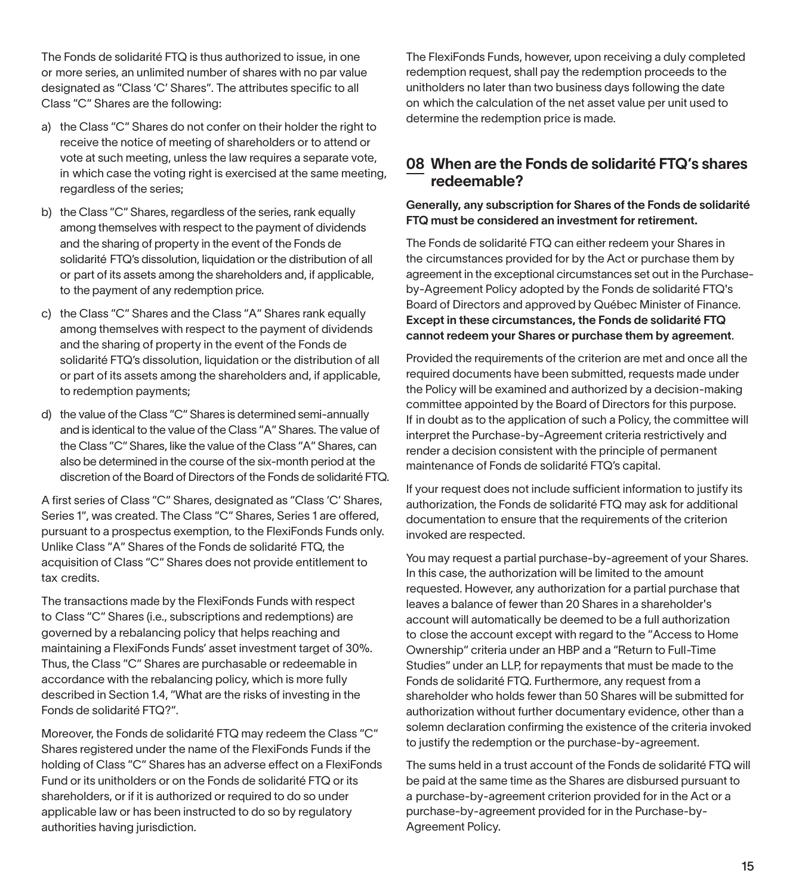The Fonds de solidarité FTQ is thus authorized to issue, in one or more series, an unlimited number of shares with no par value designated as "Class 'C' Shares". The attributes specific to all Class "C" Shares are the following:

a) the Class "C" Shares do not confer on their holder the right to receive the notice of meeting of shareholders or to attend or vote at such meeting, unless the law requires a separate vote, in which case the voting right is exercised at the same meeting, regardless of the series;

b) the Class "C" Shares, regardless of the series, rank equally among themselves with respect to the payment of dividends and the sharing of property in the event of the Fonds de solidarité FTQ's dissolution, liquidation or the distribution of all or part of its assets among the shareholders and, if applicable, to the payment of any redemption price.

c) the Class "C" Shares and the Class "A" Shares rank equally among themselves with respect to the payment of dividends and the sharing of property in the event of the Fonds de solidarité FTQ's dissolution, liquidation or the distribution of all or part of its assets among the shareholders and, if applicable, to redemption payments;

d) the value of the Class "C" Shares is determined semi-annually and is identical to the value of the Class "A" Shares. The value of the Class "C" Shares, like the value of the Class "A" Shares, can also be determined in the course of the six-month period at the discretion of the Board of Directors of the Fonds de solidarité FTQ.

A first series of Class "C" Shares, designated as "Class 'C' Shares, Series 1", was created. The Class "C" Shares, Series 1 are offered, pursuant to a prospectus exemption, to the FlexiFonds Funds only. Unlike Class "A" Shares of the Fonds de solidarité FTQ, the acquisition of Class "C" Shares does not provide entitlement to tax credits.

The transactions made by the FlexiFonds Funds with respect to Class "C" Shares (i.e., subscriptions and redemptions) are governed by a rebalancing policy that helps reaching and maintaining a FlexiFonds Funds' asset investment target of 30%. Thus, the Class "C" Shares are purchasable or redeemable in accordance with the rebalancing policy, which is more fully described in Section 1.4, "What are the risks of investing in the Fonds de solidarité FTQ?".

Moreover, the Fonds de solidarité FTQ may redeem the Class "C" Shares registered under the name of the FlexiFonds Funds if the holding of Class "C" Shares has an adverse effect on a FlexiFonds Fund or its unitholders or on the Fonds de solidarité FTQ or its shareholders, or if it is authorized or required to do so under applicable law or has been instructed to do so by regulatory authorities having jurisdiction.

The FlexiFonds Funds, however, upon receiving a duly completed redemption request, shall pay the redemption proceeds to the unitholders no later than two business days following the date on which the calculation of the net asset value per unit used to determine the redemption price is made.

## 08 When are the Fonds de solidarité FTQ's shares redeemable?

**Generally, any subscription for Shares of the Fonds de solidarité FTQ must be considered an investment for retirement.**

The Fonds de solidarité FTQ can either redeem your Shares in the circumstances provided for by the Act or purchase them by agreement in the exceptional circumstances set out in the Purchase-by-Agreement Policy adopted by the Fonds de solidarité FTQ's Board of Directors and approved by Québec Minister of Finance. **Except in these circumstances, the Fonds de solidarité FTQ cannot redeem your Shares or purchase them by agreement**.

Provided the requirements of the criterion are met and once all the required documents have been submitted, requests made under the Policy will be examined and authorized by a decision-making committee appointed by the Board of Directors for this purpose. If in doubt as to the application of such a Policy, the committee will interpret the Purchase-by-Agreement criteria restrictively and render a decision consistent with the principle of permanent maintenance of Fonds de solidarité FTQ's capital.

If your request does not include sufficient information to justify its authorization, the Fonds de solidarité FTQ may ask for additional documentation to ensure that the requirements of the criterion invoked are respected.

You may request a partial purchase-by-agreement of your Shares. In this case, the authorization will be limited to the amount requested. However, any authorization for a partial purchase that leaves a balance of fewer than 20 Shares in a shareholder's account will automatically be deemed to be a full authorization to close the account except with regard to the "Access to Home Ownership" criteria under an HBP and a "Return to Full-Time Studies" under an LLP, for repayments that must be made to the Fonds de solidarité FTQ. Furthermore, any request from a shareholder who holds fewer than 50 Shares will be submitted for authorization without further documentary evidence, other than a solemn declaration confirming the existence of the criteria invoked to justify the redemption or the purchase-by-agreement.

The sums held in a trust account of the Fonds de solidarité FTQ will be paid at the same time as the Shares are disbursed pursuant to a purchase-by-agreement criterion provided for in the Act or a purchase-by-agreement provided for in the Purchase-by-Agreement Policy.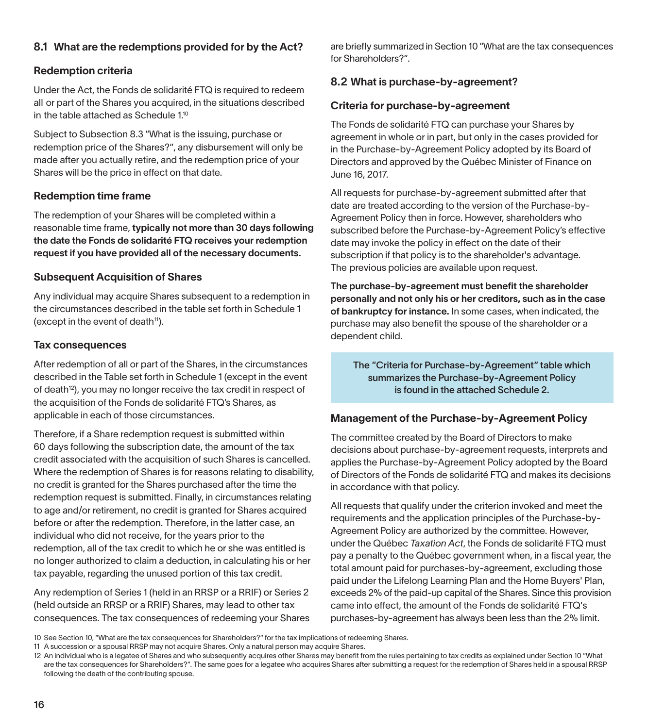## 8.1 What are the redemptions provided for by the Act?

### Redemption criteria

Under the Act, the Fonds de solidarité FTQ is required to redeem all or part of the Shares you acquired, in the situations described in the table attached as Schedule 1.[10]

Subject to Subsection 8.3 "What is the issuing, purchase or redemption price of the Shares?", any disbursement will only be made after you actually retire, and the redemption price of your Shares will be the price in effect on that date.

### Redemption time frame

The redemption of your Shares will be completed within a reasonable time frame, **typically not more than 30 days following the date the Fonds de solidarité FTQ receives your redemption request if you have provided all of the necessary documents.**

### Subsequent Acquisition of Shares

Any individual may acquire Shares subsequent to a redemption in the circumstances described in the table set forth in Schedule 1 (except in the event of death[11]).

### Tax consequences

After redemption of all or part of the Shares, in the circumstances described in the Table set forth in Schedule 1 (except in the event of death[12]), you may no longer receive the tax credit in respect of the acquisition of the Fonds de solidarité FTQ's Shares, as applicable in each of those circumstances.

Therefore, if a Share redemption request is submitted within 60 days following the subscription date, the amount of the tax credit associated with the acquisition of such Shares is cancelled. Where the redemption of Shares is for reasons relating to disability, no credit is granted for the Shares purchased after the time the redemption request is submitted. Finally, in circumstances relating to age and/or retirement, no credit is granted for Shares acquired before or after the redemption. Therefore, in the latter case, an individual who did not receive, for the years prior to the redemption, all of the tax credit to which he or she was entitled is no longer authorized to claim a deduction, in calculating his or her tax payable, regarding the unused portion of this tax credit.

Any redemption of Series 1 (held in an RRSP or a RRIF) or Series 2 (held outside an RRSP or a RRIF) Shares, may lead to other tax consequences. The tax consequences of redeeming your Shares are briefly summarized in Section 10 "What are the tax consequences for Shareholders?".

## 8.2 What is purchase-by-agreement?

### Criteria for purchase-by-agreement

The Fonds de solidarité FTQ can purchase your Shares by agreement in whole or in part, but only in the cases provided for in the Purchase-by-Agreement Policy adopted by its Board of Directors and approved by the Québec Minister of Finance on June 16, 2017.

All requests for purchase-by-agreement submitted after that date are treated according to the version of the Purchase-by-Agreement Policy then in force. However, shareholders who subscribed before the Purchase-by-Agreement Policy's effective date may invoke the policy in effect on the date of their subscription if that policy is to the shareholder's advantage. The previous policies are available upon request.

**The purchase-by-agreement must benefit the shareholder personally and not only his or her creditors, such as in the case of bankruptcy for instance.** In some cases, when indicated, the purchase may also benefit the spouse of the shareholder or a dependent child.

**The "Criteria for Purchase-by-Agreement" table which summarizes the Purchase-by-Agreement Policy is found in the attached Schedule 2.**

### Management of the Purchase-by-Agreement Policy

The committee created by the Board of Directors to make decisions about purchase-by-agreement requests, interprets and applies the Purchase-by-Agreement Policy adopted by the Board of Directors of the Fonds de solidarité FTQ and makes its decisions in accordance with that policy.

All requests that qualify under the criterion invoked and meet the requirements and the application principles of the Purchase-by-Agreement Policy are authorized by the committee. However, under the Québec *Taxation Act*, the Fonds de solidarité FTQ must pay a penalty to the Québec government when, in a fiscal year, the total amount paid for purchases-by-agreement, excluding those paid under the Lifelong Learning Plan and the Home Buyers' Plan, exceeds 2% of the paid-up capital of the Shares. Since this provision came into effect, the amount of the Fonds de solidarité FTQ's purchases-by-agreement has always been less than the 2% limit.

---

10 See Section 10, "What are the tax consequences for Shareholders?" for the tax implications of redeeming Shares.

11 A succession or a spousal RRSP may not acquire Shares. Only a natural person may acquire Shares.

12 An individual who is a legatee of Shares and who subsequently acquires other Shares may benefit from the rules pertaining to tax credits as explained under Section 10 "What are the tax consequences for Shareholders?". The same goes for a legatee who acquires Shares after submitting a request for the redemption of Shares held in a spousal RRSP following the death of the contributing spouse.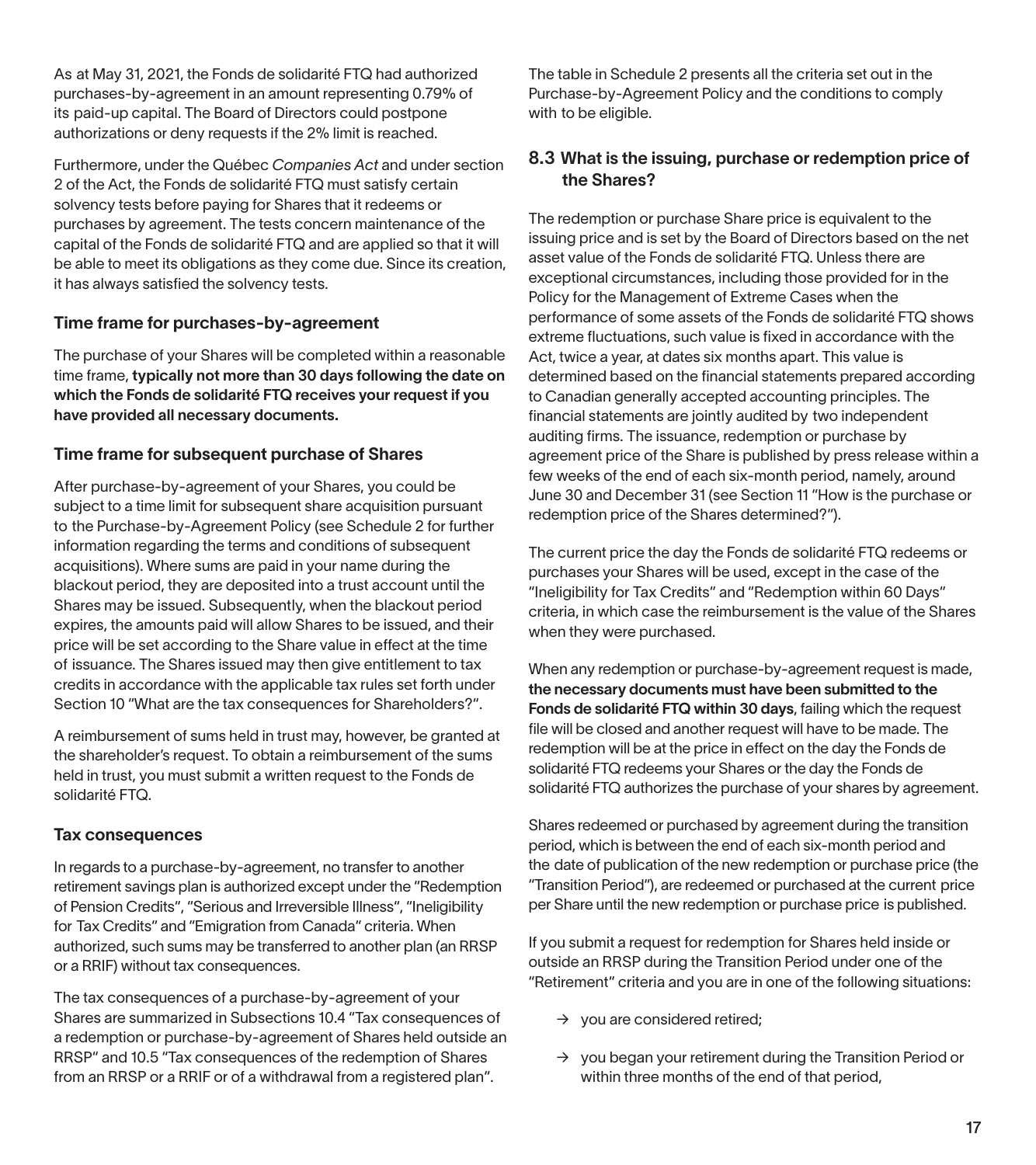As at May 31, 2021, the Fonds de solidarité FTQ had authorized purchases-by-agreement in an amount representing 0.79% of its paid-up capital. The Board of Directors could postpone authorizations or deny requests if the 2% limit is reached.

Furthermore, under the Québec *Companies Act* and under section 2 of the Act, the Fonds de solidarité FTQ must satisfy certain solvency tests before paying for Shares that it redeems or purchases by agreement. The tests concern maintenance of the capital of the Fonds de solidarité FTQ and are applied so that it will be able to meet its obligations as they come due. Since its creation, it has always satisfied the solvency tests.

### Time frame for purchases-by-agreement

The purchase of your Shares will be completed within a reasonable time frame, **typically not more than 30 days following the date on which the Fonds de solidarité FTQ receives your request if you have provided all necessary documents.**

### Time frame for subsequent purchase of Shares

After purchase-by-agreement of your Shares, you could be subject to a time limit for subsequent share acquisition pursuant to the Purchase-by-Agreement Policy (see Schedule 2 for further information regarding the terms and conditions of subsequent acquisitions). Where sums are paid in your name during the blackout period, they are deposited into a trust account until the Shares may be issued. Subsequently, when the blackout period expires, the amounts paid will allow Shares to be issued, and their price will be set according to the Share value in effect at the time of issuance. The Shares issued may then give entitlement to tax credits in accordance with the applicable tax rules set forth under Section 10 "What are the tax consequences for Shareholders?".

A reimbursement of sums held in trust may, however, be granted at the shareholder's request. To obtain a reimbursement of the sums held in trust, you must submit a written request to the Fonds de solidarité FTQ.

### Tax consequences

In regards to a purchase-by-agreement, no transfer to another retirement savings plan is authorized except under the "Redemption of Pension Credits", "Serious and Irreversible Illness", "Ineligibility for Tax Credits" and "Emigration from Canada" criteria. When authorized, such sums may be transferred to another plan (an RRSP or a RRIF) without tax consequences.

The tax consequences of a purchase-by-agreement of your Shares are summarized in Subsections 10.4 "Tax consequences of a redemption or purchase-by-agreement of Shares held outside an RRSP" and 10.5 "Tax consequences of the redemption of Shares from an RRSP or a RRIF or of a withdrawal from a registered plan".

The table in Schedule 2 presents all the criteria set out in the Purchase-by-Agreement Policy and the conditions to comply with to be eligible.

## 8.3 What is the issuing, purchase or redemption price of the Shares?

The redemption or purchase Share price is equivalent to the issuing price and is set by the Board of Directors based on the net asset value of the Fonds de solidarité FTQ. Unless there are exceptional circumstances, including those provided for in the Policy for the Management of Extreme Cases when the performance of some assets of the Fonds de solidarité FTQ shows extreme fluctuations, such value is fixed in accordance with the Act, twice a year, at dates six months apart. This value is determined based on the financial statements prepared according to Canadian generally accepted accounting principles. The financial statements are jointly audited by two independent auditing firms. The issuance, redemption or purchase by agreement price of the Share is published by press release within a few weeks of the end of each six-month period, namely, around June 30 and December 31 (see Section 11 "How is the purchase or redemption price of the Shares determined?").

The current price the day the Fonds de solidarité FTQ redeems or purchases your Shares will be used, except in the case of the "Ineligibility for Tax Credits" and "Redemption within 60 Days" criteria, in which case the reimbursement is the value of the Shares when they were purchased.

When any redemption or purchase-by-agreement request is made, **the necessary documents must have been submitted to the Fonds de solidarité FTQ within 30 days**, failing which the request file will be closed and another request will have to be made. The redemption will be at the price in effect on the day the Fonds de solidarité FTQ redeems your Shares or the day the Fonds de solidarité FTQ authorizes the purchase of your shares by agreement.

Shares redeemed or purchased by agreement during the transition period, which is between the end of each six-month period and the date of publication of the new redemption or purchase price (the "Transition Period"), are redeemed or purchased at the current price per Share until the new redemption or purchase price is published.

If you submit a request for redemption for Shares held inside or outside an RRSP during the Transition Period under one of the "Retirement" criteria and you are in one of the following situations:

- → you are considered retired;
- → you began your retirement during the Transition Period or within three months of the end of that period,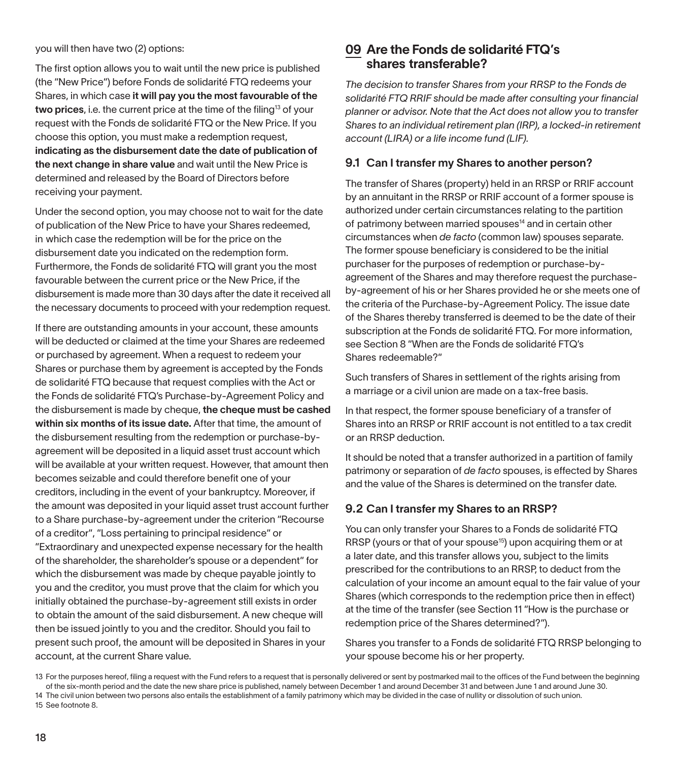you will then have two (2) options:

The first option allows you to wait until the new price is published (the "New Price") before Fonds de solidarité FTQ redeems your Shares, in which case **it will pay you the most favourable of the two prices**, i.e. the current price at the time of the filing[13] of your request with the Fonds de solidarité FTQ or the New Price. If you choose this option, you must make a redemption request, **indicating as the disbursement date the date of publication of the next change in share value** and wait until the New Price is determined and released by the Board of Directors before receiving your payment.

Under the second option, you may choose not to wait for the date of publication of the New Price to have your Shares redeemed, in which case the redemption will be for the price on the disbursement date you indicated on the redemption form. Furthermore, the Fonds de solidarité FTQ will grant you the most favourable between the current price or the New Price, if the disbursement is made more than 30 days after the date it received all the necessary documents to proceed with your redemption request.

If there are outstanding amounts in your account, these amounts will be deducted or claimed at the time your Shares are redeemed or purchased by agreement. When a request to redeem your Shares or purchase them by agreement is accepted by the Fonds de solidarité FTQ because that request complies with the Act or the Fonds de solidarité FTQ's Purchase-by-Agreement Policy and the disbursement is made by cheque, **the cheque must be cashed within six months of its issue date.** After that time, the amount of the disbursement resulting from the redemption or purchase-by-agreement will be deposited in a liquid asset trust account which will be available at your written request. However, that amount then becomes seizable and could therefore benefit one of your creditors, including in the event of your bankruptcy. Moreover, if the amount was deposited in your liquid asset trust account further to a Share purchase-by-agreement under the criterion "Recourse of a creditor", "Loss pertaining to principal residence" or "Extraordinary and unexpected expense necessary for the health of the shareholder, the shareholder's spouse or a dependent" for which the disbursement was made by cheque payable jointly to you and the creditor, you must prove that the claim for which you initially obtained the purchase-by-agreement still exists in order to obtain the amount of the said disbursement. A new cheque will then be issued jointly to you and the creditor. Should you fail to present such proof, the amount will be deposited in Shares in your account, at the current Share value.

## 09 Are the Fonds de solidarité FTQ's shares transferable?

*The decision to transfer Shares from your RRSP to the Fonds de solidarité FTQ RRIF should be made after consulting your financial planner or advisor. Note that the Act does not allow you to transfer Shares to an individual retirement plan (IRP), a locked-in retirement account (LIRA) or a life income fund (LIF).*

### 9.1 Can I transfer my Shares to another person?

The transfer of Shares (property) held in an RRSP or RRIF account by an annuitant in the RRSP or RRIF account of a former spouse is authorized under certain circumstances relating to the partition of patrimony between married spouses[14] and in certain other circumstances when *de facto* (common law) spouses separate. The former spouse beneficiary is considered to be the initial purchaser for the purposes of redemption or purchase-by-agreement of the Shares and may therefore request the purchase-by-agreement of his or her Shares provided he or she meets one of the criteria of the Purchase-by-Agreement Policy. The issue date of the Shares thereby transferred is deemed to be the date of their subscription at the Fonds de solidarité FTQ. For more information, see Section 8 "When are the Fonds de solidarité FTQ's Shares redeemable?"

Such transfers of Shares in settlement of the rights arising from a marriage or a civil union are made on a tax-free basis.

In that respect, the former spouse beneficiary of a transfer of Shares into an RRSP or RRIF account is not entitled to a tax credit or an RRSP deduction.

It should be noted that a transfer authorized in a partition of family patrimony or separation of *de facto* spouses, is effected by Shares and the value of the Shares is determined on the transfer date.

### 9.2 Can I transfer my Shares to an RRSP?

You can only transfer your Shares to a Fonds de solidarité FTQ RRSP (yours or that of your spouse[15]) upon acquiring them or at a later date, and this transfer allows you, subject to the limits prescribed for the contributions to an RRSP, to deduct from the calculation of your income an amount equal to the fair value of your Shares (which corresponds to the redemption price then in effect) at the time of the transfer (see Section 11 "How is the purchase or redemption price of the Shares determined?").

Shares you transfer to a Fonds de solidarité FTQ RRSP belonging to your spouse become his or her property.

13 For the purposes hereof, filing a request with the Fund refers to a request that is personally delivered or sent by postmarked mail to the offices of the Fund between the beginning of the six-month period and the date the new share price is published, namely between December 1 and around December 31 and between June 1 and around June 30.

14 The civil union between two persons also entails the establishment of a family patrimony which may be divided in the case of nullity or dissolution of such union.

15 See footnote 8.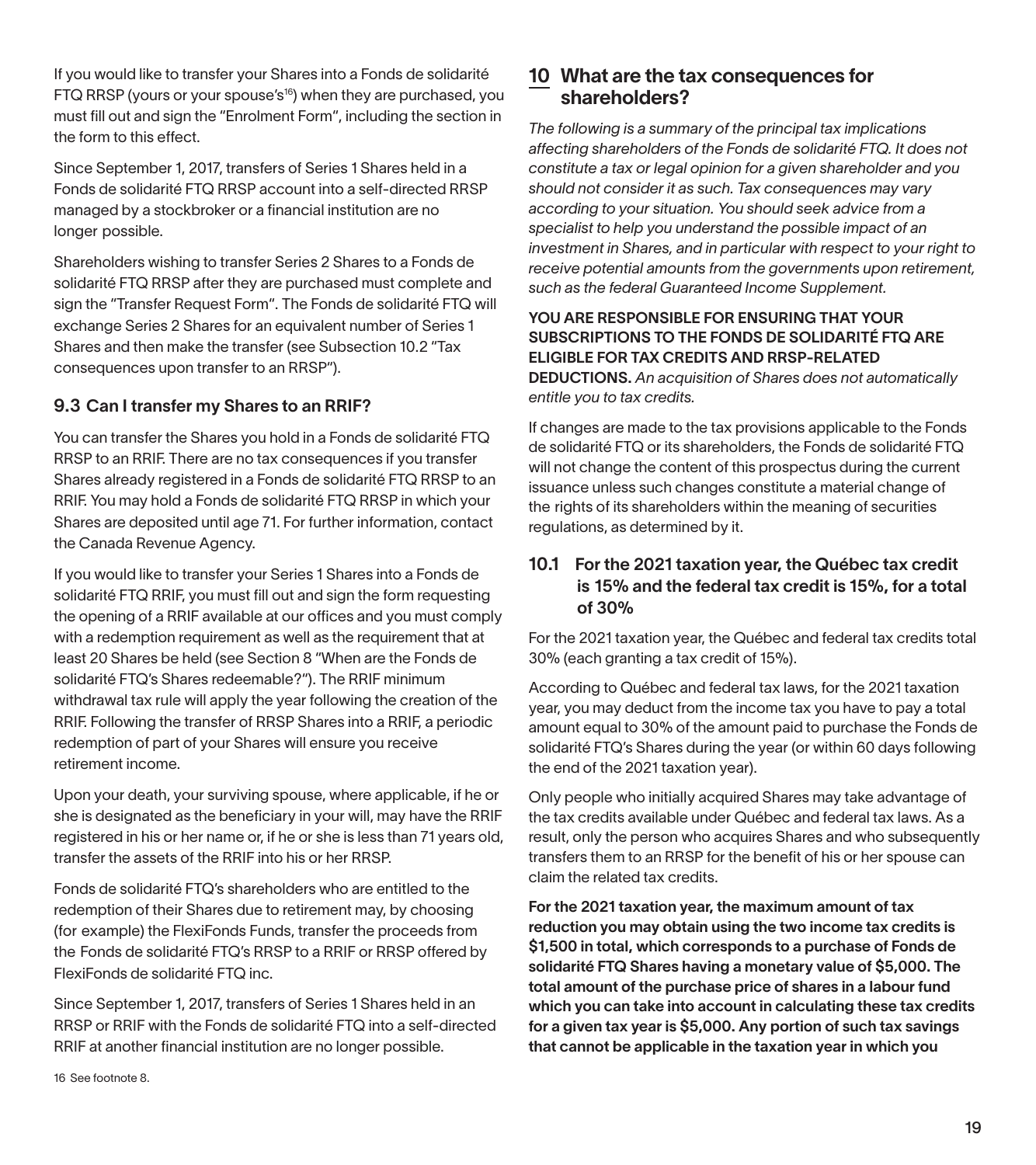If you would like to transfer your Shares into a Fonds de solidarité FTQ RRSP (yours or your spouse's[16]) when they are purchased, you must fill out and sign the "Enrolment Form", including the section in the form to this effect.

Since September 1, 2017, transfers of Series 1 Shares held in a Fonds de solidarité FTQ RRSP account into a self-directed RRSP managed by a stockbroker or a financial institution are no longer possible.

Shareholders wishing to transfer Series 2 Shares to a Fonds de solidarité FTQ RRSP after they are purchased must complete and sign the "Transfer Request Form". The Fonds de solidarité FTQ will exchange Series 2 Shares for an equivalent number of Series 1 Shares and then make the transfer (see Subsection 10.2 "Tax consequences upon transfer to an RRSP").

### 9.3 Can I transfer my Shares to an RRIF?

You can transfer the Shares you hold in a Fonds de solidarité FTQ RRSP to an RRIF. There are no tax consequences if you transfer Shares already registered in a Fonds de solidarité FTQ RRSP to an RRIF. You may hold a Fonds de solidarité FTQ RRSP in which your Shares are deposited until age 71. For further information, contact the Canada Revenue Agency.

If you would like to transfer your Series 1 Shares into a Fonds de solidarité FTQ RRIF, you must fill out and sign the form requesting the opening of a RRIF available at our offices and you must comply with a redemption requirement as well as the requirement that at least 20 Shares be held (see Section 8 "When are the Fonds de solidarité FTQ's Shares redeemable?"). The RRIF minimum withdrawal tax rule will apply the year following the creation of the RRIF. Following the transfer of RRSP Shares into a RRIF, a periodic redemption of part of your Shares will ensure you receive retirement income.

Upon your death, your surviving spouse, where applicable, if he or she is designated as the beneficiary in your will, may have the RRIF registered in his or her name or, if he or she is less than 71 years old, transfer the assets of the RRIF into his or her RRSP.

Fonds de solidarité FTQ's shareholders who are entitled to the redemption of their Shares due to retirement may, by choosing (for example) the FlexiFonds Funds, transfer the proceeds from the Fonds de solidarité FTQ's RRSP to a RRIF or RRSP offered by FlexiFonds de solidarité FTQ inc.

Since September 1, 2017, transfers of Series 1 Shares held in an RRSP or RRIF with the Fonds de solidarité FTQ into a self-directed RRIF at another financial institution are no longer possible.

16 See footnote 8.

## 10 What are the tax consequences for shareholders?

*The following is a summary of the principal tax implications affecting shareholders of the Fonds de solidarité FTQ. It does not constitute a tax or legal opinion for a given shareholder and you should not consider it as such. Tax consequences may vary according to your situation. You should seek advice from a specialist to help you understand the possible impact of an investment in Shares, and in particular with respect to your right to receive potential amounts from the governments upon retirement, such as the federal Guaranteed Income Supplement.*

**YOU ARE RESPONSIBLE FOR ENSURING THAT YOUR SUBSCRIPTIONS TO THE FONDS DE SOLIDARITÉ FTQ ARE ELIGIBLE FOR TAX CREDITS AND RRSP-RELATED DEDUCTIONS.** *An acquisition of Shares does not automatically entitle you to tax credits.*

If changes are made to the tax provisions applicable to the Fonds de solidarité FTQ or its shareholders, the Fonds de solidarité FTQ will not change the content of this prospectus during the current issuance unless such changes constitute a material change of the rights of its shareholders within the meaning of securities regulations, as determined by it.

### 10.1 For the 2021 taxation year, the Québec tax credit is 15% and the federal tax credit is 15%, for a total of 30%

For the 2021 taxation year, the Québec and federal tax credits total 30% (each granting a tax credit of 15%).

According to Québec and federal tax laws, for the 2021 taxation year, you may deduct from the income tax you have to pay a total amount equal to 30% of the amount paid to purchase the Fonds de solidarité FTQ's Shares during the year (or within 60 days following the end of the 2021 taxation year).

Only people who initially acquired Shares may take advantage of the tax credits available under Québec and federal tax laws. As a result, only the person who acquires Shares and who subsequently transfers them to an RRSP for the benefit of his or her spouse can claim the related tax credits.

**For the 2021 taxation year, the maximum amount of tax reduction you may obtain using the two income tax credits is $1,500 in total, which corresponds to a purchase of Fonds de solidarité FTQ Shares having a monetary value of $5,000. The total amount of the purchase price of shares in a labour fund which you can take into account in calculating these tax credits for a given tax year is $5,000. Any portion of such tax savings that cannot be applicable in the taxation year in which you**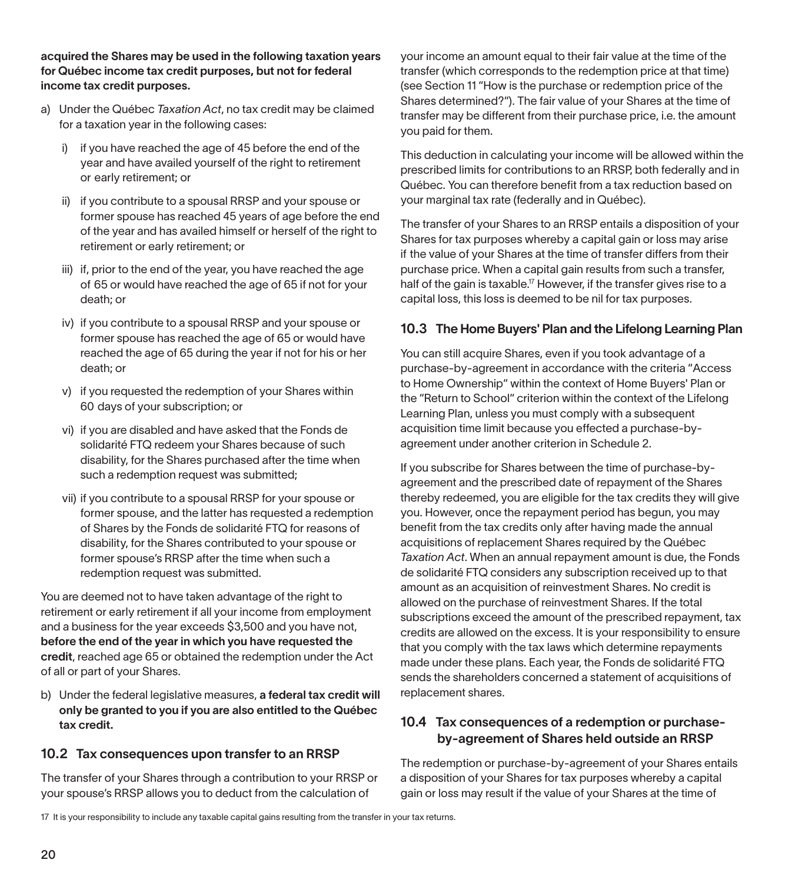**acquired the Shares may be used in the following taxation years for Québec income tax credit purposes, but not for federal income tax credit purposes.**

a) Under the Québec *Taxation Act*, no tax credit may be claimed for a taxation year in the following cases:

   i) if you have reached the age of 45 before the end of the year and have availed yourself of the right to retirement or early retirement; or

   ii) if you contribute to a spousal RRSP and your spouse or former spouse has reached 45 years of age before the end of the year and has availed himself or herself of the right to retirement or early retirement; or

   iii) if, prior to the end of the year, you have reached the age of 65 or would have reached the age of 65 if not for your death; or

   iv) if you contribute to a spousal RRSP and your spouse or former spouse has reached the age of 65 or would have reached the age of 65 during the year if not for his or her death; or

   v) if you requested the redemption of your Shares within 60 days of your subscription; or

   vi) if you are disabled and have asked that the Fonds de solidarité FTQ redeem your Shares because of such disability, for the Shares purchased after the time when such a redemption request was submitted;

   vii) if you contribute to a spousal RRSP for your spouse or former spouse, and the latter has requested a redemption of Shares by the Fonds de solidarité FTQ for reasons of disability, for the Shares contributed to your spouse or former spouse's RRSP after the time when such a redemption request was submitted.

You are deemed not to have taken advantage of the right to retirement or early retirement if all your income from employment and a business for the year exceeds $3,500 and you have not, **before the end of the year in which you have requested the credit**, reached age 65 or obtained the redemption under the Act of all or part of your Shares.

b) Under the federal legislative measures, **a federal tax credit will only be granted to you if you are also entitled to the Québec tax credit.**

## 10.2 Tax consequences upon transfer to an RRSP

The transfer of your Shares through a contribution to your RRSP or your spouse's RRSP allows you to deduct from the calculation of your income an amount equal to their fair value at the time of the transfer (which corresponds to the redemption price at that time) (see Section 11 "How is the purchase or redemption price of the Shares determined?"). The fair value of your Shares at the time of transfer may be different from their purchase price, i.e. the amount you paid for them.

This deduction in calculating your income will be allowed within the prescribed limits for contributions to an RRSP, both federally and in Québec. You can therefore benefit from a tax reduction based on your marginal tax rate (federally and in Québec).

The transfer of your Shares to an RRSP entails a disposition of your Shares for tax purposes whereby a capital gain or loss may arise if the value of your Shares at the time of transfer differs from their purchase price. When a capital gain results from such a transfer, half of the gain is taxable.[17] However, if the transfer gives rise to a capital loss, this loss is deemed to be nil for tax purposes.

## 10.3 The Home Buyers' Plan and the Lifelong Learning Plan

You can still acquire Shares, even if you took advantage of a purchase-by-agreement in accordance with the criteria "Access to Home Ownership" within the context of Home Buyers' Plan or the "Return to School" criterion within the context of the Lifelong Learning Plan, unless you must comply with a subsequent acquisition time limit because you effected a purchase-by-agreement under another criterion in Schedule 2.

If you subscribe for Shares between the time of purchase-by-agreement and the prescribed date of repayment of the Shares thereby redeemed, you are eligible for the tax credits they will give you. However, once the repayment period has begun, you may benefit from the tax credits only after having made the annual acquisitions of replacement Shares required by the Québec *Taxation Act*. When an annual repayment amount is due, the Fonds de solidarité FTQ considers any subscription received up to that amount as an acquisition of reinvestment Shares. No credit is allowed on the purchase of reinvestment Shares. If the total subscriptions exceed the amount of the prescribed repayment, tax credits are allowed on the excess. It is your responsibility to ensure that you comply with the tax laws which determine repayments made under these plans. Each year, the Fonds de solidarité FTQ sends the shareholders concerned a statement of acquisitions of replacement shares.

## 10.4 Tax consequences of a redemption or purchase-by-agreement of Shares held outside an RRSP

The redemption or purchase-by-agreement of your Shares entails a disposition of your Shares for tax purposes whereby a capital gain or loss may result if the value of your Shares at the time of

---

17 It is your responsibility to include any taxable capital gains resulting from the transfer in your tax returns.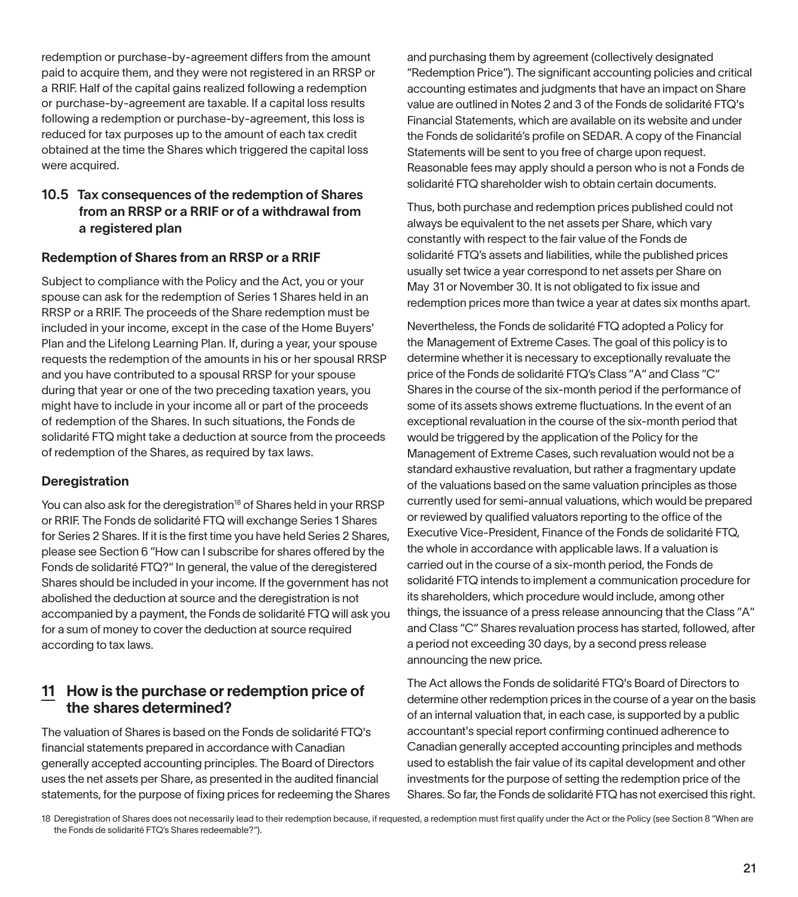redemption or purchase-by-agreement differs from the amount paid to acquire them, and they were not registered in an RRSP or a RRIF. Half of the capital gains realized following a redemption or purchase-by-agreement are taxable. If a capital loss results following a redemption or purchase-by-agreement, this loss is reduced for tax purposes up to the amount of each tax credit obtained at the time the Shares which triggered the capital loss were acquired.

### 10.5 Tax consequences of the redemption of Shares from an RRSP or a RRIF or of a withdrawal from a registered plan

#### Redemption of Shares from an RRSP or a RRIF

Subject to compliance with the Policy and the Act, you or your spouse can ask for the redemption of Series 1 Shares held in an RRSP or a RRIF. The proceeds of the Share redemption must be included in your income, except in the case of the Home Buyers' Plan and the Lifelong Learning Plan. If, during a year, your spouse requests the redemption of the amounts in his or her spousal RRSP and you have contributed to a spousal RRSP for your spouse during that year or one of the two preceding taxation years, you might have to include in your income all or part of the proceeds of redemption of the Shares. In such situations, the Fonds de solidarité FTQ might take a deduction at source from the proceeds of redemption of the Shares, as required by tax laws.

#### Deregistration

You can also ask for the deregistration[18] of Shares held in your RRSP or RRIF. The Fonds de solidarité FTQ will exchange Series 1 Shares for Series 2 Shares. If it is the first time you have held Series 2 Shares, please see Section 6 "How can I subscribe for shares offered by the Fonds de solidarité FTQ?" In general, the value of the deregistered Shares should be included in your income. If the government has not abolished the deduction at source and the deregistration is not accompanied by a payment, the Fonds de solidarité FTQ will ask you for a sum of money to cover the deduction at source required according to tax laws.

## 11 How is the purchase or redemption price of the shares determined?

The valuation of Shares is based on the Fonds de solidarité FTQ's financial statements prepared in accordance with Canadian generally accepted accounting principles. The Board of Directors uses the net assets per Share, as presented in the audited financial statements, for the purpose of fixing prices for redeeming the Shares and purchasing them by agreement (collectively designated "Redemption Price"). The significant accounting policies and critical accounting estimates and judgments that have an impact on Share value are outlined in Notes 2 and 3 of the Fonds de solidarité FTQ's Financial Statements, which are available on its website and under the Fonds de solidarité's profile on SEDAR. A copy of the Financial Statements will be sent to you free of charge upon request. Reasonable fees may apply should a person who is not a Fonds de solidarité FTQ shareholder wish to obtain certain documents.

Thus, both purchase and redemption prices published could not always be equivalent to the net assets per Share, which vary constantly with respect to the fair value of the Fonds de solidarité FTQ's assets and liabilities, while the published prices usually set twice a year correspond to net assets per Share on May 31 or November 30. It is not obligated to fix issue and redemption prices more than twice a year at dates six months apart.

Nevertheless, the Fonds de solidarité FTQ adopted a Policy for the Management of Extreme Cases. The goal of this policy is to determine whether it is necessary to exceptionally revaluate the price of the Fonds de solidarité FTQ's Class "A" and Class "C" Shares in the course of the six-month period if the performance of some of its assets shows extreme fluctuations. In the event of an exceptional revaluation in the course of the six-month period that would be triggered by the application of the Policy for the Management of Extreme Cases, such revaluation would not be a standard exhaustive revaluation, but rather a fragmentary update of the valuations based on the same valuation principles as those currently used for semi-annual valuations, which would be prepared or reviewed by qualified valuators reporting to the office of the Executive Vice-President, Finance of the Fonds de solidarité FTQ, the whole in accordance with applicable laws. If a valuation is carried out in the course of a six-month period, the Fonds de solidarité FTQ intends to implement a communication procedure for its shareholders, which procedure would include, among other things, the issuance of a press release announcing that the Class "A" and Class "C" Shares revaluation process has started, followed, after a period not exceeding 30 days, by a second press release announcing the new price.

The Act allows the Fonds de solidarité FTQ's Board of Directors to determine other redemption prices in the course of a year on the basis of an internal valuation that, in each case, is supported by a public accountant's special report confirming continued adherence to Canadian generally accepted accounting principles and methods used to establish the fair value of its capital development and other investments for the purpose of setting the redemption price of the Shares. So far, the Fonds de solidarité FTQ has not exercised this right.

18 Deregistration of Shares does not necessarily lead to their redemption because, if requested, a redemption must first qualify under the Act or the Policy (see Section 8 "When are the Fonds de solidarité FTQ's Shares redeemable?").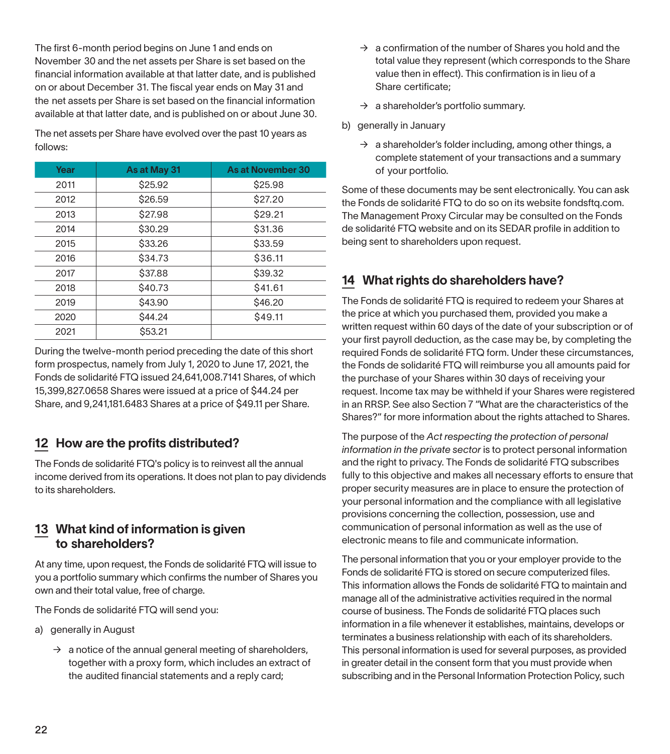The first 6-month period begins on June 1 and ends on November 30 and the net assets per Share is set based on the financial information available at that latter date, and is published on or about December 31. The fiscal year ends on May 31 and the net assets per Share is set based on the financial information available at that latter date, and is published on or about June 30.

The net assets per Share have evolved over the past 10 years as follows:

| Year | As at May 31 | As at November 30 |
|---|---|---|
| 2011 | $25.92 | $25.98 |
| 2012 | $26.59 | $27.20 |
| 2013 | $27.98 | $29.21 |
| 2014 | $30.29 | $31.36 |
| 2015 | $33.26 | $33.59 |
| 2016 | $34.73 | $36.11 |
| 2017 | $37.88 | $39.32 |
| 2018 | $40.73 | $41.61 |
| 2019 | $43.90 | $46.20 |
| 2020 | $44.24 | $49.11 |
| 2021 | $53.21 | |

During the twelve-month period preceding the date of this short form prospectus, namely from July 1, 2020 to June 17, 2021, the Fonds de solidarité FTQ issued 24,641,008.7141 Shares, of which 15,399,827.0658 Shares were issued at a price of $44.24 per Share, and 9,241,181.6483 Shares at a price of $49.11 per Share.

## 12 How are the profits distributed?

The Fonds de solidarité FTQ's policy is to reinvest all the annual income derived from its operations. It does not plan to pay dividends to its shareholders.

## 13 What kind of information is given to shareholders?

At any time, upon request, the Fonds de solidarité FTQ will issue to you a portfolio summary which confirms the number of Shares you own and their total value, free of charge.

The Fonds de solidarité FTQ will send you:

a) generally in August

- → a notice of the annual general meeting of shareholders, together with a proxy form, which includes an extract of the audited financial statements and a reply card;
- → a confirmation of the number of Shares you hold and the total value they represent (which corresponds to the Share value then in effect). This confirmation is in lieu of a Share certificate;
- → a shareholder's portfolio summary.

b) generally in January

- → a shareholder's folder including, among other things, a complete statement of your transactions and a summary of your portfolio.

Some of these documents may be sent electronically. You can ask the Fonds de solidarité FTQ to do so on its website fondsftq.com. The Management Proxy Circular may be consulted on the Fonds de solidarité FTQ website and on its SEDAR profile in addition to being sent to shareholders upon request.

## 14 What rights do shareholders have?

The Fonds de solidarité FTQ is required to redeem your Shares at the price at which you purchased them, provided you make a written request within 60 days of the date of your subscription or of your first payroll deduction, as the case may be, by completing the required Fonds de solidarité FTQ form. Under these circumstances, the Fonds de solidarité FTQ will reimburse you all amounts paid for the purchase of your Shares within 30 days of receiving your request. Income tax may be withheld if your Shares were registered in an RRSP. See also Section 7 "What are the characteristics of the Shares?" for more information about the rights attached to Shares.

The purpose of the *Act respecting the protection of personal information in the private sector* is to protect personal information and the right to privacy. The Fonds de solidarité FTQ subscribes fully to this objective and makes all necessary efforts to ensure that proper security measures are in place to ensure the protection of your personal information and the compliance with all legislative provisions concerning the collection, possession, use and communication of personal information as well as the use of electronic means to file and communicate information.

The personal information that you or your employer provide to the Fonds de solidarité FTQ is stored on secure computerized files. This information allows the Fonds de solidarité FTQ to maintain and manage all of the administrative activities required in the normal course of business. The Fonds de solidarité FTQ places such information in a file whenever it establishes, maintains, develops or terminates a business relationship with each of its shareholders. This personal information is used for several purposes, as provided in greater detail in the consent form that you must provide when subscribing and in the Personal Information Protection Policy, such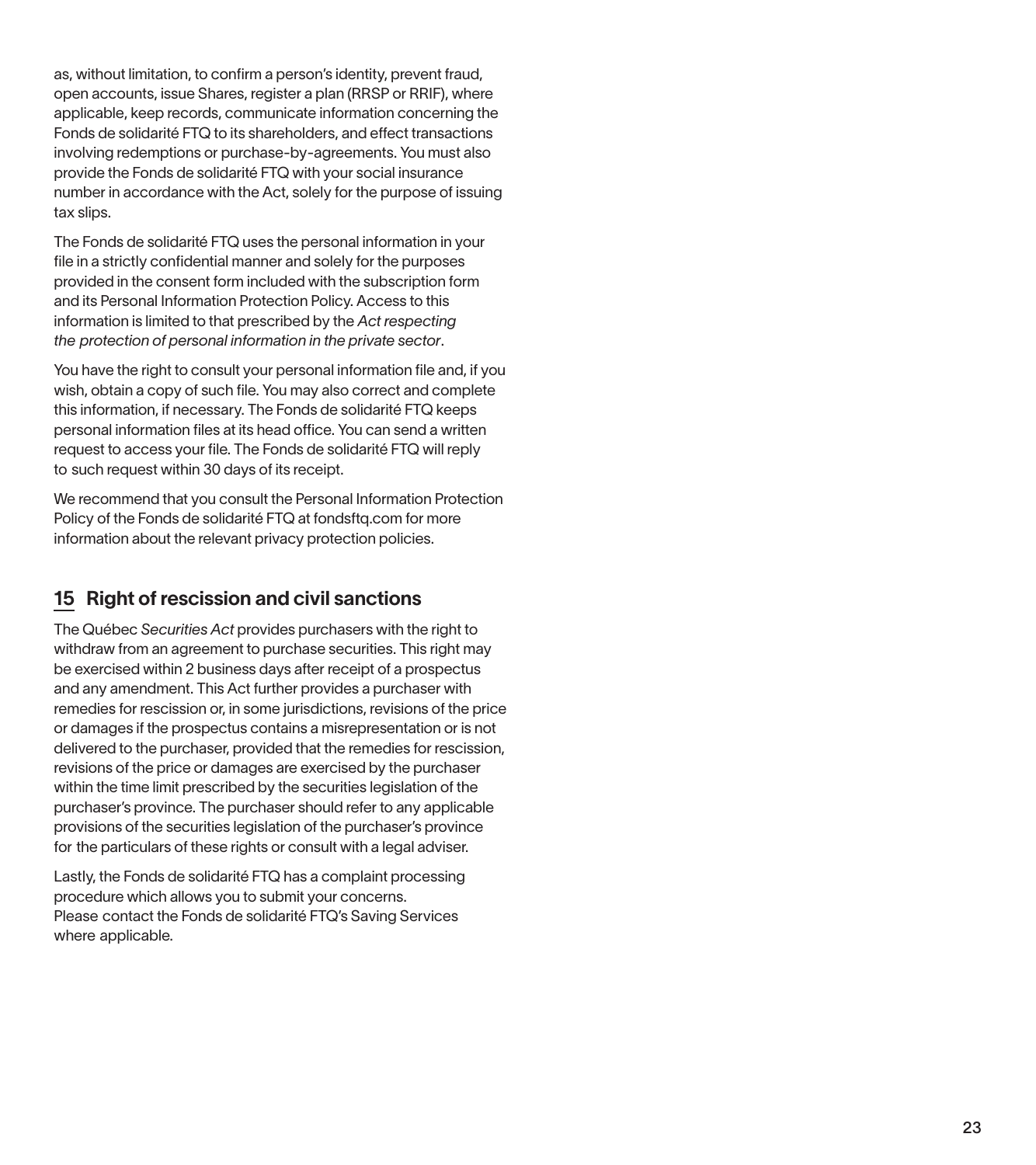as, without limitation, to confirm a person's identity, prevent fraud, open accounts, issue Shares, register a plan (RRSP or RRIF), where applicable, keep records, communicate information concerning the Fonds de solidarité FTQ to its shareholders, and effect transactions involving redemptions or purchase-by-agreements. You must also provide the Fonds de solidarité FTQ with your social insurance number in accordance with the Act, solely for the purpose of issuing tax slips.

The Fonds de solidarité FTQ uses the personal information in your file in a strictly confidential manner and solely for the purposes provided in the consent form included with the subscription form and its Personal Information Protection Policy. Access to this information is limited to that prescribed by the *Act respecting the protection of personal information in the private sector*.

You have the right to consult your personal information file and, if you wish, obtain a copy of such file. You may also correct and complete this information, if necessary. The Fonds de solidarité FTQ keeps personal information files at its head office. You can send a written request to access your file. The Fonds de solidarité FTQ will reply to such request within 30 days of its receipt.

We recommend that you consult the Personal Information Protection Policy of the Fonds de solidarité FTQ at fondsftq.com for more information about the relevant privacy protection policies.

## 15 Right of rescission and civil sanctions

The Québec *Securities Act* provides purchasers with the right to withdraw from an agreement to purchase securities. This right may be exercised within 2 business days after receipt of a prospectus and any amendment. This Act further provides a purchaser with remedies for rescission or, in some jurisdictions, revisions of the price or damages if the prospectus contains a misrepresentation or is not delivered to the purchaser, provided that the remedies for rescission, revisions of the price or damages are exercised by the purchaser within the time limit prescribed by the securities legislation of the purchaser's province. The purchaser should refer to any applicable provisions of the securities legislation of the purchaser's province for the particulars of these rights or consult with a legal adviser.

Lastly, the Fonds de solidarité FTQ has a complaint processing procedure which allows you to submit your concerns. Please contact the Fonds de solidarité FTQ's Saving Services where applicable.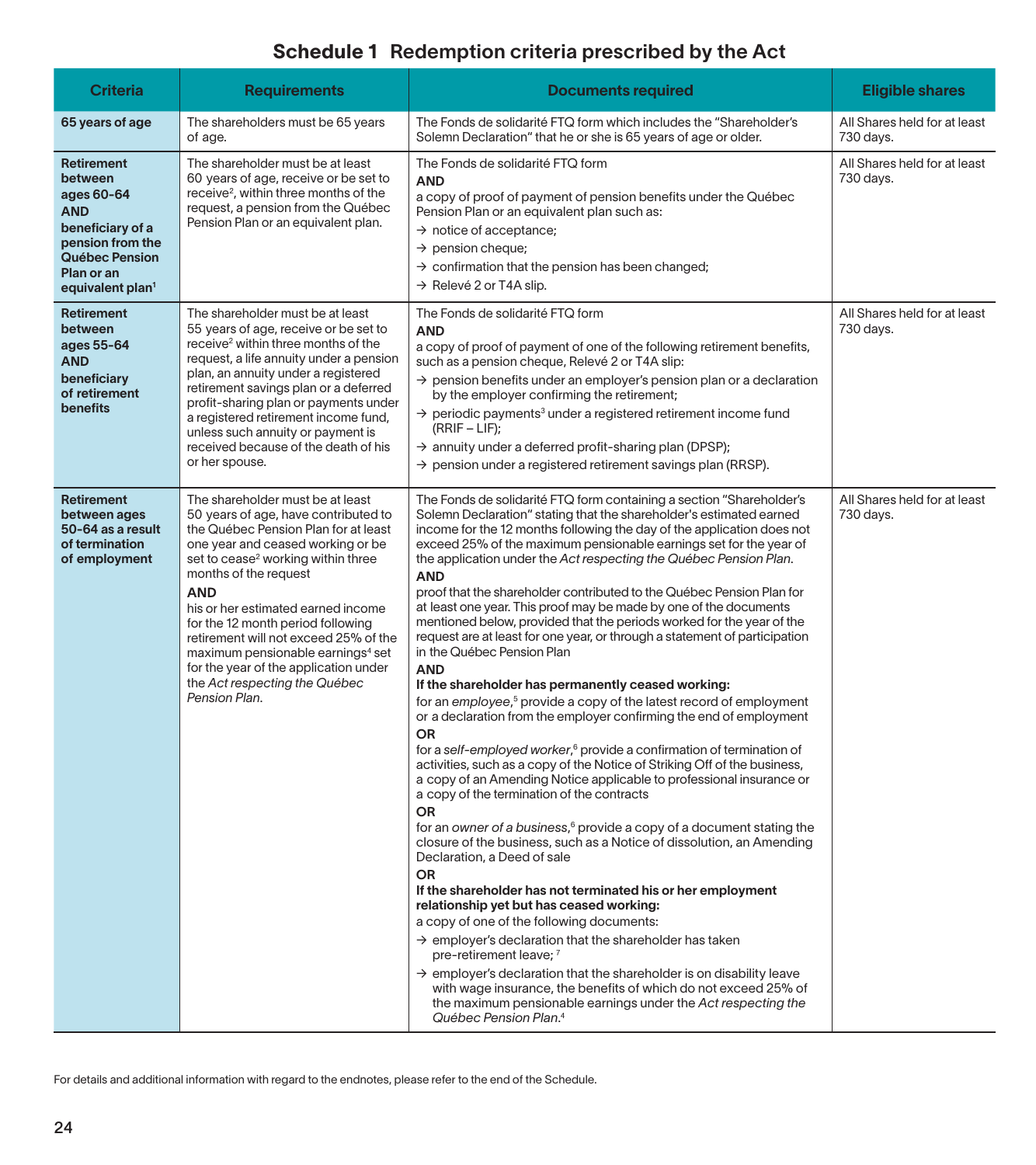## Schedule 1 Redemption criteria prescribed by the Act

| Criteria | Requirements | Documents required | Eligible shares |
|---|---|---|---|
| **65 years of age** | The shareholders must be 65 years of age. | The Fonds de solidarité FTQ form which includes the "Shareholder's Solemn Declaration" that he or she is 65 years of age or older. | All Shares held for at least 730 days. |
| **Retirement between ages 60-64 AND beneficiary of a pension from the Québec Pension Plan or an equivalent plan**[1] | The shareholder must be at least 60 years of age, receive or be set to receive[2], within three months of the request, a pension from the Québec Pension Plan or an equivalent plan. | The Fonds de solidarité FTQ form<br>**AND**<br>a copy of proof of payment of pension benefits under the Québec Pension Plan or an equivalent plan such as:<br>→ notice of acceptance;<br>→ pension cheque;<br>→ confirmation that the pension has been changed;<br>→ Relevé 2 or T4A slip. | All Shares held for at least 730 days. |
| **Retirement between ages 55-64 AND beneficiary of retirement benefits** | The shareholder must be at least 55 years of age, receive or be set to receive[2] within three months of the request, a life annuity under a pension plan, an annuity under a registered retirement savings plan or a deferred profit-sharing plan or payments under a registered retirement income fund, unless such annuity or payment is received because of the death of his or her spouse. | The Fonds de solidarité FTQ form<br>**AND**<br>a copy of proof of payment of one of the following retirement benefits, such as a pension cheque, Relevé 2 or T4A slip:<br>→ pension benefits under an employer's pension plan or a declaration by the employer confirming the retirement;<br>→ periodic payments[3] under a registered retirement income fund (RRIF – LIF);<br>→ annuity under a deferred profit-sharing plan (DPSP);<br>→ pension under a registered retirement savings plan (RRSP). | All Shares held for at least 730 days. |
| **Retirement between ages 50-64 as a result of termination of employment** | The shareholder must be at least 50 years of age, have contributed to the Québec Pension Plan for at least one year and ceased working or be set to cease[2] working within three months of the request<br>**AND**<br>his or her estimated earned income for the 12 month period following retirement will not exceed 25% of the maximum pensionable earnings[4] set for the year of the application under the *Act respecting the Québec Pension Plan*. | The Fonds de solidarité FTQ form containing a section "Shareholder's Solemn Declaration" stating that the shareholder's estimated earned income for the 12 months following the day of the application does not exceed 25% of the maximum pensionable earnings set for the year of the application under the *Act respecting the Québec Pension Plan*.<br>**AND**<br>proof that the shareholder contributed to the Québec Pension Plan for at least one year. This proof may be made by one of the documents mentioned below, provided that the periods worked for the year of the request are at least for one year, or through a statement of participation in the Québec Pension Plan<br>**AND**<br>**If the shareholder has permanently ceased working:**<br>for an *employee*,[5] provide a copy of the latest record of employment or a declaration from the employer confirming the end of employment<br>**OR**<br>for a *self-employed worker*,[6] provide a confirmation of termination of activities, such as a copy of the Notice of Striking Off of the business, a copy of an Amending Notice applicable to professional insurance or a copy of the termination of the contracts<br>**OR**<br>for an *owner of a business*,[6] provide a copy of a document stating the closure of the business, such as a Notice of dissolution, an Amending Declaration, a Deed of sale<br>**OR**<br>**If the shareholder has not terminated his or her employment relationship yet but has ceased working:**<br>a copy of one of the following documents:<br>→ employer's declaration that the shareholder has taken pre-retirement leave; [7]<br>→ employer's declaration that the shareholder is on disability leave with wage insurance, the benefits of which do not exceed 25% of the maximum pensionable earnings under the *Act respecting the Québec Pension Plan*.[4] | All Shares held for at least 730 days. |

For details and additional information with regard to the endnotes, please refer to the end of the Schedule.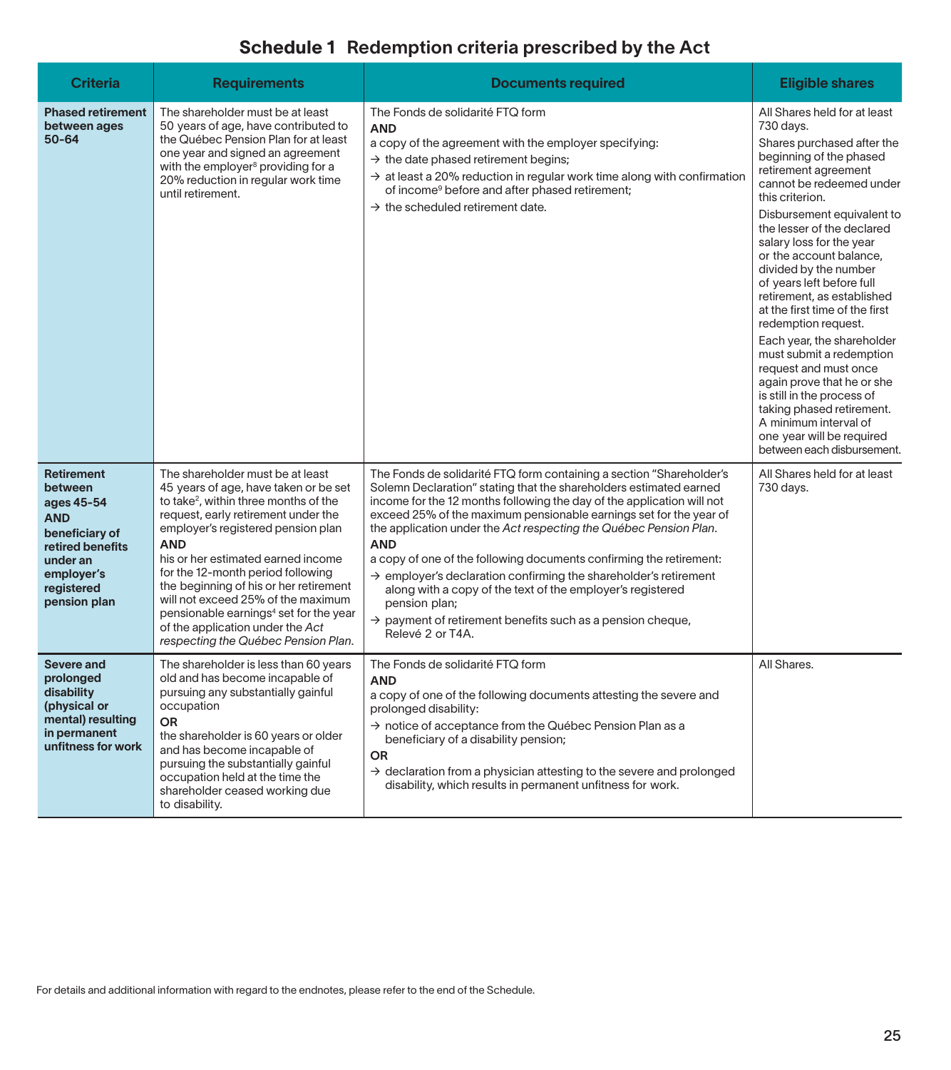## Schedule 1 Redemption criteria prescribed by the Act

| Criteria | Requirements | Documents required | Eligible shares |
|---|---|---|---|
| **Phased retirement between ages 50-64** | The shareholder must be at least 50 years of age, have contributed to the Québec Pension Plan for at least one year and signed an agreement with the employer[8] providing for a 20% reduction in regular work time until retirement. | The Fonds de solidarité FTQ form **AND** a copy of the agreement with the employer specifying: → the date phased retirement begins; → at least a 20% reduction in regular work time along with confirmation of income[9] before and after phased retirement; → the scheduled retirement date. | All Shares held for at least 730 days. Shares purchased after the beginning of the phased retirement agreement cannot be redeemed under this criterion. Disbursement equivalent to the lesser of the declared salary loss for the year or the account balance, divided by the number of years left before full retirement, as established at the first time of the first redemption request. Each year, the shareholder must submit a redemption request and must once again prove that he or she is still in the process of taking phased retirement. A minimum interval of one year will be required between each disbursement. |
| **Retirement between ages 45-54 AND beneficiary of retired benefits under an employer's registered pension plan** | The shareholder must be at least 45 years of age, have taken or be set to take[2], within three months of the request, early retirement under the employer's registered pension plan **AND** his or her estimated earned income for the 12-month period following the beginning of his or her retirement will not exceed 25% of the maximum pensionable earnings[4] set for the year of the application under the *Act respecting the Québec Pension Plan*. | The Fonds de solidarité FTQ form containing a section "Shareholder's Solemn Declaration" stating that the shareholders estimated earned income for the 12 months following the day of the application will not exceed 25% of the maximum pensionable earnings set for the year of the application under the *Act respecting the Québec Pension Plan*. **AND** a copy of one of the following documents confirming the retirement: → employer's declaration confirming the shareholder's retirement along with a copy of the text of the employer's registered pension plan; → payment of retirement benefits such as a pension cheque, Relevé 2 or T4A. | All Shares held for at least 730 days. |
| **Severe and prolonged disability (physical or mental) resulting in permanent unfitness for work** | The shareholder is less than 60 years old and has become incapable of pursuing any substantially gainful occupation **OR** the shareholder is 60 years or older and has become incapable of pursuing the substantially gainful occupation held at the time the shareholder ceased working due to disability. | The Fonds de solidarité FTQ form **AND** a copy of one of the following documents attesting the severe and prolonged disability: → notice of acceptance from the Québec Pension Plan as a beneficiary of a disability pension; **OR** → declaration from a physician attesting to the severe and prolonged disability, which results in permanent unfitness for work. | All Shares. |

For details and additional information with regard to the endnotes, please refer to the end of the Schedule.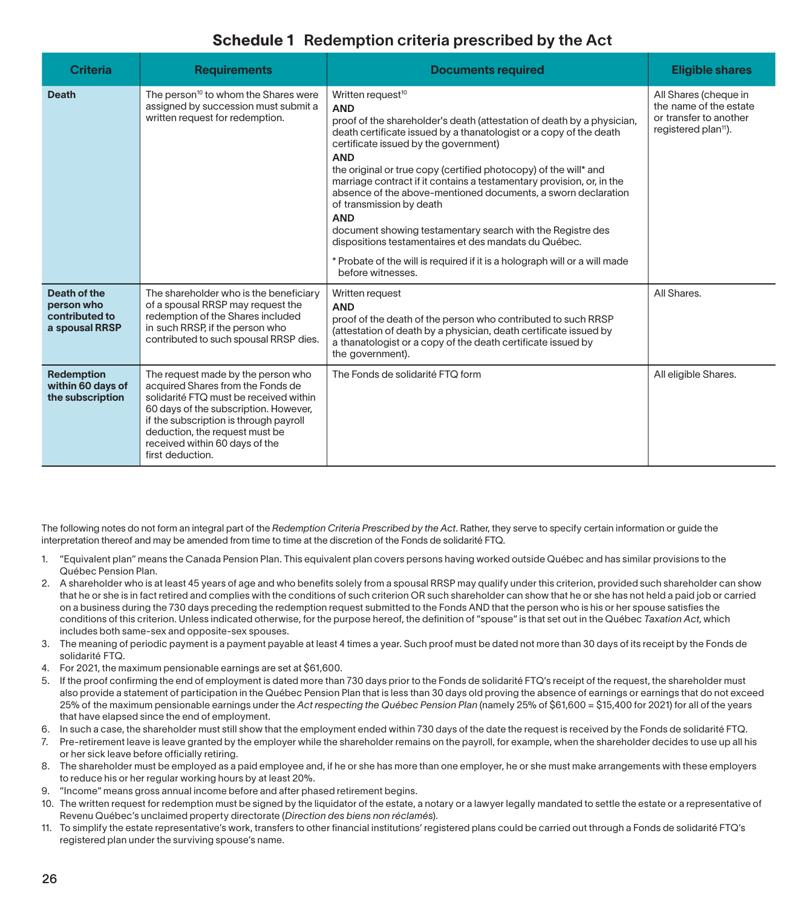## Schedule 1 Redemption criteria prescribed by the Act

| Criteria | Requirements | Documents required | Eligible shares |
|---|---|---|---|
| **Death** | The person[10] to whom the Shares were assigned by succession must submit a written request for redemption. | Written request[10] **AND** proof of the shareholder's death (attestation of death by a physician, death certificate issued by a thanatologist or a copy of the death certificate issued by the government) **AND** the original or true copy (certified photocopy) of the will* and marriage contract if it contains a testamentary provision, or, in the absence of the above-mentioned documents, a sworn declaration of transmission by death **AND** document showing testamentary search with the Registre des dispositions testamentaires et des mandats du Québec. * Probate of the will is required if it is a holograph will or a will made before witnesses. | All Shares (cheque in the name of the estate or transfer to another registered plan[11]). |
| **Death of the person who contributed to a spousal RRSP** | The shareholder who is the beneficiary of a spousal RRSP may request the redemption of the Shares included in such RRSP, if the person who contributed to such spousal RRSP dies. | Written request **AND** proof of the death of the person who contributed to such RRSP (attestation of death by a physician, death certificate issued by a thanatologist or a copy of the death certificate issued by the government). | All Shares. |
| **Redemption within 60 days of the subscription** | The request made by the person who acquired Shares from the Fonds de solidarité FTQ must be received within 60 days of the subscription. However, if the subscription is through payroll deduction, the request must be received within 60 days of the first deduction. | The Fonds de solidarité FTQ form | All eligible Shares. |

The following notes do not form an integral part of the *Redemption Criteria Prescribed by the Act*. Rather, they serve to specify certain information or guide the interpretation thereof and may be amended from time to time at the discretion of the Fonds de solidarité FTQ.

1. "Equivalent plan" means the Canada Pension Plan. This equivalent plan covers persons having worked outside Québec and has similar provisions to the Québec Pension Plan.
2. A shareholder who is at least 45 years of age and who benefits solely from a spousal RRSP may qualify under this criterion, provided such shareholder can show that he or she is in fact retired and complies with the conditions of such criterion OR such shareholder can show that he or she has not held a paid job or carried on a business during the 730 days preceding the redemption request submitted to the Fonds AND that the person who is his or her spouse satisfies the conditions of this criterion. Unless indicated otherwise, for the purpose hereof, the definition of "spouse" is that set out in the Québec *Taxation Act*, which includes both same-sex and opposite-sex spouses.
3. The meaning of periodic payment is a payment payable at least 4 times a year. Such proof must be dated not more than 30 days of its receipt by the Fonds de solidarité FTQ.
4. For 2021, the maximum pensionable earnings are set at $61,600.
5. If the proof confirming the end of employment is dated more than 730 days prior to the Fonds de solidarité FTQ's receipt of the request, the shareholder must also provide a statement of participation in the Québec Pension Plan that is less than 30 days old proving the absence of earnings or earnings that do not exceed 25% of the maximum pensionable earnings under the *Act respecting the Québec Pension Plan* (namely 25% of $61,600 = $15,400 for 2021) for all of the years that have elapsed since the end of employment.
6. In such a case, the shareholder must still show that the employment ended within 730 days of the date the request is received by the Fonds de solidarité FTQ.
7. Pre-retirement leave is leave granted by the employer while the shareholder remains on the payroll, for example, when the shareholder decides to use up all his or her sick leave before officially retiring.
8. The shareholder must be employed as a paid employee and, if he or she has more than one employer, he or she must make arrangements with these employers to reduce his or her regular working hours by at least 20%.
9. "Income" means gross annual income before and after phased retirement begins.
10. The written request for redemption must be signed by the liquidator of the estate, a notary or a lawyer legally mandated to settle the estate or a representative of Revenu Québec's unclaimed property directorate (*Direction des biens non réclamés*).
11. To simplify the estate representative's work, transfers to other financial institutions' registered plans could be carried out through a Fonds de solidarité FTQ's registered plan under the surviving spouse's name.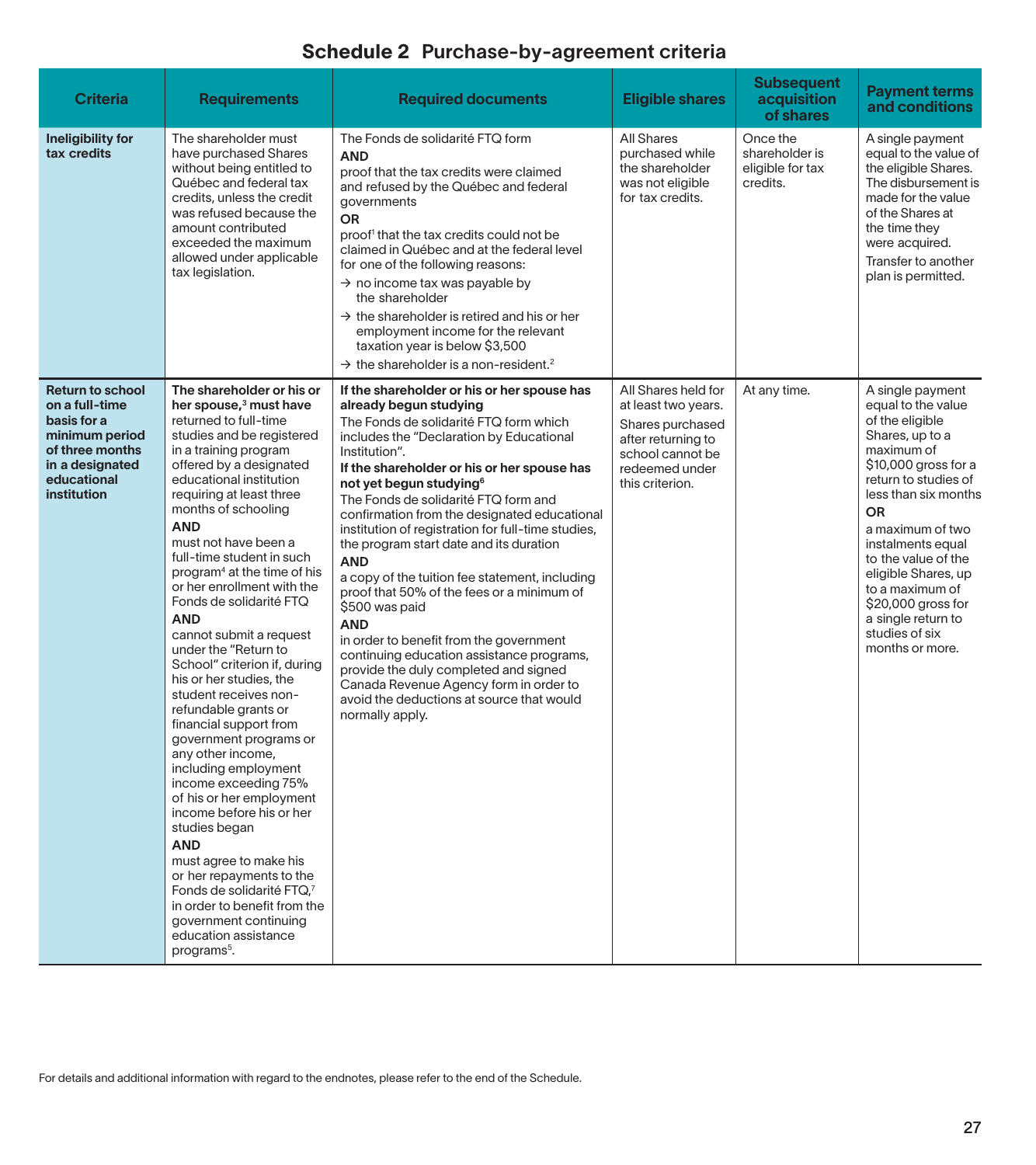## Schedule 2 Purchase-by-agreement criteria

| Criteria | Requirements | Required documents | Eligible shares | Subsequent acquisition of shares | Payment terms and conditions |
|---|---|---|---|---|---|
| **Ineligibility for tax credits** | The shareholder must have purchased Shares without being entitled to Québec and federal tax credits, unless the credit was refused because the amount contributed exceeded the maximum allowed under applicable tax legislation. | The Fonds de solidarité FTQ form<br>**AND**<br>proof that the tax credits were claimed and refused by the Québec and federal governments<br>**OR**<br>proof[1] that the tax credits could not be claimed in Québec and at the federal level for one of the following reasons:<br>→ no income tax was payable by the shareholder<br>→ the shareholder is retired and his or her employment income for the relevant taxation year is below $3,500<br>→ the shareholder is a non-resident.[2] | All Shares purchased while the shareholder was not eligible for tax credits. | Once the shareholder is eligible for tax credits. | A single payment equal to the value of the eligible Shares. The disbursement is made for the value of the Shares at the time they were acquired.<br>Transfer to another plan is permitted. |
| **Return to school on a full-time basis for a minimum period of three months in a designated educational institution** | **The shareholder or his or her spouse,[3] must have** returned to full-time studies and be registered in a training program offered by a designated educational institution requiring at least three months of schooling<br>**AND**<br>must not have been a full-time student in such program[4] at the time of his or her enrollment with the Fonds de solidarité FTQ<br>**AND**<br>cannot submit a request under the "Return to School" criterion if, during his or her studies, the student receives non-refundable grants or financial support from government programs or any other income, including employment income exceeding 75% of his or her employment income before his or her studies began<br>**AND**<br>must agree to make his or her repayments to the Fonds de solidarité FTQ,[7] in order to benefit from the government continuing education assistance programs[5]. | **If the shareholder or his or her spouse has already begun studying**<br>The Fonds de solidarité FTQ form which includes the "Declaration by Educational Institution".<br>**If the shareholder or his or her spouse has not yet begun studying[6]**<br>The Fonds de solidarité FTQ form and confirmation from the designated educational institution of registration for full-time studies, the program start date and its duration<br>**AND**<br>a copy of the tuition fee statement, including proof that 50% of the fees or a minimum of $500 was paid<br>**AND**<br>in order to benefit from the government continuing education assistance programs, provide the duly completed and signed Canada Revenue Agency form in order to avoid the deductions at source that would normally apply. | All Shares held for at least two years.<br>Shares purchased after returning to school cannot be redeemed under this criterion. | At any time. | A single payment equal to the value of the eligible Shares, up to a maximum of $10,000 gross for a return to studies of less than six months<br>**OR**<br>a maximum of two instalments equal to the value of the eligible Shares, up to a maximum of $20,000 gross for a single return to studies of six months or more. |

For details and additional information with regard to the endnotes, please refer to the end of the Schedule.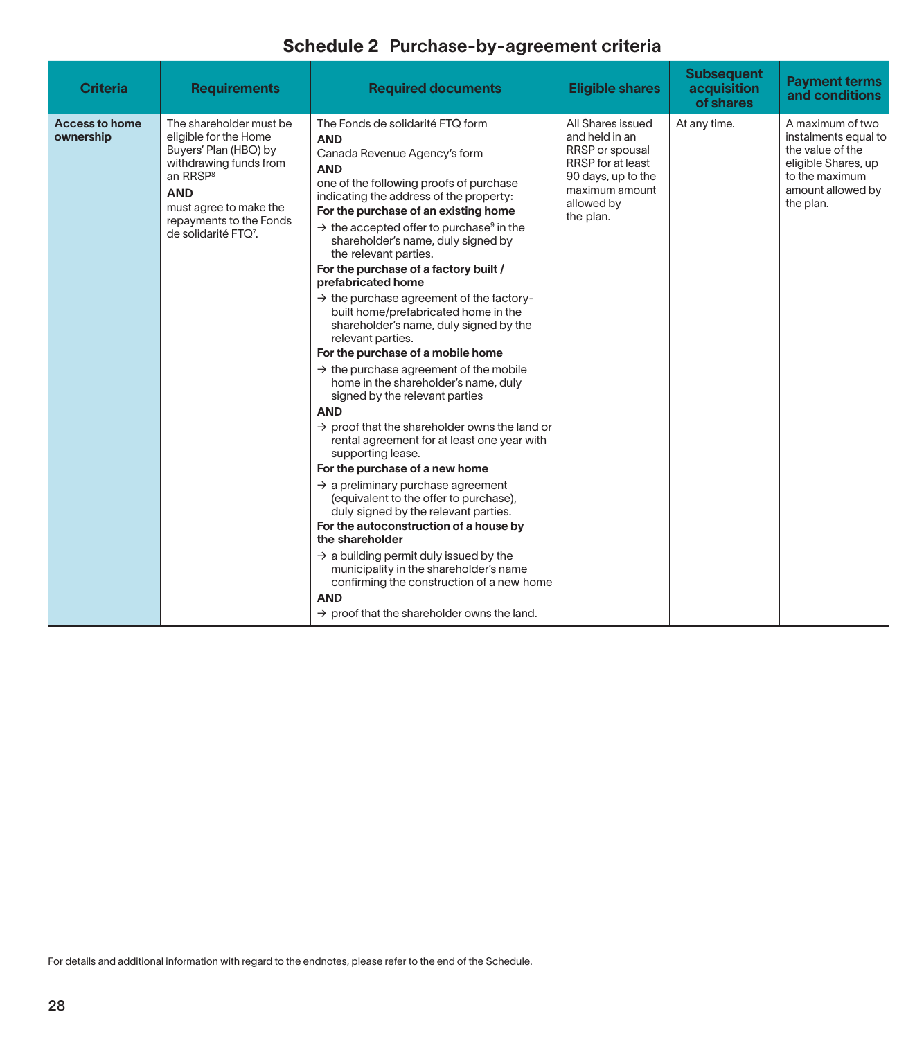## Schedule 2 Purchase-by-agreement criteria

| Criteria | Requirements | Required documents | Eligible shares | Subsequent acquisition of shares | Payment terms and conditions |
|---|---|---|---|---|---|
| **Access to home ownership** | The shareholder must be eligible for the Home Buyers' Plan (HBO) by withdrawing funds from an RRSP[8] **AND** must agree to make the repayments to the Fonds de solidarité FTQ[7]. | The Fonds de solidarité FTQ form **AND** Canada Revenue Agency's form **AND** one of the following proofs of purchase indicating the address of the property: **For the purchase of an existing home** → the accepted offer to purchase[9] in the shareholder's name, duly signed by the relevant parties. **For the purchase of a factory built / prefabricated home** → the purchase agreement of the factory-built home/prefabricated home in the shareholder's name, duly signed by the relevant parties. **For the purchase of a mobile home** → the purchase agreement of the mobile home in the shareholder's name, duly signed by the relevant parties **AND** → proof that the shareholder owns the land or rental agreement for at least one year with supporting lease. **For the purchase of a new home** → a preliminary purchase agreement (equivalent to the offer to purchase), duly signed by the relevant parties. **For the autoconstruction of a house by the shareholder** → a building permit duly issued by the municipality in the shareholder's name confirming the construction of a new home **AND** → proof that the shareholder owns the land. | All Shares issued and held in an RRSP or spousal RRSP for at least 90 days, up to the maximum amount allowed by the plan. | At any time. | A maximum of two instalments equal to the value of the eligible Shares, up to the maximum amount allowed by the plan. |

For details and additional information with regard to the endnotes, please refer to the end of the Schedule.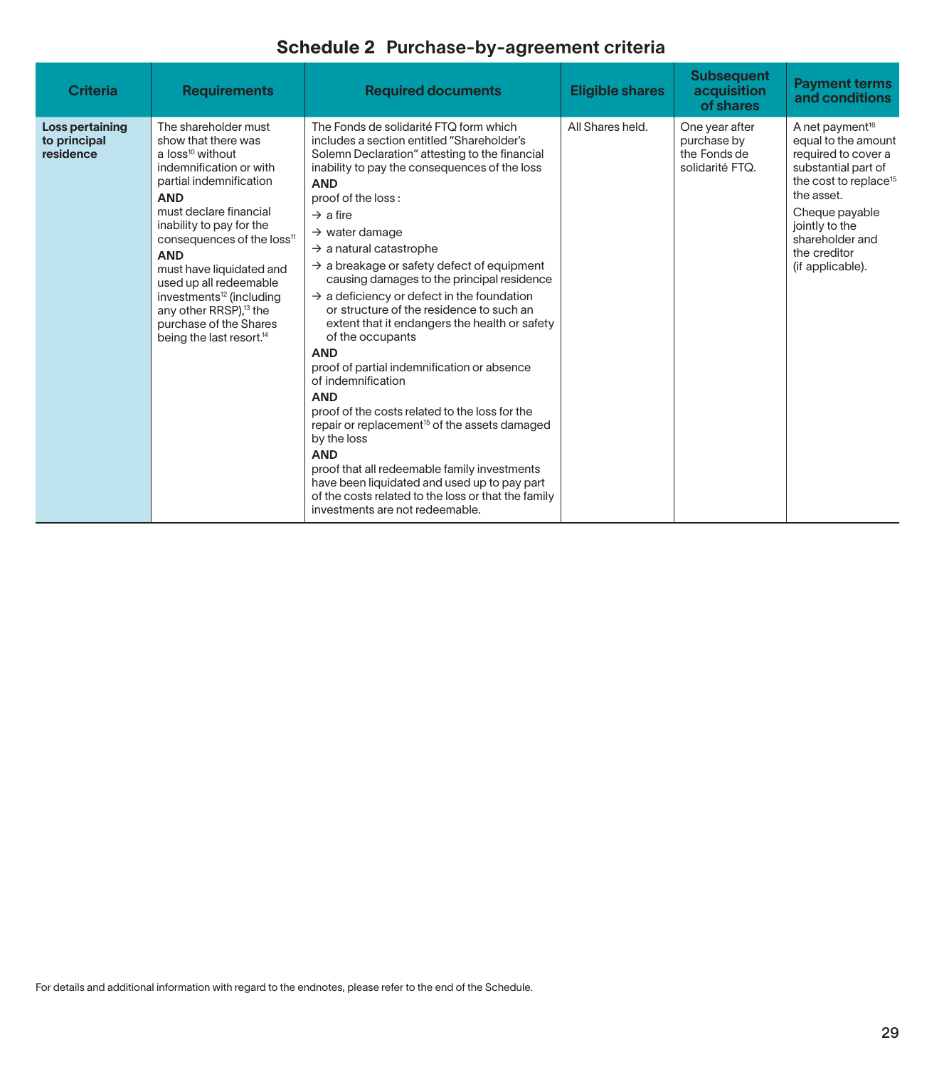## Schedule 2 Purchase-by-agreement criteria

| Criteria | Requirements | Required documents | Eligible shares | Subsequent acquisition of shares | Payment terms and conditions |
|---|---|---|---|---|---|
| **Loss pertaining to principal residence** | The shareholder must show that there was a loss[10] without indemnification or with partial indemnification<br>**AND**<br>must declare financial inability to pay for the consequences of the loss[11]<br>**AND**<br>must have liquidated and used up all redeemable investments[12] (including any other RRSP),[13] the purchase of the Shares being the last resort.[14] | The Fonds de solidarité FTQ form which includes a section entitled "Shareholder's Solemn Declaration" attesting to the financial inability to pay the consequences of the loss<br>**AND**<br>proof of the loss :<br>→ a fire<br>→ water damage<br>→ a natural catastrophe<br>→ a breakage or safety defect of equipment causing damages to the principal residence<br>→ a deficiency or defect in the foundation or structure of the residence to such an extent that it endangers the health or safety of the occupants<br>**AND**<br>proof of partial indemnification or absence of indemnification<br>**AND**<br>proof of the costs related to the loss for the repair or replacement[15] of the assets damaged by the loss<br>**AND**<br>proof that all redeemable family investments have been liquidated and used up to pay part of the costs related to the loss or that the family investments are not redeemable. | All Shares held. | One year after purchase by the Fonds de solidarité FTQ. | A net payment[16] equal to the amount required to cover a substantial part of the cost to replace[15] the asset.<br>Cheque payable jointly to the shareholder and the creditor (if applicable). |

For details and additional information with regard to the endnotes, please refer to the end of the Schedule.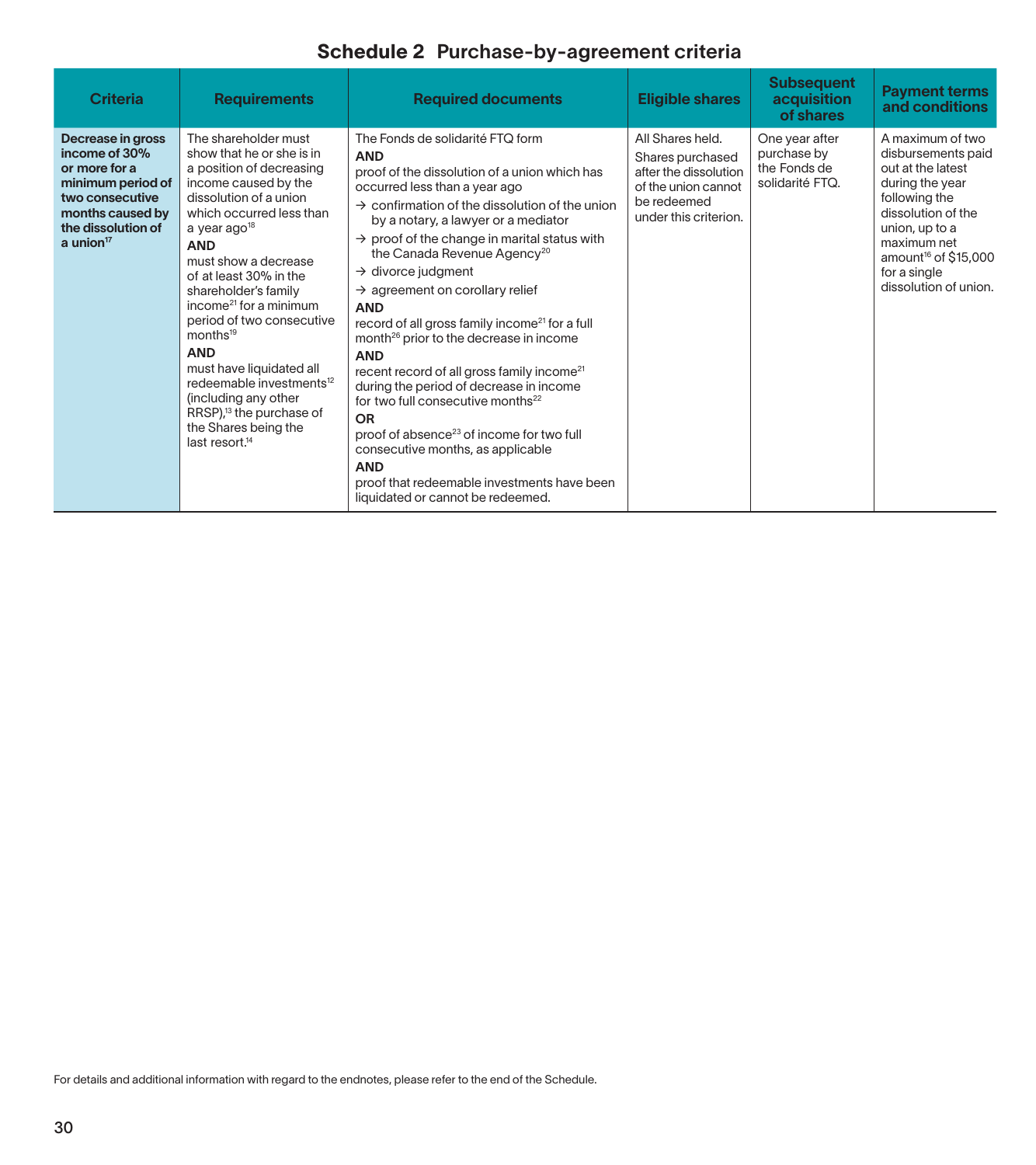# Schedule 2 Purchase-by-agreement criteria

| Criteria | Requirements | Required documents | Eligible shares | Subsequent acquisition of shares | Payment terms and conditions |
|---|---|---|---|---|---|
| **Decrease in gross income of 30% or more for a minimum period of two consecutive months caused by the dissolution of a union**[17] | The shareholder must show that he or she is in a position of decreasing income caused by the dissolution of a union which occurred less than a year ago[18]<br>**AND**<br>must show a decrease of at least 30% in the shareholder's family income[21] for a minimum period of two consecutive months[19]<br>**AND**<br>must have liquidated all redeemable investments[12] (including any other RRSP),[13] the purchase of the Shares being the last resort.[14] | The Fonds de solidarité FTQ form<br>**AND**<br>proof of the dissolution of a union which has occurred less than a year ago<br>→ confirmation of the dissolution of the union by a notary, a lawyer or a mediator<br>→ proof of the change in marital status with the Canada Revenue Agency[20]<br>→ divorce judgment<br>→ agreement on corollary relief<br>**AND**<br>record of all gross family income[21] for a full month[26] prior to the decrease in income<br>**AND**<br>recent record of all gross family income[21] during the period of decrease in income for two full consecutive months[22]<br>**OR**<br>proof of absence[23] of income for two full consecutive months, as applicable<br>**AND**<br>proof that redeemable investments have been liquidated or cannot be redeemed. | All Shares held.<br>Shares purchased after the dissolution of the union cannot be redeemed under this criterion. | One year after purchase by the Fonds de solidarité FTQ. | A maximum of two disbursements paid out at the latest during the year following the dissolution of the union, up to a maximum net amount[16] of $15,000 for a single dissolution of union. |

For details and additional information with regard to the endnotes, please refer to the end of the Schedule.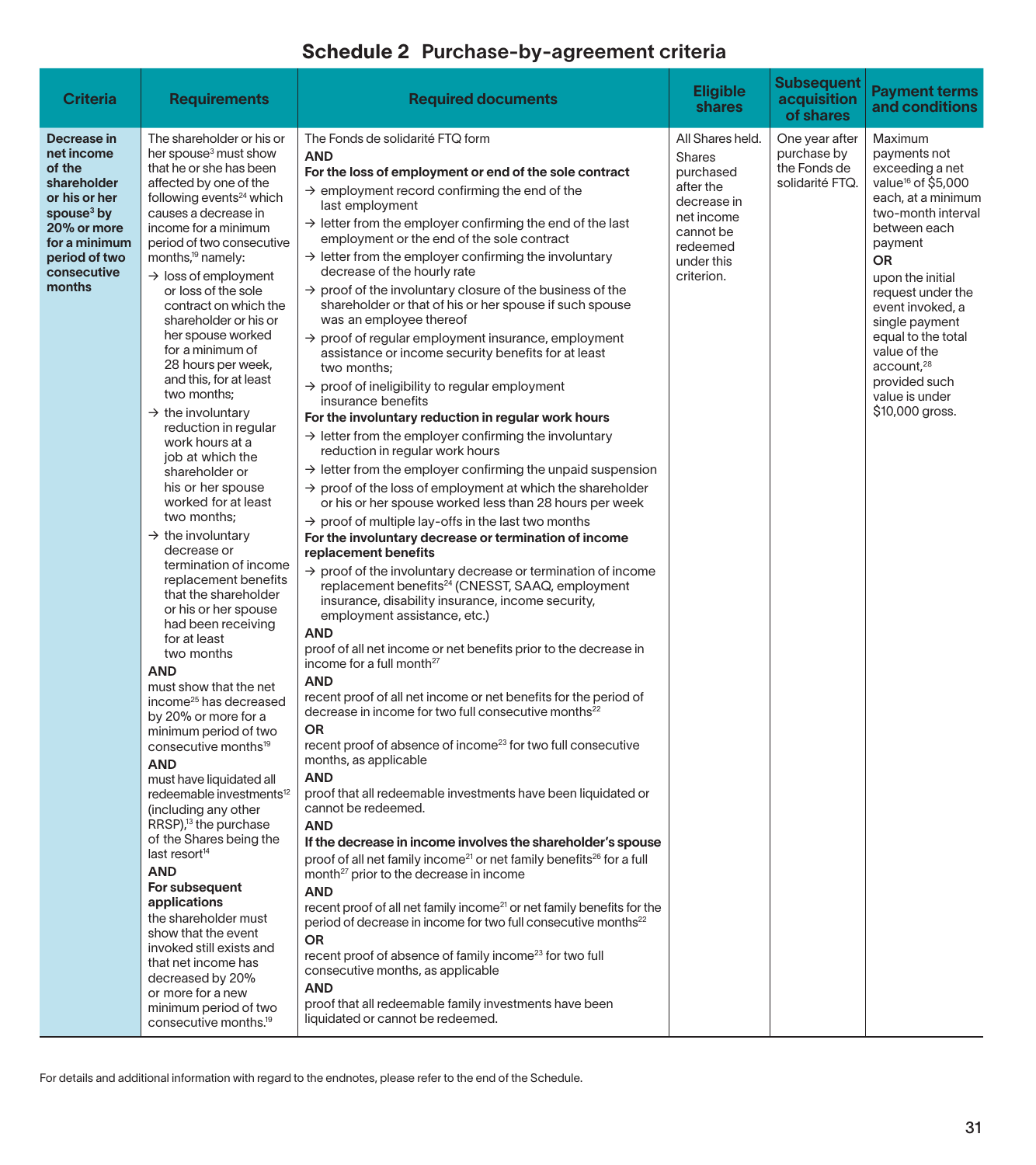# Schedule 2 Purchase-by-agreement criteria

| Criteria | Requirements | Required documents | Eligible shares | Subsequent acquisition of shares | Payment terms and conditions |
|---|---|---|---|---|---|
| **Decrease in net income of the shareholder or his or her spouse[3] by 20% or more for a minimum period of two consecutive months** | The shareholder or his or her spouse[3] must show that he or she has been affected by one of the following events[24] which causes a decrease in income for a minimum period of two consecutive months,[19] namely:<br>→ loss of employment or loss of the sole contract on which the shareholder or his or her spouse worked for a minimum of 28 hours per week, and this, for at least two months;<br>→ the involuntary reduction in regular work hours at a job at which the shareholder or his or her spouse worked for at least two months;<br>→ the involuntary decrease or termination of income replacement benefits that the shareholder or his or her spouse had been receiving for at least two months<br>**AND**<br>must show that the net income[25] has decreased by 20% or more for a minimum period of two consecutive months[19]<br>**AND**<br>must have liquidated all redeemable investments[12] (including any other RRSP),[13] the purchase of the Shares being the last resort[14]<br>**AND**<br>**For subsequent applications**<br>the shareholder must show that the event invoked still exists and that net income has decreased by 20% or more for a new minimum period of two consecutive months.[19] | The Fonds de solidarité FTQ form<br>**AND**<br>**For the loss of employment or end of the sole contract**<br>→ employment record confirming the end of the last employment<br>→ letter from the employer confirming the end of the last employment or the end of the sole contract<br>→ letter from the employer confirming the involuntary decrease of the hourly rate<br>→ proof of the involuntary closure of the business of the shareholder or that of his or her spouse if such spouse was an employee thereof<br>→ proof of regular employment insurance, employment assistance or income security benefits for at least two months;<br>→ proof of ineligibility to regular employment insurance benefits<br>**For the involuntary reduction in regular work hours**<br>→ letter from the employer confirming the involuntary reduction in regular work hours<br>→ letter from the employer confirming the unpaid suspension<br>→ proof of the loss of employment at which the shareholder or his or her spouse worked less than 28 hours per week<br>→ proof of multiple lay-offs in the last two months<br>**For the involuntary decrease or termination of income replacement benefits**<br>→ proof of the involuntary decrease or termination of income replacement benefits[24] (CNESST, SAAQ, employment insurance, disability insurance, income security, employment assistance, etc.)<br>**AND**<br>proof of all net income or net benefits prior to the decrease in income for a full month[27]<br>**AND**<br>recent proof of all net income or net benefits for the period of decrease in income for two full consecutive months[22]<br>**OR**<br>recent proof of absence of income[23] for two full consecutive months, as applicable<br>**AND**<br>proof that all redeemable investments have been liquidated or cannot be redeemed.<br>**AND**<br>**If the decrease in income involves the shareholder's spouse**<br>proof of all net family income[21] or net family benefits[26] for a full month[27] prior to the decrease in income<br>**AND**<br>recent proof of all net family income[21] or net family benefits for the period of decrease in income for two full consecutive months[22]<br>**OR**<br>recent proof of absence of family income[23] for two full consecutive months, as applicable<br>**AND**<br>proof that all redeemable family investments have been liquidated or cannot be redeemed. | All Shares held.<br>Shares purchased after the decrease in net income cannot be redeemed under this criterion. | One year after purchase by the Fonds de solidarité FTQ. | Maximum payments not exceeding a net value[16] of $5,000 each, at a minimum two-month interval between each payment<br>**OR**<br>upon the initial request under the event invoked, a single payment equal to the total value of the account,[28] provided such value is under $10,000 gross. |

For details and additional information with regard to the endnotes, please refer to the end of the Schedule.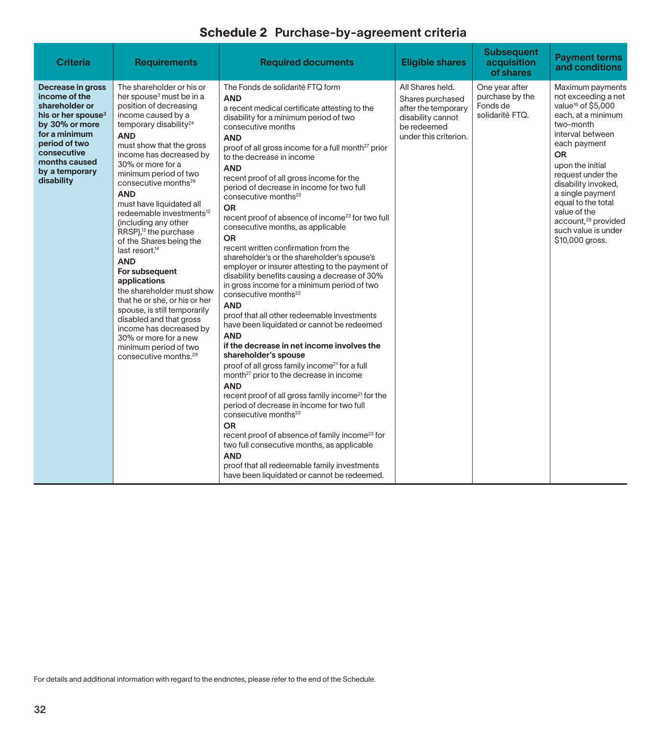## Schedule 2 Purchase-by-agreement criteria

| Criteria | Requirements | Required documents | Eligible shares | Subsequent acquisition of shares | Payment terms and conditions |
|---|---|---|---|---|---|
| **Decrease in gross income of the shareholder or his or her spouse[3] by 30% or more for a minimum period of two consecutive months caused by a temporary disability** | The shareholder or his or her spouse[3] must be in a position of decreasing income caused by a temporary disability[24]<br>**AND**<br>must show that the gross income has decreased by 30% or more for a minimum period of two consecutive months[29]<br>**AND**<br>must have liquidated all redeemable investments[12] (including any other RRSP),[13] the purchase of the Shares being the last resort.[14]<br>**AND**<br>**For subsequent applications**<br>the shareholder must show that he or she, or his or her spouse, is still temporarily disabled and that gross income has decreased by 30% or more for a new minimum period of two consecutive months.[29] | The Fonds de solidarité FTQ form<br>**AND**<br>a recent medical certificate attesting to the disability for a minimum period of two consecutive months<br>**AND**<br>proof of all gross income for a full month[27] prior to the decrease in income<br>**AND**<br>recent proof of all gross income for the period of decrease in income for two full consecutive months[22]<br>**OR**<br>recent proof of absence of income[23] for two full consecutive months, as applicable<br>**OR**<br>recent written confirmation from the shareholder's or the shareholder's spouse's employer or insurer attesting to the payment of disability benefits causing a decrease of 30% in gross income for a minimum period of two consecutive months[22]<br>**AND**<br>proof that all other redeemable investments have been liquidated or cannot be redeemed<br>**AND**<br>**if the decrease in net income involves the shareholder's spouse**<br>proof of all gross family income[21] for a full month[27] prior to the decrease in income<br>**AND**<br>recent proof of all gross family income[21] for the period of decrease in income for two full consecutive months[22]<br>**OR**<br>recent proof of absence of family income[23] for two full consecutive months, as applicable<br>**AND**<br>proof that all redeemable family investments have been liquidated or cannot be redeemed. | All Shares held.<br>Shares purchased after the temporary disability cannot be redeemed under this criterion. | One year after purchase by the Fonds de solidarité FTQ. | Maximum payments not exceeding a net value[16] of $5,000 each, at a minimum two-month interval between each payment<br>**OR**<br>upon the initial request under the disability invoked, a single payment equal to the total value of the account,[28] provided such value is under $10,000 gross. |

For details and additional information with regard to the endnotes, please refer to the end of the Schedule.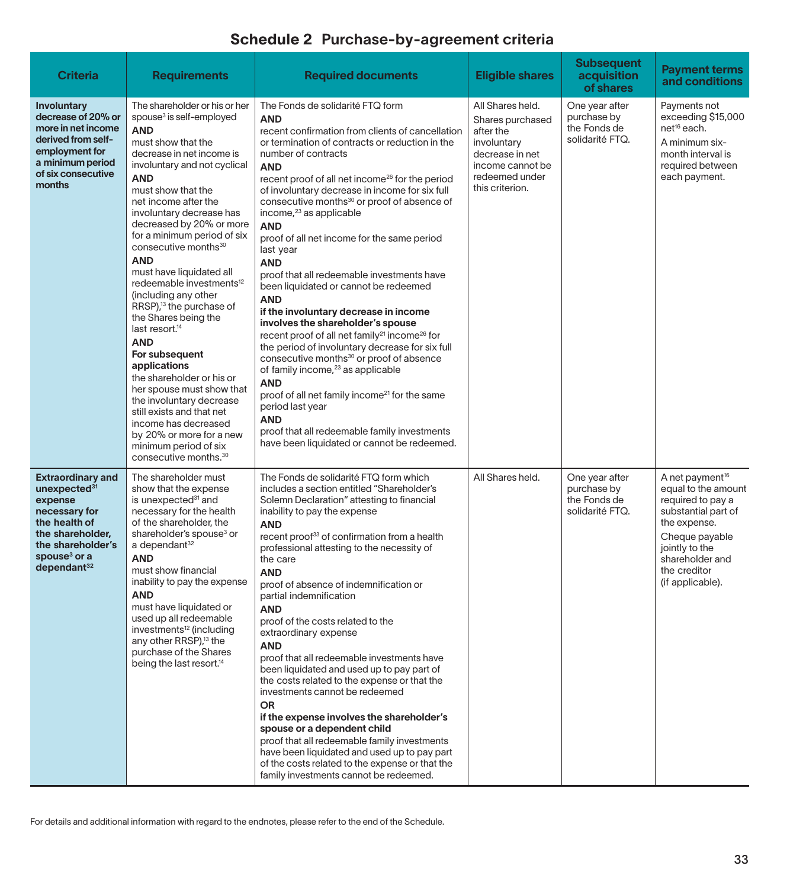## Schedule 2 Purchase-by-agreement criteria

| Criteria | Requirements | Required documents | Eligible shares | Subsequent acquisition of shares | Payment terms and conditions |
|---|---|---|---|---|---|
| **Involuntary decrease of 20% or more in net income derived from self-employment for a minimum period of six consecutive months** | The shareholder or his or her spouse[3] is self-employed<br>**AND**<br>must show that the decrease in net income is involuntary and not cyclical<br>**AND**<br>must show that the net income after the involuntary decrease has decreased by 20% or more for a minimum period of six consecutive months[30]<br>**AND**<br>must have liquidated all redeemable investments[12] (including any other RRSP),[13] the purchase of the Shares being the last resort.[14]<br>**AND**<br>**For subsequent applications**<br>the shareholder or his or her spouse must show that the involuntary decrease still exists and that net income has decreased by 20% or more for a new minimum period of six consecutive months.[30] | The Fonds de solidarité FTQ form<br>**AND**<br>recent confirmation from clients of cancellation or termination of contracts or reduction in the number of contracts<br>**AND**<br>recent proof of all net income[26] for the period of involuntary decrease in income for six full consecutive months[30] or proof of absence of income,[23] as applicable<br>**AND**<br>proof of all net income for the same period last year<br>**AND**<br>proof that all redeemable investments have been liquidated or cannot be redeemed<br>**AND**<br>**if the involuntary decrease in income involves the shareholder's spouse**<br>recent proof of all net family[21] income[26] for the period of involuntary decrease for six full consecutive months[30] or proof of absence of family income,[23] as applicable<br>**AND**<br>proof of all net family income[21] for the same period last year<br>**AND**<br>proof that all redeemable family investments have been liquidated or cannot be redeemed. | All Shares held.<br>Shares purchased after the involuntary decrease in net income cannot be redeemed under this criterion. | One year after purchase by the Fonds de solidarité FTQ. | Payments not exceeding $15,000 net[16] each.<br>A minimum six-month interval is required between each payment. |
| **Extraordinary and unexpected[31] expense necessary for the health of the shareholder, the shareholder's spouse[3] or a dependant[32]** | The shareholder must show that the expense is unexpected[31] and necessary for the health of the shareholder, the shareholder's spouse[3] or a dependant[32]<br>**AND**<br>must show financial inability to pay the expense<br>**AND**<br>must have liquidated or used up all redeemable investments[12] (including any other RRSP),[13] the purchase of the Shares being the last resort.[14] | The Fonds de solidarité FTQ form which includes a section entitled "Shareholder's Solemn Declaration" attesting to financial inability to pay the expense<br>**AND**<br>recent proof[33] of confirmation from a health professional attesting to the necessity of the care<br>**AND**<br>proof of absence of indemnification or partial indemnification<br>**AND**<br>proof of the costs related to the extraordinary expense<br>**AND**<br>proof that all redeemable investments have been liquidated and used up to pay part of the costs related to the expense or that the investments cannot be redeemed<br>**OR**<br>**if the expense involves the shareholder's spouse or a dependent child**<br>proof that all redeemable family investments have been liquidated and used up to pay part of the costs related to the expense or that the family investments cannot be redeemed. | All Shares held. | One year after purchase by the Fonds de solidarité FTQ. | A net payment[16] equal to the amount required to pay a substantial part of the expense.<br>Cheque payable jointly to the shareholder and the creditor (if applicable). |

For details and additional information with regard to the endnotes, please refer to the end of the Schedule.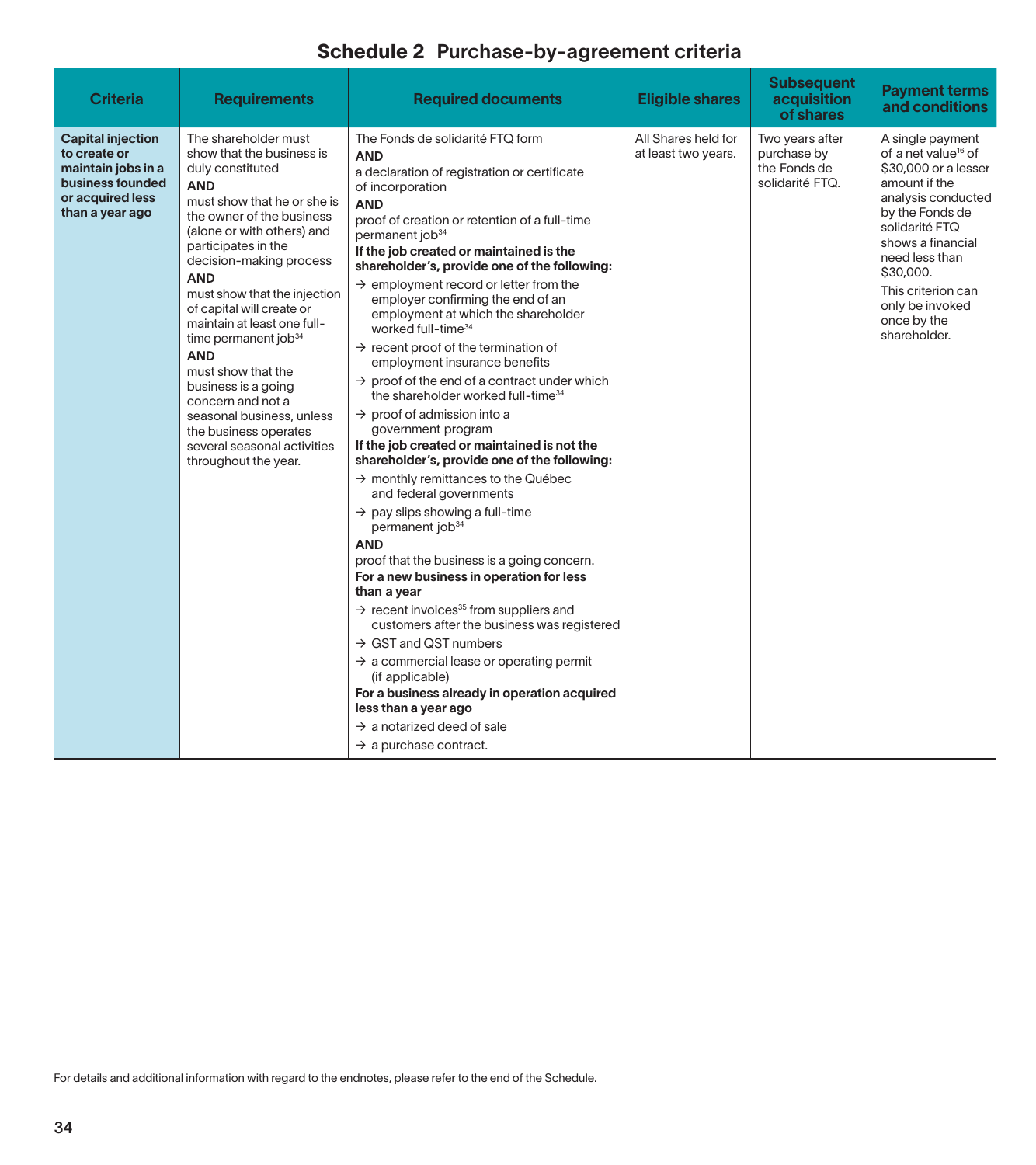# Schedule 2 Purchase-by-agreement criteria

| Criteria | Requirements | Required documents | Eligible shares | Subsequent acquisition of shares | Payment terms and conditions |
|---|---|---|---|---|---|
| **Capital injection to create or maintain jobs in a business founded or acquired less than a year ago** | The shareholder must show that the business is duly constituted<br>**AND**<br>must show that he or she is the owner of the business (alone or with others) and participates in the decision-making process<br>**AND**<br>must show that the injection of capital will create or maintain at least one full-time permanent job[34]<br>**AND**<br>must show that the business is a going concern and not a seasonal business, unless the business operates several seasonal activities throughout the year. | The Fonds de solidarité FTQ form<br>**AND**<br>a declaration of registration or certificate of incorporation<br>**AND**<br>proof of creation or retention of a full-time permanent job[34]<br>**If the job created or maintained is the shareholder's, provide one of the following:**<br>→ employment record or letter from the employer confirming the end of an employment at which the shareholder worked full-time[34]<br>→ recent proof of the termination of employment insurance benefits<br>→ proof of the end of a contract under which the shareholder worked full-time[34]<br>→ proof of admission into a government program<br>**If the job created or maintained is not the shareholder's, provide one of the following:**<br>→ monthly remittances to the Québec and federal governments<br>→ pay slips showing a full-time permanent job[34]<br>**AND**<br>proof that the business is a going concern.<br>**For a new business in operation for less than a year**<br>→ recent invoices[35] from suppliers and customers after the business was registered<br>→ GST and QST numbers<br>→ a commercial lease or operating permit (if applicable)<br>**For a business already in operation acquired less than a year ago**<br>→ a notarized deed of sale<br>→ a purchase contract. | All Shares held for at least two years. | Two years after purchase by the Fonds de solidarité FTQ. | A single payment of a net value[16] of $30,000 or a lesser amount if the analysis conducted by the Fonds de solidarité FTQ shows a financial need less than $30,000.<br>This criterion can only be invoked once by the shareholder. |

For details and additional information with regard to the endnotes, please refer to the end of the Schedule.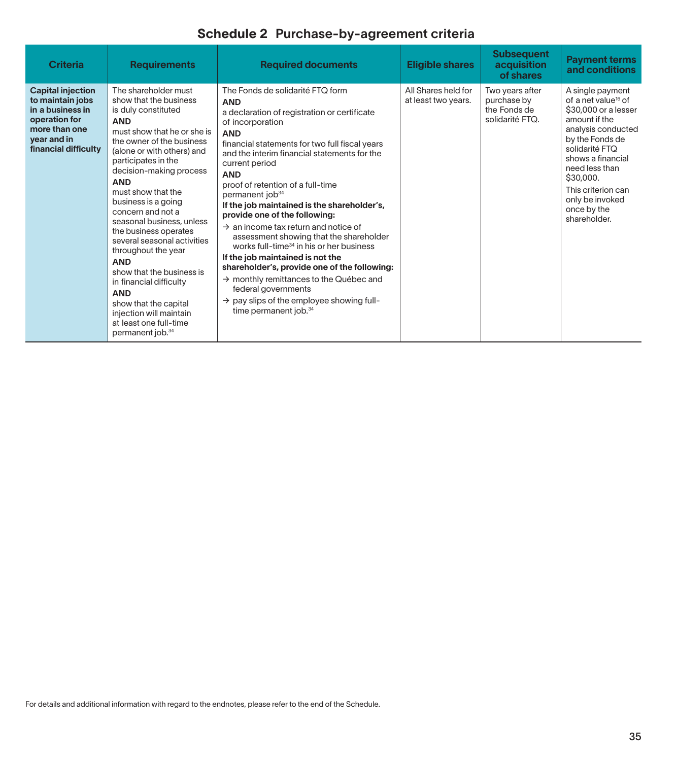## Schedule 2 Purchase-by-agreement criteria

| Criteria | Requirements | Required documents | Eligible shares | Subsequent acquisition of shares | Payment terms and conditions |
|---|---|---|---|---|---|
| **Capital injection to maintain jobs in a business in operation for more than one year and in financial difficulty** | The shareholder must show that the business is duly constituted<br>**AND**<br>must show that he or she is the owner of the business (alone or with others) and participates in the decision-making process<br>**AND**<br>must show that the business is a going concern and not a seasonal business, unless the business operates several seasonal activities throughout the year<br>**AND**<br>show that the business is in financial difficulty<br>**AND**<br>show that the capital injection will maintain at least one full-time permanent job.[34] | The Fonds de solidarité FTQ form<br>**AND**<br>a declaration of registration or certificate of incorporation<br>**AND**<br>financial statements for two full fiscal years and the interim financial statements for the current period<br>**AND**<br>proof of retention of a full-time permanent job[34]<br>**If the job maintained is the shareholder's, provide one of the following:**<br>→ an income tax return and notice of assessment showing that the shareholder works full-time[34] in his or her business<br>**If the job maintained is not the shareholder's, provide one of the following:**<br>→ monthly remittances to the Québec and federal governments<br>→ pay slips of the employee showing full-time permanent job.[34] | All Shares held for at least two years. | Two years after purchase by the Fonds de solidarité FTQ. | A single payment of a net value[16] of $30,000 or a lesser amount if the analysis conducted by the Fonds de solidarité FTQ shows a financial need less than $30,000.<br>This criterion can only be invoked once by the shareholder. |

For details and additional information with regard to the endnotes, please refer to the end of the Schedule.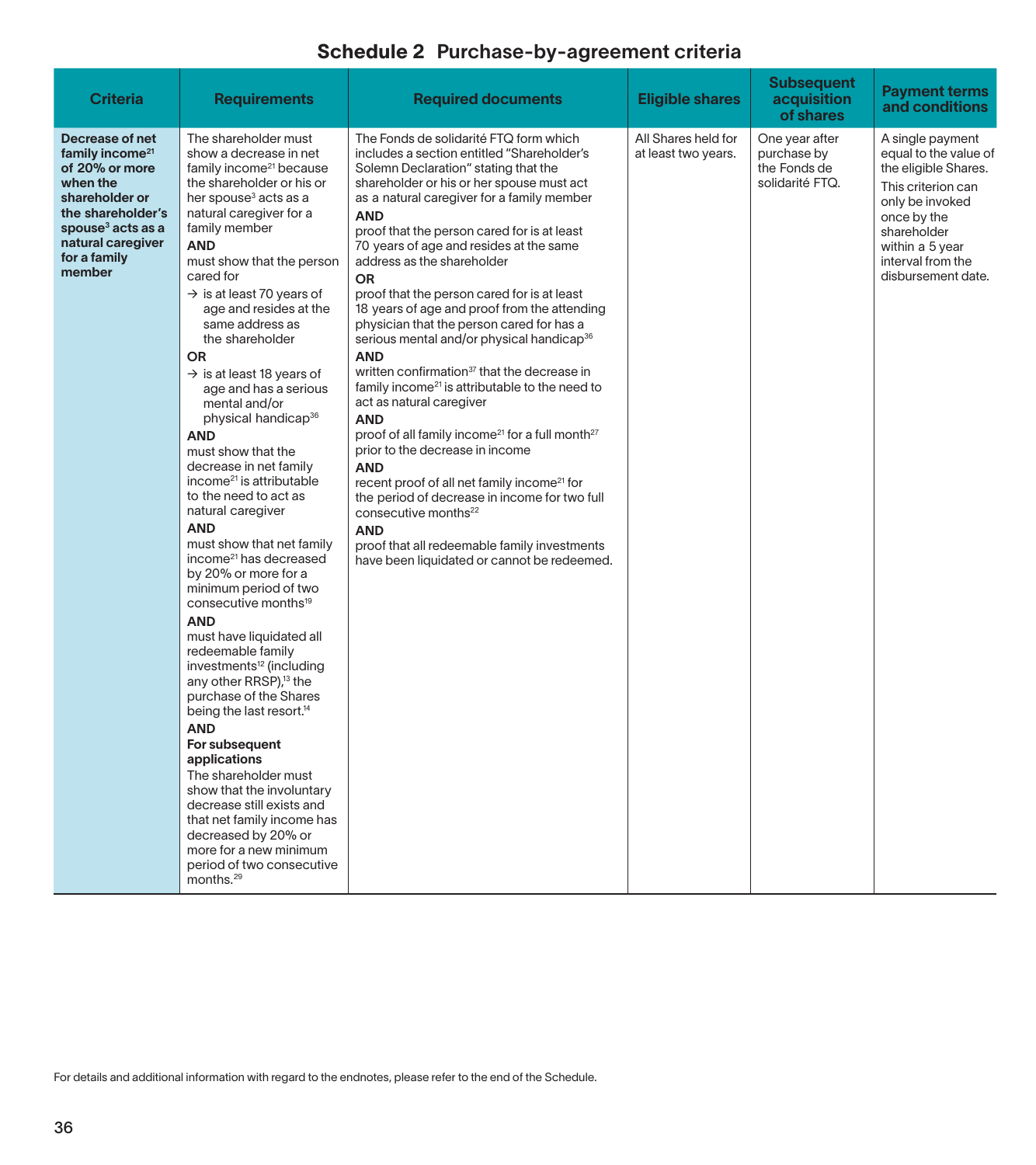# Schedule 2 Purchase-by-agreement criteria

| Criteria | Requirements | Required documents | Eligible shares | Subsequent acquisition of shares | Payment terms and conditions |
|---|---|---|---|---|---|
| **Decrease of net family income[21] of 20% or more when the shareholder or the shareholder's spouse[3] acts as a natural caregiver for a family member** | The shareholder must show a decrease in net family income[21] because the shareholder or his or her spouse[3] acts as a natural caregiver for a family member<br>**AND**<br>must show that the person cared for<br>→ is at least 70 years of age and resides at the same address as the shareholder<br>**OR**<br>→ is at least 18 years of age and has a serious mental and/or physical handicap[36]<br>**AND**<br>must show that the decrease in net family income[21] is attributable to the need to act as natural caregiver<br>**AND**<br>must show that net family income[21] has decreased by 20% or more for a minimum period of two consecutive months[19]<br>**AND**<br>must have liquidated all redeemable family investments[12] (including any other RRSP),[13] the purchase of the Shares being the last resort.[14]<br>**AND**<br>**For subsequent applications**<br>The shareholder must show that the involuntary decrease still exists and that net family income has decreased by 20% or more for a new minimum period of two consecutive months.[29] | The Fonds de solidarité FTQ form which includes a section entitled "Shareholder's Solemn Declaration" stating that the shareholder or his or her spouse must act as a natural caregiver for a family member<br>**AND**<br>proof that the person cared for is at least 70 years of age and resides at the same address as the shareholder<br>**OR**<br>proof that the person cared for is at least 18 years of age and proof from the attending physician that the person cared for has a serious mental and/or physical handicap[36]<br>**AND**<br>written confirmation[37] that the decrease in family income[21] is attributable to the need to act as natural caregiver<br>**AND**<br>proof of all family income[21] for a full month[27] prior to the decrease in income<br>**AND**<br>recent proof of all net family income[21] for the period of decrease in income for two full consecutive months[22]<br>**AND**<br>proof that all redeemable family investments have been liquidated or cannot be redeemed. | All Shares held for at least two years. | One year after purchase by the Fonds de solidarité FTQ. | A single payment equal to the value of the eligible Shares.<br>This criterion can only be invoked once by the shareholder within a 5 year interval from the disbursement date. |

For details and additional information with regard to the endnotes, please refer to the end of the Schedule.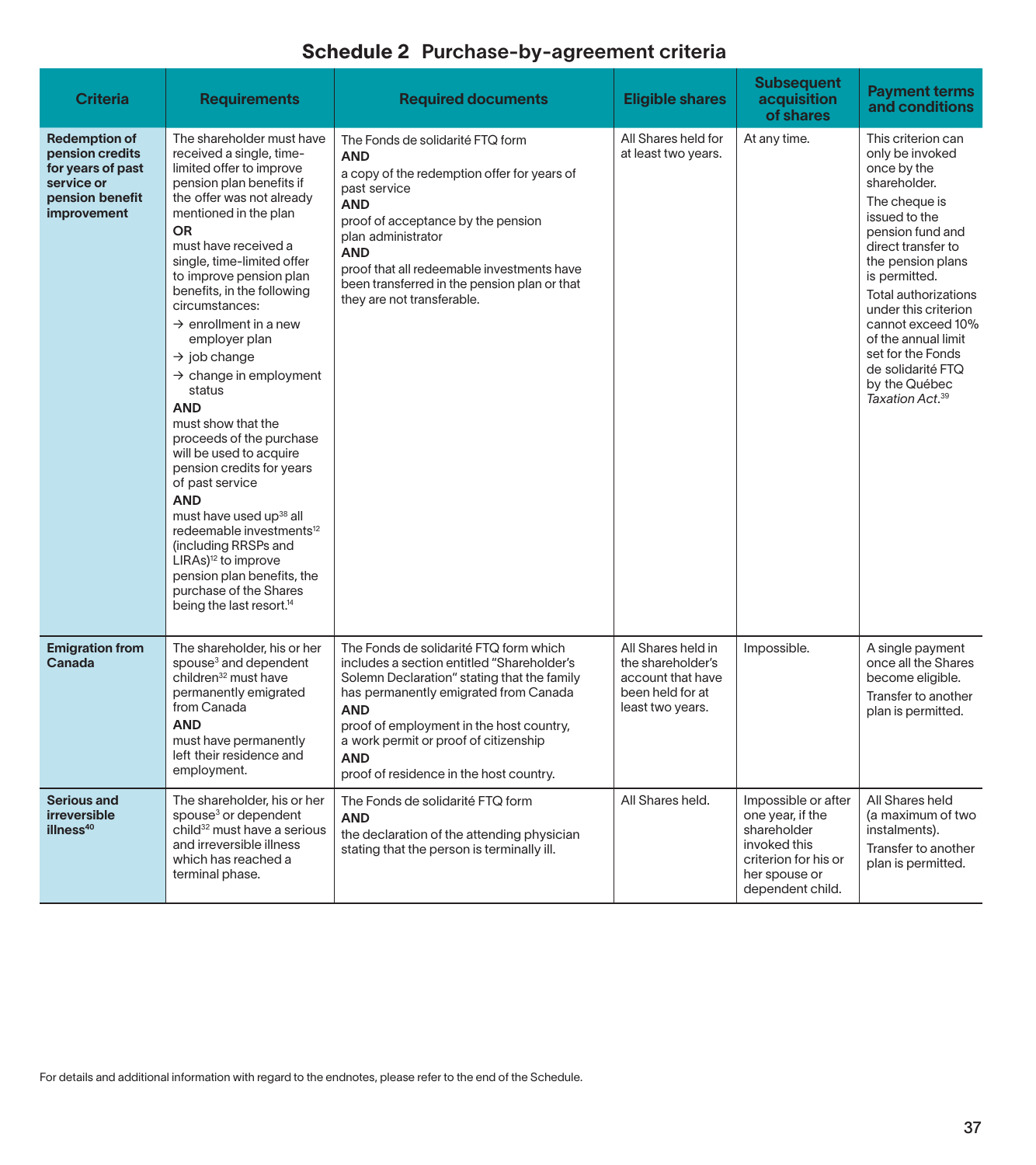# Schedule 2 Purchase-by-agreement criteria

| Criteria | Requirements | Required documents | Eligible shares | Subsequent acquisition of shares | Payment terms and conditions |
|---|---|---|---|---|---|
| **Redemption of pension credits for years of past service or pension benefit improvement** | The shareholder must have received a single, time-limited offer to improve pension plan benefits if the offer was not already mentioned in the plan<br>**OR**<br>must have received a single, time-limited offer to improve pension plan benefits, in the following circumstances:<br>→ enrollment in a new employer plan<br>→ job change<br>→ change in employment status<br>**AND**<br>must show that the proceeds of the purchase will be used to acquire pension credits for years of past service<br>**AND**<br>must have used up[38] all redeemable investments[12] (including RRSPs and LIRAs)[12] to improve pension plan benefits, the purchase of the Shares being the last resort.[14] | The Fonds de solidarité FTQ form<br>**AND**<br>a copy of the redemption offer for years of past service<br>**AND**<br>proof of acceptance by the pension plan administrator<br>**AND**<br>proof that all redeemable investments have been transferred in the pension plan or that they are not transferable. | All Shares held for at least two years. | At any time. | This criterion can only be invoked once by the shareholder.<br>The cheque is issued to the pension fund and direct transfer to the pension plans is permitted.<br>Total authorizations under this criterion cannot exceed 10% of the annual limit set for the Fonds de solidarité FTQ by the Québec *Taxation Act*.[39] |
| **Emigration from Canada** | The shareholder, his or her spouse[3] and dependent children[32] must have permanently emigrated from Canada<br>**AND**<br>must have permanently left their residence and employment. | The Fonds de solidarité FTQ form which includes a section entitled "Shareholder's Solemn Declaration" stating that the family has permanently emigrated from Canada<br>**AND**<br>proof of employment in the host country, a work permit or proof of citizenship<br>**AND**<br>proof of residence in the host country. | All Shares held in the shareholder's account that have been held for at least two years. | Impossible. | A single payment once all the Shares become eligible.<br>Transfer to another plan is permitted. |
| **Serious and irreversible illness[40]** | The shareholder, his or her spouse[3] or dependent child[32] must have a serious and irreversible illness which has reached a terminal phase. | The Fonds de solidarité FTQ form<br>**AND**<br>the declaration of the attending physician stating that the person is terminally ill. | All Shares held. | Impossible or after one year, if the shareholder invoked this criterion for his or her spouse or dependent child. | All Shares held (a maximum of two instalments).<br>Transfer to another plan is permitted. |

For details and additional information with regard to the endnotes, please refer to the end of the Schedule.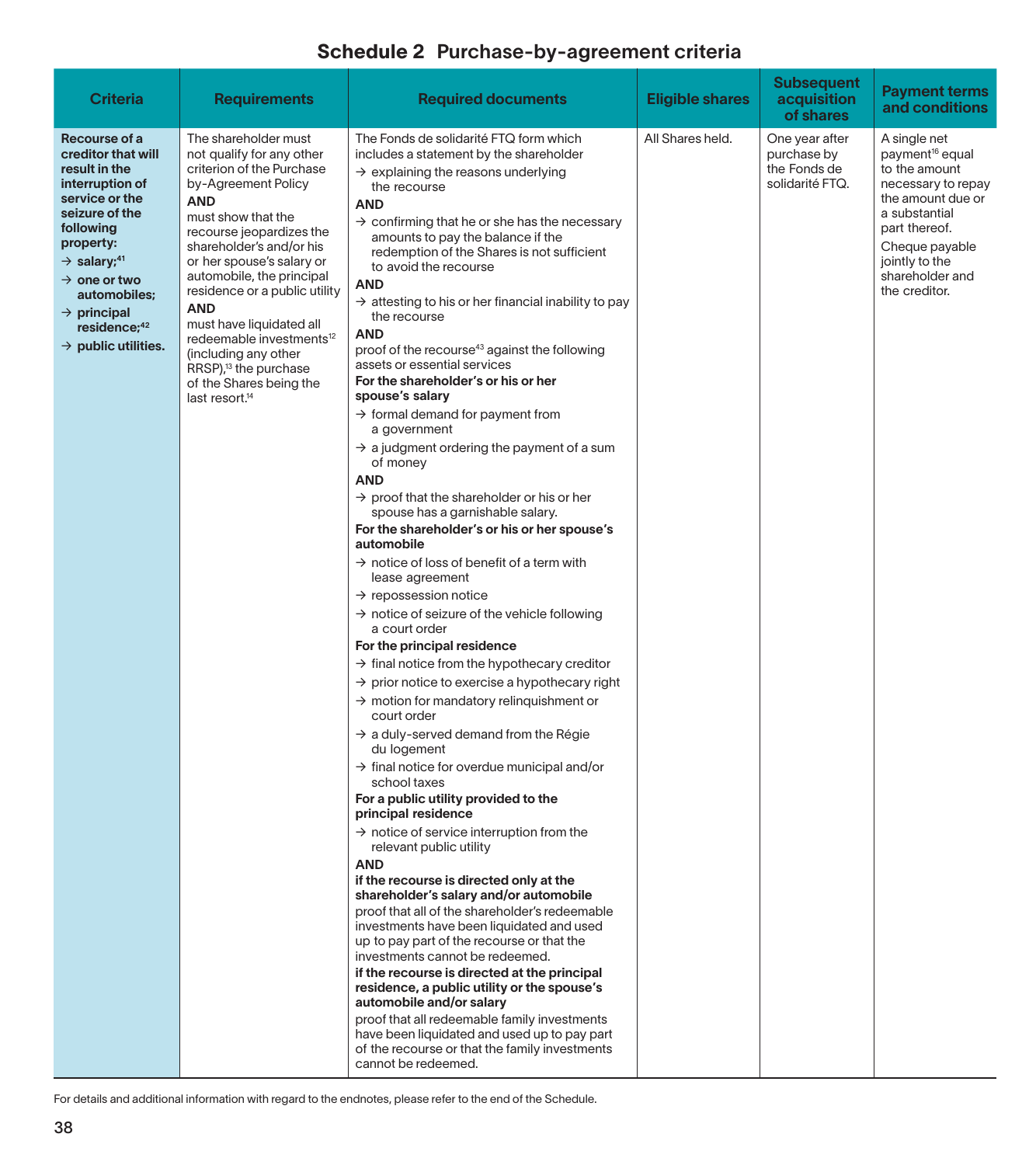## Schedule 2 Purchase-by-agreement criteria

| Criteria | Requirements | Required documents | Eligible shares | Subsequent acquisition of shares | Payment terms and conditions |
|---|---|---|---|---|---|
| **Recourse of a creditor that will result in the interruption of service or the seizure of the following property:**<br>→ **salary;**[41]<br>→ **one or two automobiles;**<br>→ **principal residence;**[42]<br>→ **public utilities.** | The shareholder must not qualify for any other criterion of the Purchase by-Agreement Policy<br>**AND**<br>must show that the recourse jeopardizes the shareholder's and/or his or her spouse's salary or automobile, the principal residence or a public utility<br>**AND**<br>must have liquidated all redeemable investments[12] (including any other RRSP),[13] the purchase of the Shares being the last resort.[14] | The Fonds de solidarité FTQ form which includes a statement by the shareholder<br>→ explaining the reasons underlying the recourse<br>**AND**<br>→ confirming that he or she has the necessary amounts to pay the balance if the redemption of the Shares is not sufficient to avoid the recourse<br>**AND**<br>→ attesting to his or her financial inability to pay the recourse<br>**AND**<br>proof of the recourse[43] against the following assets or essential services<br>**For the shareholder's or his or her spouse's salary**<br>→ formal demand for payment from a government<br>→ a judgment ordering the payment of a sum of money<br>**AND**<br>→ proof that the shareholder or his or her spouse has a garnishable salary.<br>**For the shareholder's or his or her spouse's automobile**<br>→ notice of loss of benefit of a term with lease agreement<br>→ repossession notice<br>→ notice of seizure of the vehicle following a court order<br>**For the principal residence**<br>→ final notice from the hypothecary creditor<br>→ prior notice to exercise a hypothecary right<br>→ motion for mandatory relinquishment or court order<br>→ a duly-served demand from the Régie du logement<br>→ final notice for overdue municipal and/or school taxes<br>**For a public utility provided to the principal residence**<br>→ notice of service interruption from the relevant public utility<br>**AND**<br>**if the recourse is directed only at the shareholder's salary and/or automobile**<br>proof that all of the shareholder's redeemable investments have been liquidated and used up to pay part of the recourse or that the investments cannot be redeemed.<br>**if the recourse is directed at the principal residence, a public utility or the spouse's automobile and/or salary**<br>proof that all redeemable family investments have been liquidated and used up to pay part of the recourse or that the family investments cannot be redeemed. | All Shares held. | One year after purchase by the Fonds de solidarité FTQ. | A single net payment[16] equal to the amount necessary to repay the amount due or a substantial part thereof.<br>Cheque payable jointly to the shareholder and the creditor. |

For details and additional information with regard to the endnotes, please refer to the end of the Schedule.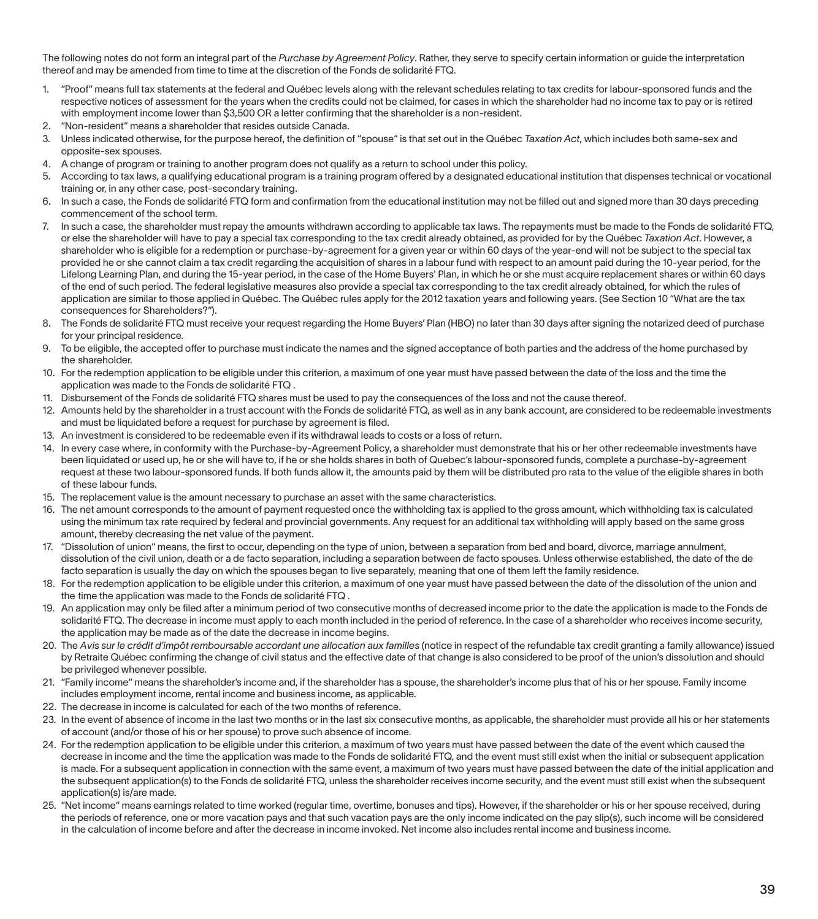The following notes do not form an integral part of the *Purchase by Agreement Policy*. Rather, they serve to specify certain information or guide the interpretation thereof and may be amended from time to time at the discretion of the Fonds de solidarité FTQ.

1. "Proof" means full tax statements at the federal and Québec levels along with the relevant schedules relating to tax credits for labour-sponsored funds and the respective notices of assessment for the years when the credits could not be claimed, for cases in which the shareholder had no income tax to pay or is retired with employment income lower than $3,500 OR a letter confirming that the shareholder is a non-resident.
2. "Non-resident" means a shareholder that resides outside Canada.
3. Unless indicated otherwise, for the purpose hereof, the definition of "spouse" is that set out in the Québec *Taxation Act*, which includes both same-sex and opposite-sex spouses.
4. A change of program or training to another program does not qualify as a return to school under this policy.
5. According to tax laws, a qualifying educational program is a training program offered by a designated educational institution that dispenses technical or vocational training or, in any other case, post-secondary training.
6. In such a case, the Fonds de solidarité FTQ form and confirmation from the educational institution may not be filled out and signed more than 30 days preceding commencement of the school term.
7. In such a case, the shareholder must repay the amounts withdrawn according to applicable tax laws. The repayments must be made to the Fonds de solidarité FTQ, or else the shareholder will have to pay a special tax corresponding to the tax credit already obtained, as provided for by the Québec *Taxation Act*. However, a shareholder who is eligible for a redemption or purchase-by-agreement for a given year or within 60 days of the year-end will not be subject to the special tax provided he or she cannot claim a tax credit regarding the acquisition of shares in a labour fund with respect to an amount paid during the 10-year period, for the Lifelong Learning Plan, and during the 15-year period, in the case of the Home Buyers' Plan, in which he or she must acquire replacement shares or within 60 days of the end of such period. The federal legislative measures also provide a special tax corresponding to the tax credit already obtained, for which the rules of application are similar to those applied in Québec. The Québec rules apply for the 2012 taxation years and following years. (See Section 10 "What are the tax consequences for Shareholders?").
8. The Fonds de solidarité FTQ must receive your request regarding the Home Buyers' Plan (HBO) no later than 30 days after signing the notarized deed of purchase for your principal residence.
9. To be eligible, the accepted offer to purchase must indicate the names and the signed acceptance of both parties and the address of the home purchased by the shareholder.
10. For the redemption application to be eligible under this criterion, a maximum of one year must have passed between the date of the loss and the time the application was made to the Fonds de solidarité FTQ .
11. Disbursement of the Fonds de solidarité FTQ shares must be used to pay the consequences of the loss and not the cause thereof.
12. Amounts held by the shareholder in a trust account with the Fonds de solidarité FTQ, as well as in any bank account, are considered to be redeemable investments and must be liquidated before a request for purchase by agreement is filed.
13. An investment is considered to be redeemable even if its withdrawal leads to costs or a loss of return.
14. In every case where, in conformity with the Purchase-by-Agreement Policy, a shareholder must demonstrate that his or her other redeemable investments have been liquidated or used up, he or she will have to, if he or she holds shares in both of Quebec's labour-sponsored funds, complete a purchase-by-agreement request at these two labour-sponsored funds. If both funds allow it, the amounts paid by them will be distributed pro rata to the value of the eligible shares in both of these labour funds.
15. The replacement value is the amount necessary to purchase an asset with the same characteristics.
16. The net amount corresponds to the amount of payment requested once the withholding tax is applied to the gross amount, which withholding tax is calculated using the minimum tax rate required by federal and provincial governments. Any request for an additional tax withholding will apply based on the same gross amount, thereby decreasing the net value of the payment.
17. "Dissolution of union" means, the first to occur, depending on the type of union, between a separation from bed and board, divorce, marriage annulment, dissolution of the civil union, death or a de facto separation, including a separation between de facto spouses. Unless otherwise established, the date of the de facto separation is usually the day on which the spouses began to live separately, meaning that one of them left the family residence.
18. For the redemption application to be eligible under this criterion, a maximum of one year must have passed between the date of the dissolution of the union and the time the application was made to the Fonds de solidarité FTQ .
19. An application may only be filed after a minimum period of two consecutive months of decreased income prior to the date the application is made to the Fonds de solidarité FTQ. The decrease in income must apply to each month included in the period of reference. In the case of a shareholder who receives income security, the application may be made as of the date the decrease in income begins.
20. The *Avis sur le crédit d'impôt remboursable accordant une allocation aux familles* (notice in respect of the refundable tax credit granting a family allowance) issued by Retraite Québec confirming the change of civil status and the effective date of that change is also considered to be proof of the union's dissolution and should be privileged whenever possible.
21. "Family income" means the shareholder's income and, if the shareholder has a spouse, the shareholder's income plus that of his or her spouse. Family income includes employment income, rental income and business income, as applicable.
22. The decrease in income is calculated for each of the two months of reference.
23. In the event of absence of income in the last two months or in the last six consecutive months, as applicable, the shareholder must provide all his or her statements of account (and/or those of his or her spouse) to prove such absence of income.
24. For the redemption application to be eligible under this criterion, a maximum of two years must have passed between the date of the event which caused the decrease in income and the time the application was made to the Fonds de solidarité FTQ, and the event must still exist when the initial or subsequent application is made. For a subsequent application in connection with the same event, a maximum of two years must have passed between the date of the initial application and the subsequent application(s) to the Fonds de solidarité FTQ, unless the shareholder receives income security, and the event must still exist when the subsequent application(s) is/are made.
25. "Net income" means earnings related to time worked (regular time, overtime, bonuses and tips). However, if the shareholder or his or her spouse received, during the periods of reference, one or more vacation pays and that such vacation pays are the only income indicated on the pay slip(s), such income will be considered in the calculation of income before and after the decrease in income invoked. Net income also includes rental income and business income.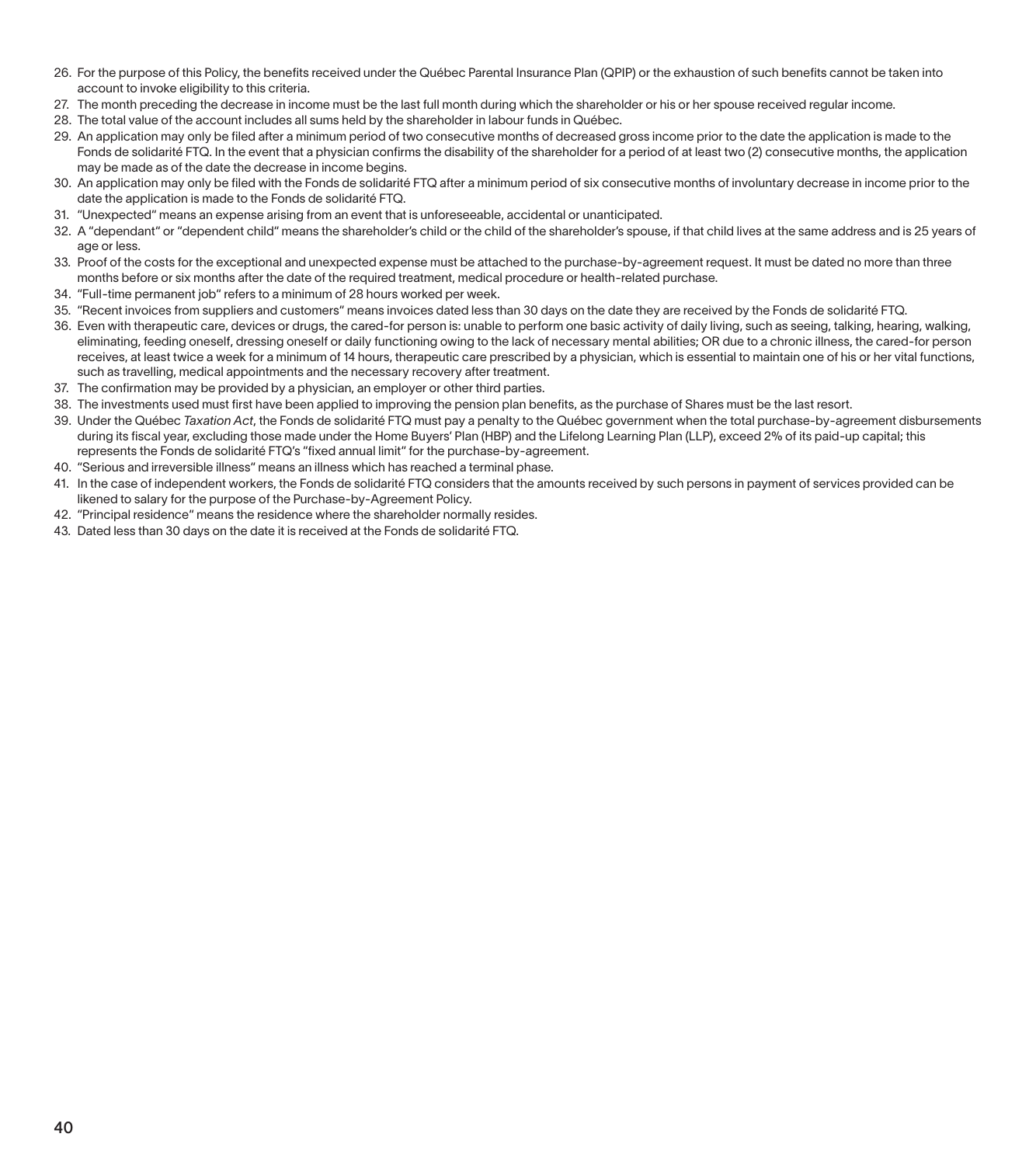26. For the purpose of this Policy, the benefits received under the Québec Parental Insurance Plan (QPIP) or the exhaustion of such benefits cannot be taken into account to invoke eligibility to this criteria.
27. The month preceding the decrease in income must be the last full month during which the shareholder or his or her spouse received regular income.
28. The total value of the account includes all sums held by the shareholder in labour funds in Québec.
29. An application may only be filed after a minimum period of two consecutive months of decreased gross income prior to the date the application is made to the Fonds de solidarité FTQ. In the event that a physician confirms the disability of the shareholder for a period of at least two (2) consecutive months, the application may be made as of the date the decrease in income begins.
30. An application may only be filed with the Fonds de solidarité FTQ after a minimum period of six consecutive months of involuntary decrease in income prior to the date the application is made to the Fonds de solidarité FTQ.
31. "Unexpected" means an expense arising from an event that is unforeseeable, accidental or unanticipated.
32. A "dependant" or "dependent child" means the shareholder's child or the child of the shareholder's spouse, if that child lives at the same address and is 25 years of age or less.
33. Proof of the costs for the exceptional and unexpected expense must be attached to the purchase-by-agreement request. It must be dated no more than three months before or six months after the date of the required treatment, medical procedure or health-related purchase.
34. "Full-time permanent job" refers to a minimum of 28 hours worked per week.
35. "Recent invoices from suppliers and customers" means invoices dated less than 30 days on the date they are received by the Fonds de solidarité FTQ.
36. Even with therapeutic care, devices or drugs, the cared-for person is: unable to perform one basic activity of daily living, such as seeing, talking, hearing, walking, eliminating, feeding oneself, dressing oneself or daily functioning owing to the lack of necessary mental abilities; OR due to a chronic illness, the cared-for person receives, at least twice a week for a minimum of 14 hours, therapeutic care prescribed by a physician, which is essential to maintain one of his or her vital functions, such as travelling, medical appointments and the necessary recovery after treatment.
37. The confirmation may be provided by a physician, an employer or other third parties.
38. The investments used must first have been applied to improving the pension plan benefits, as the purchase of Shares must be the last resort.
39. Under the Québec *Taxation Act*, the Fonds de solidarité FTQ must pay a penalty to the Québec government when the total purchase-by-agreement disbursements during its fiscal year, excluding those made under the Home Buyers' Plan (HBP) and the Lifelong Learning Plan (LLP), exceed 2% of its paid-up capital; this represents the Fonds de solidarité FTQ's "fixed annual limit" for the purchase-by-agreement.
40. "Serious and irreversible illness" means an illness which has reached a terminal phase.
41. In the case of independent workers, the Fonds de solidarité FTQ considers that the amounts received by such persons in payment of services provided can be likened to salary for the purpose of the Purchase-by-Agreement Policy.
42. "Principal residence" means the residence where the shareholder normally resides.
43. Dated less than 30 days on the date it is received at the Fonds de solidarité FTQ.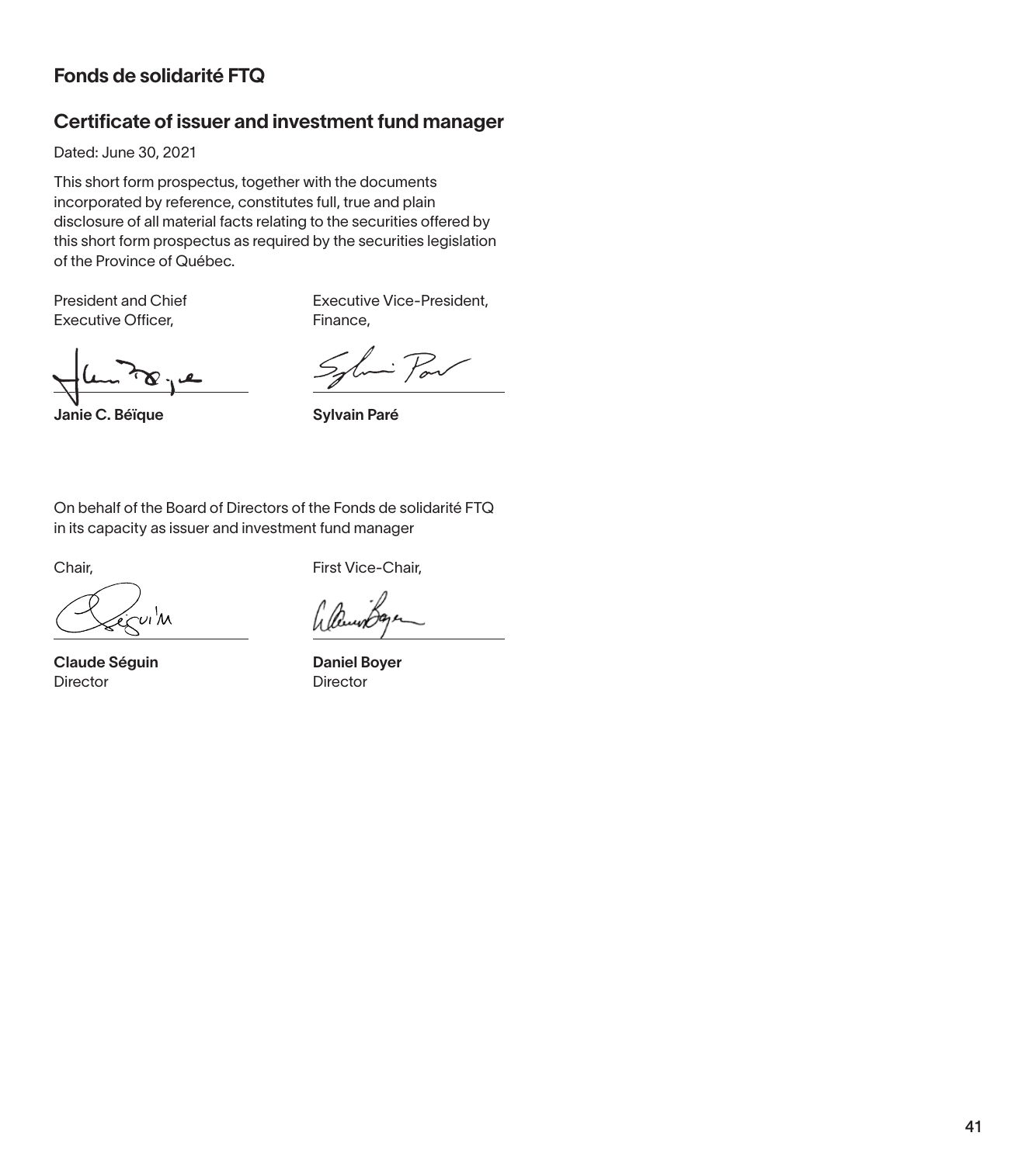## Fonds de solidarité FTQ

## Certificate of issuer and investment fund manager

Dated: June 30, 2021

This short form prospectus, together with the documents incorporated by reference, constitutes full, true and plain disclosure of all material facts relating to the securities offered by this short form prospectus as required by the securities legislation of the Province of Québec.

President and Chief Executive Officer,

**Janie C. Béïque**

Executive Vice-President, Finance,

**Sylvain Paré**

On behalf of the Board of Directors of the Fonds de solidarité FTQ in its capacity as issuer and investment fund manager

Chair,

**Claude Séguin**
Director

First Vice-Chair,

**Daniel Boyer**
Director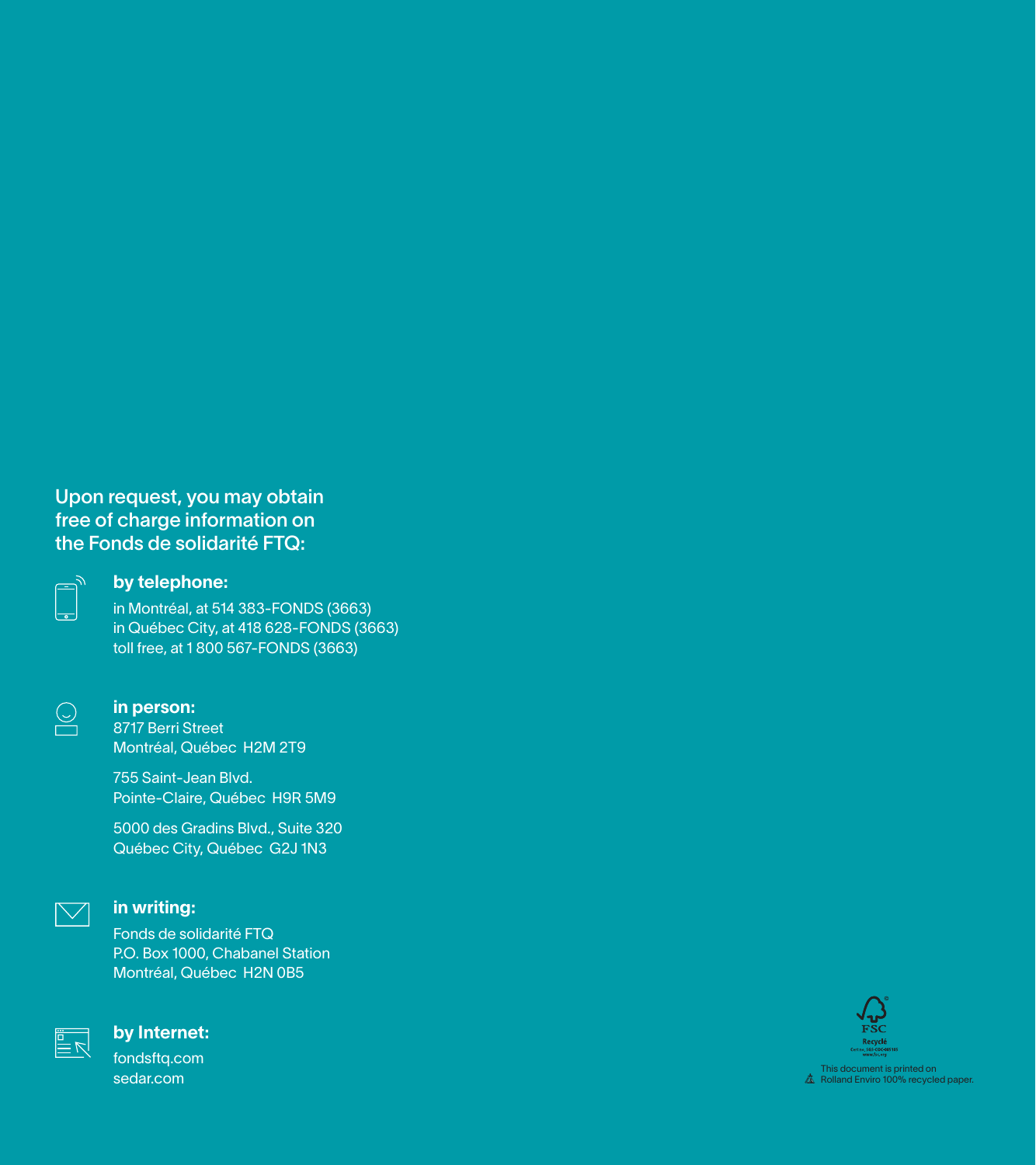**Upon request, you may obtain free of charge information on the Fonds de solidarité FTQ:**

**by telephone:**

in Montréal, at 514 383-FONDS (3663)
in Québec City, at 418 628-FONDS (3663)
toll free, at 1 800 567-FONDS (3663)

**in person:**

8717 Berri Street
Montréal, Québec H2M 2T9

755 Saint-Jean Blvd.
Pointe-Claire, Québec H9R 5M9

5000 des Gradins Blvd., Suite 320
Québec City, Québec G2J 1N3

**in writing:**

Fonds de solidarité FTQ
P.O. Box 1000, Chabanel Station
Montréal, Québec H2N 0B5

**by Internet:**

fondsftq.com
sedar.com

FSC Recyclé

This document is printed on Rolland Enviro 100% recycled paper.